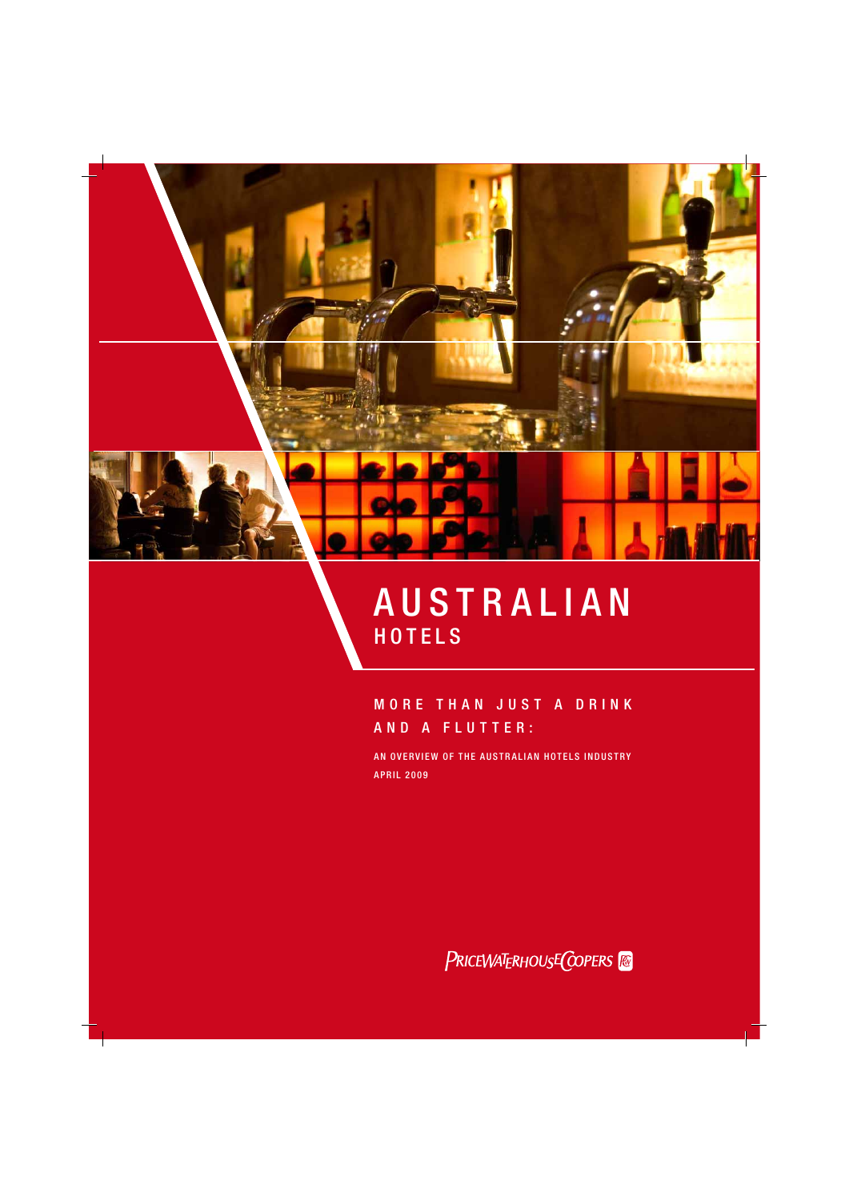# AUSTRALIAN HOTELS

## MORE THAN JUST A DRINK AND A FLUTTER:

AN OVERVIEW OF THE AUSTRALIAN HOTELS INDUSTRY

APRIL 2009

PRICEWATERHOUSECOOPERS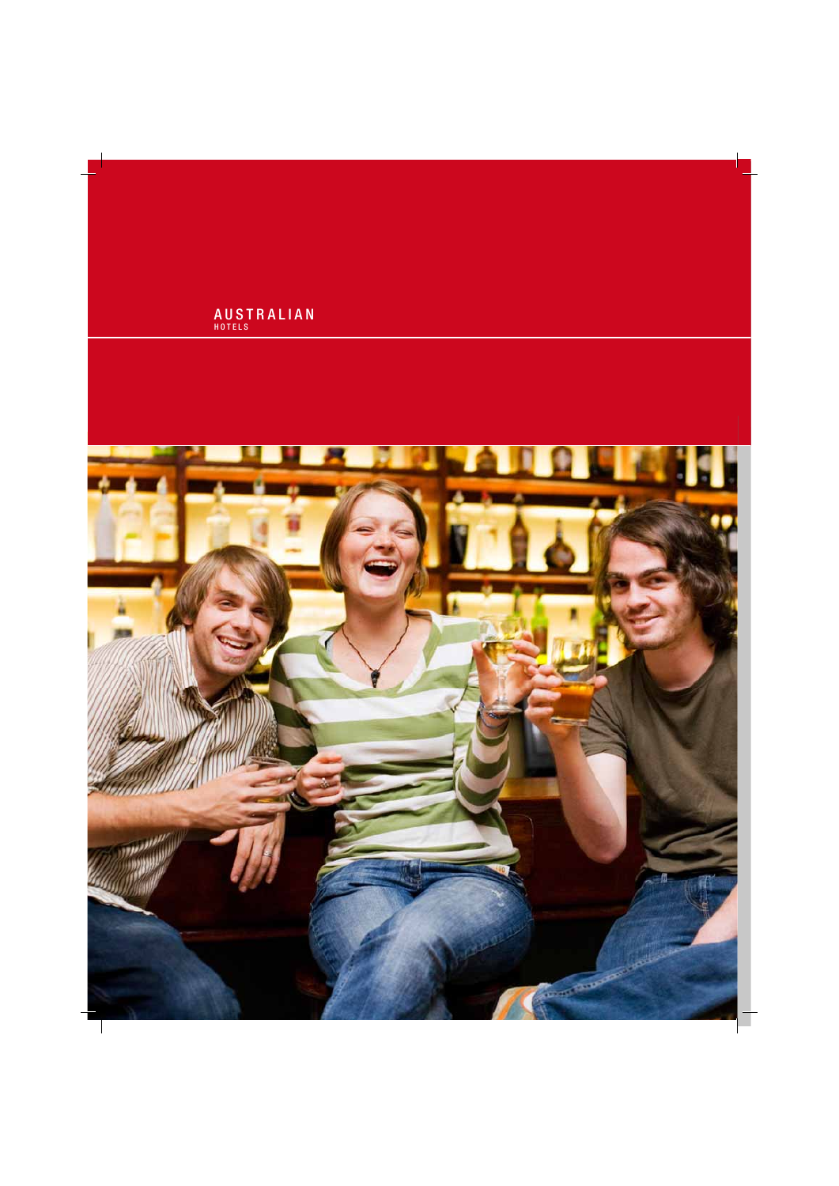AUSTRALIAN
HOTELS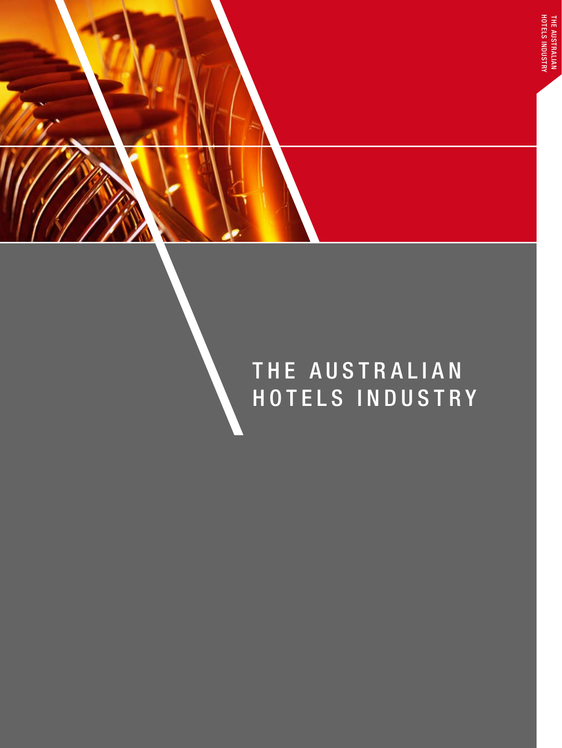# THE AUSTRALIAN HOTELS INDUSTRY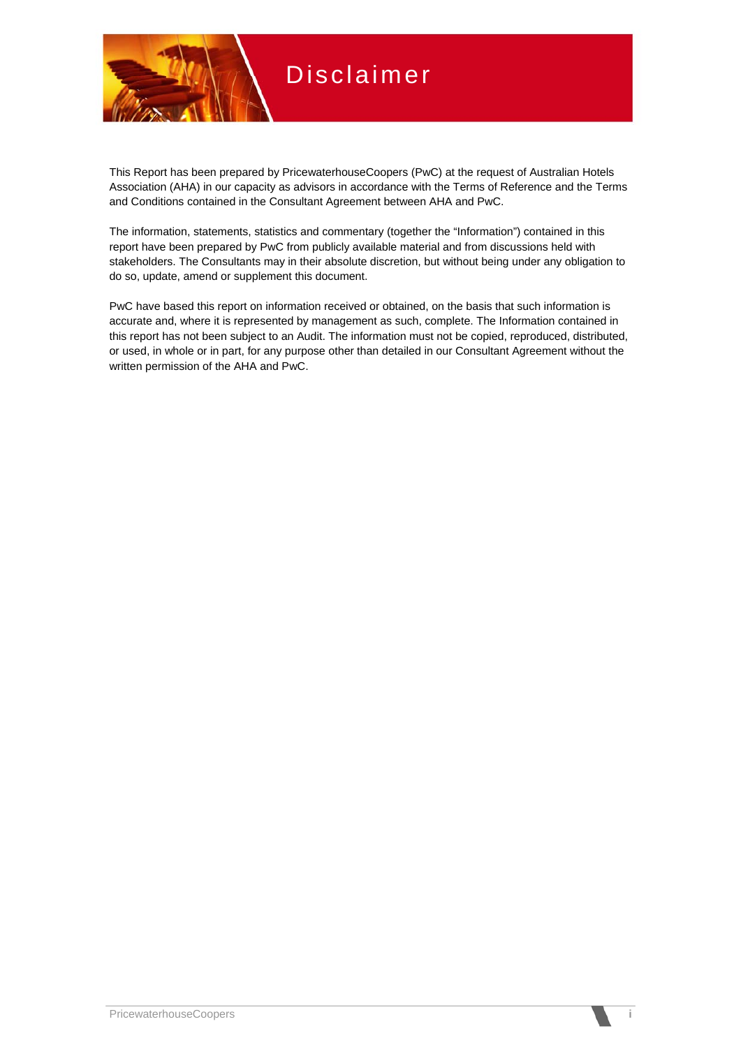# Disclaimer

This Report has been prepared by PricewaterhouseCoopers (PwC) at the request of Australian Hotels Association (AHA) in our capacity as advisors in accordance with the Terms of Reference and the Terms and Conditions contained in the Consultant Agreement between AHA and PwC.

The information, statements, statistics and commentary (together the "Information") contained in this report have been prepared by PwC from publicly available material and from discussions held with stakeholders. The Consultants may in their absolute discretion, but without being under any obligation to do so, update, amend or supplement this document.

PwC have based this report on information received or obtained, on the basis that such information is accurate and, where it is represented by management as such, complete. The Information contained in this report has not been subject to an Audit. The information must not be copied, reproduced, distributed, or used, in whole or in part, for any purpose other than detailed in our Consultant Agreement without the written permission of the AHA and PwC.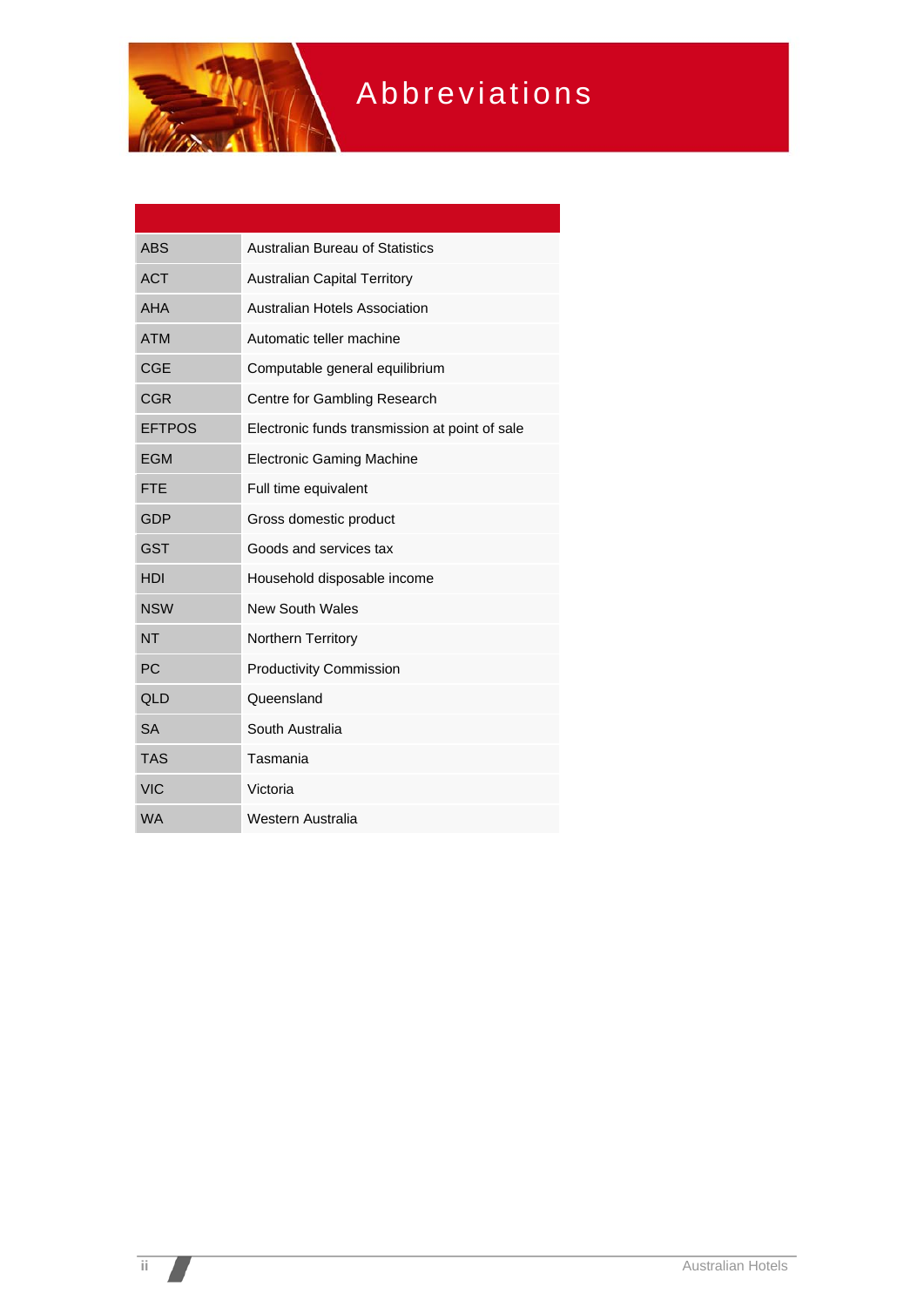# Abbreviations

| | |
|---|---|
| ABS | Australian Bureau of Statistics |
| ACT | Australian Capital Territory |
| AHA | Australian Hotels Association |
| ATM | Automatic teller machine |
| CGE | Computable general equilibrium |
| CGR | Centre for Gambling Research |
| EFTPOS | Electronic funds transmission at point of sale |
| EGM | Electronic Gaming Machine |
| FTE | Full time equivalent |
| GDP | Gross domestic product |
| GST | Goods and services tax |
| HDI | Household disposable income |
| NSW | New South Wales |
| NT | Northern Territory |
| PC | Productivity Commission |
| QLD | Queensland |
| SA | South Australia |
| TAS | Tasmania |
| VIC | Victoria |
| WA | Western Australia |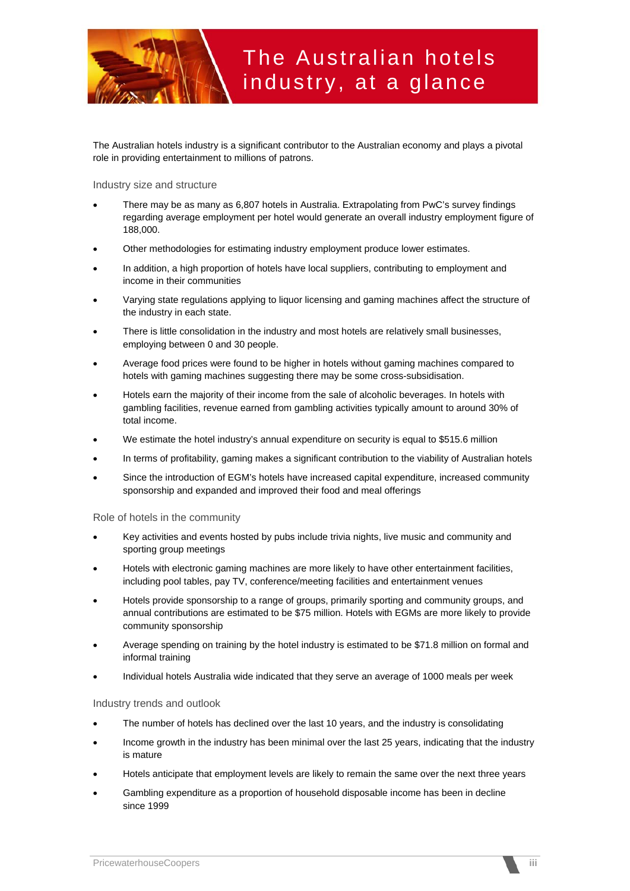# The Australian hotels industry, at a glance

The Australian hotels industry is a significant contributor to the Australian economy and plays a pivotal role in providing entertainment to millions of patrons.

## Industry size and structure

- There may be as many as 6,807 hotels in Australia. Extrapolating from PwC's survey findings regarding average employment per hotel would generate an overall industry employment figure of 188,000.
- Other methodologies for estimating industry employment produce lower estimates.
- In addition, a high proportion of hotels have local suppliers, contributing to employment and income in their communities
- Varying state regulations applying to liquor licensing and gaming machines affect the structure of the industry in each state.
- There is little consolidation in the industry and most hotels are relatively small businesses, employing between 0 and 30 people.
- Average food prices were found to be higher in hotels without gaming machines compared to hotels with gaming machines suggesting there may be some cross-subsidisation.
- Hotels earn the majority of their income from the sale of alcoholic beverages. In hotels with gambling facilities, revenue earned from gambling activities typically amount to around 30% of total income.
- We estimate the hotel industry's annual expenditure on security is equal to $515.6 million
- In terms of profitability, gaming makes a significant contribution to the viability of Australian hotels
- Since the introduction of EGM's hotels have increased capital expenditure, increased community sponsorship and expanded and improved their food and meal offerings

## Role of hotels in the community

- Key activities and events hosted by pubs include trivia nights, live music and community and sporting group meetings
- Hotels with electronic gaming machines are more likely to have other entertainment facilities, including pool tables, pay TV, conference/meeting facilities and entertainment venues
- Hotels provide sponsorship to a range of groups, primarily sporting and community groups, and annual contributions are estimated to be $75 million. Hotels with EGMs are more likely to provide community sponsorship
- Average spending on training by the hotel industry is estimated to be $71.8 million on formal and informal training
- Individual hotels Australia wide indicated that they serve an average of 1000 meals per week

## Industry trends and outlook

- The number of hotels has declined over the last 10 years, and the industry is consolidating
- Income growth in the industry has been minimal over the last 25 years, indicating that the industry is mature
- Hotels anticipate that employment levels are likely to remain the same over the next three years
- Gambling expenditure as a proportion of household disposable income has been in decline since 1999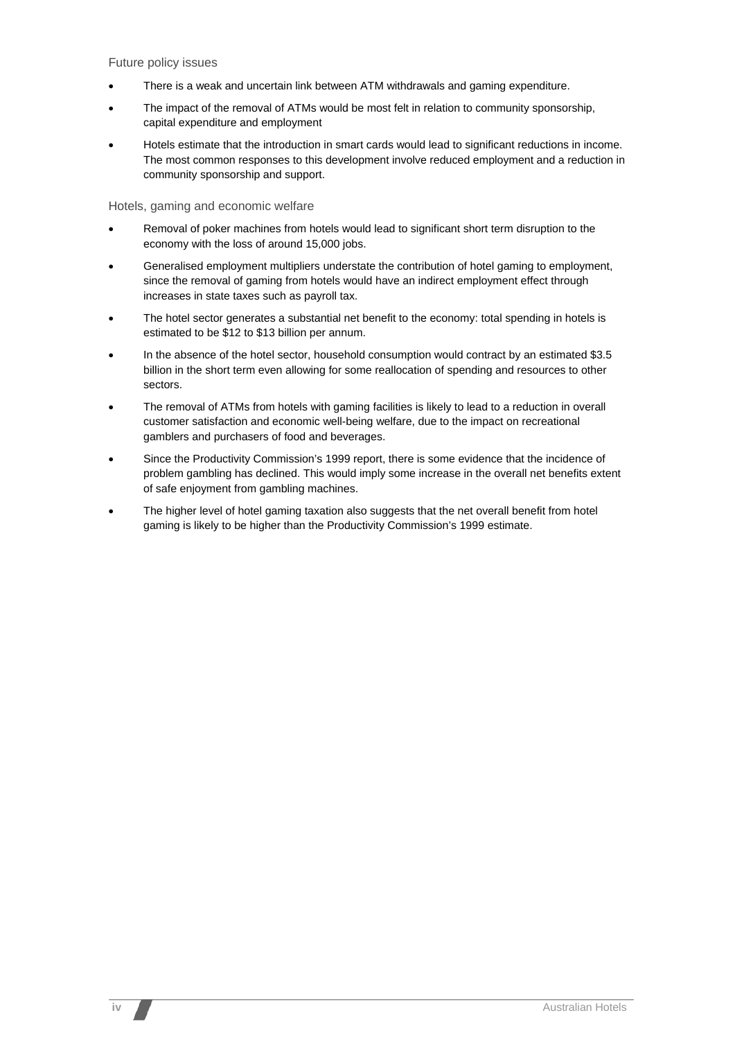### Future policy issues

- There is a weak and uncertain link between ATM withdrawals and gaming expenditure.
- The impact of the removal of ATMs would be most felt in relation to community sponsorship, capital expenditure and employment
- Hotels estimate that the introduction in smart cards would lead to significant reductions in income. The most common responses to this development involve reduced employment and a reduction in community sponsorship and support.

### Hotels, gaming and economic welfare

- Removal of poker machines from hotels would lead to significant short term disruption to the economy with the loss of around 15,000 jobs.
- Generalised employment multipliers understate the contribution of hotel gaming to employment, since the removal of gaming from hotels would have an indirect employment effect through increases in state taxes such as payroll tax.
- The hotel sector generates a substantial net benefit to the economy: total spending in hotels is estimated to be $12 to $13 billion per annum.
- In the absence of the hotel sector, household consumption would contract by an estimated $3.5 billion in the short term even allowing for some reallocation of spending and resources to other sectors.
- The removal of ATMs from hotels with gaming facilities is likely to lead to a reduction in overall customer satisfaction and economic well-being welfare, due to the impact on recreational gamblers and purchasers of food and beverages.
- Since the Productivity Commission's 1999 report, there is some evidence that the incidence of problem gambling has declined. This would imply some increase in the overall net benefits extent of safe enjoyment from gambling machines.
- The higher level of hotel gaming taxation also suggests that the net overall benefit from hotel gaming is likely to be higher than the Productivity Commission's 1999 estimate.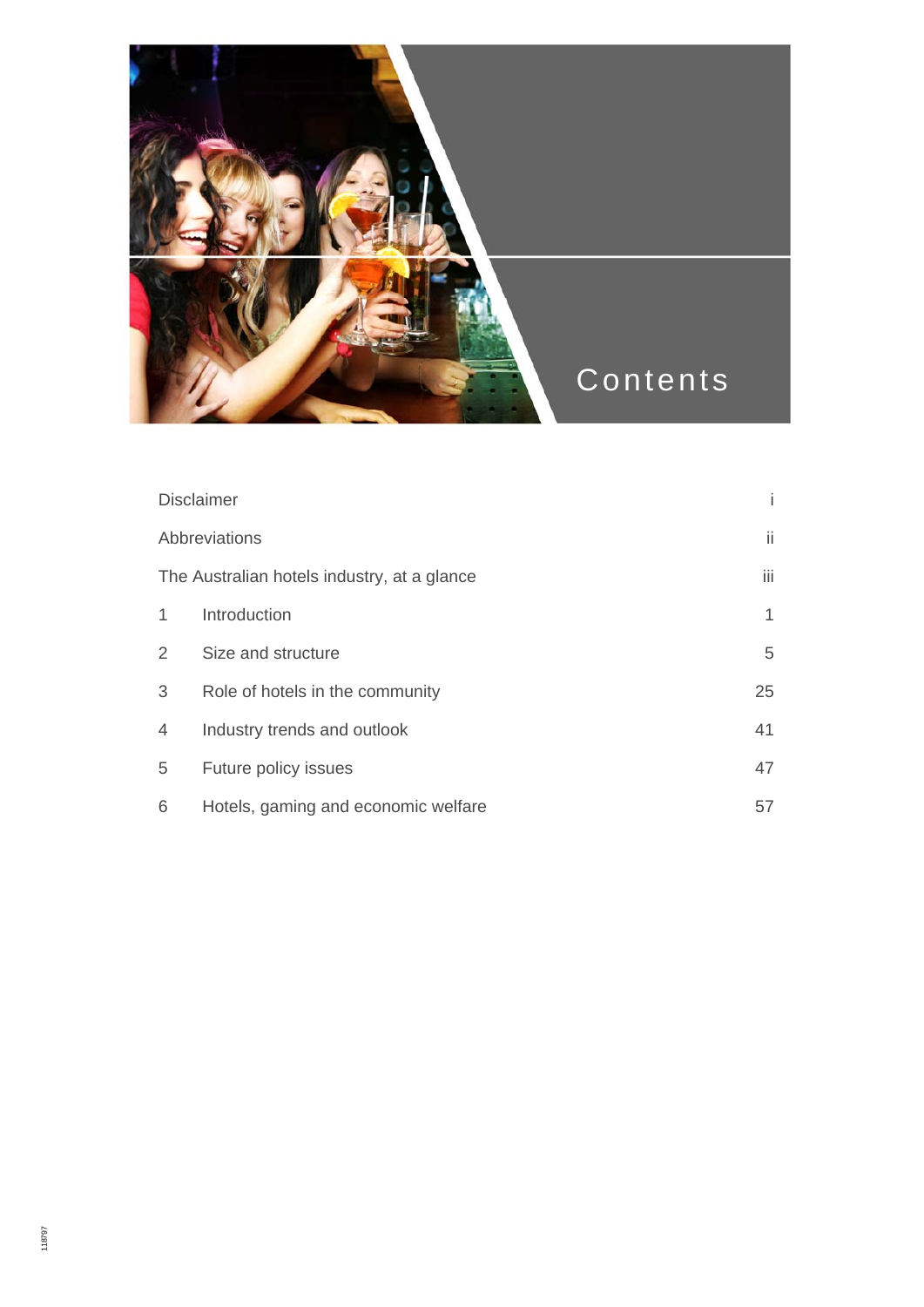# Contents

| | | |
|---|---|---|
| Disclaimer | | i |
| Abbreviations | | ii |
| The Australian hotels industry, at a glance | | iii |
| 1 | Introduction | 1 |
| 2 | Size and structure | 5 |
| 3 | Role of hotels in the community | 25 |
| 4 | Industry trends and outlook | 41 |
| 5 | Future policy issues | 47 |
| 6 | Hotels, gaming and economic welfare | 57 |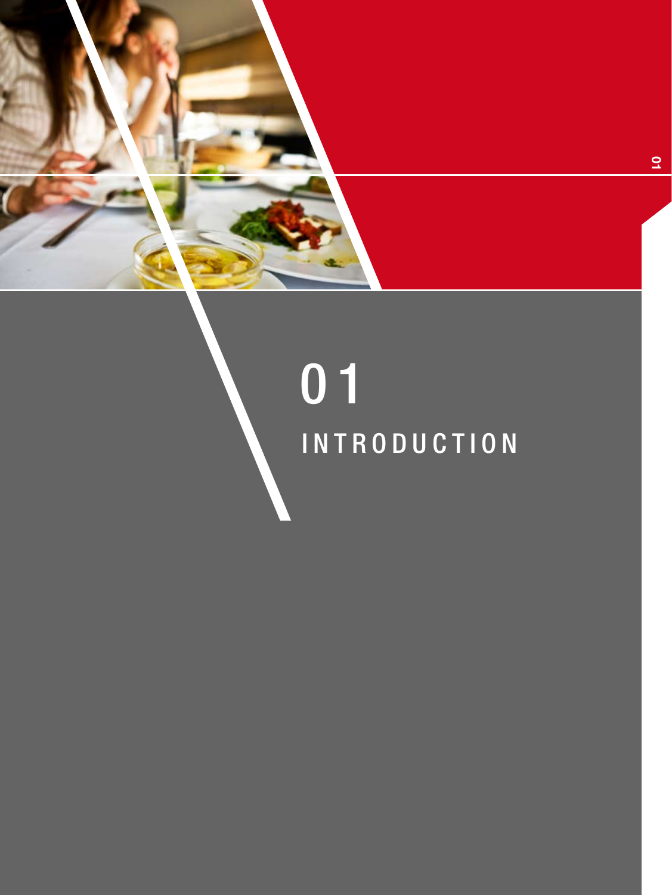# 01 INTRODUCTION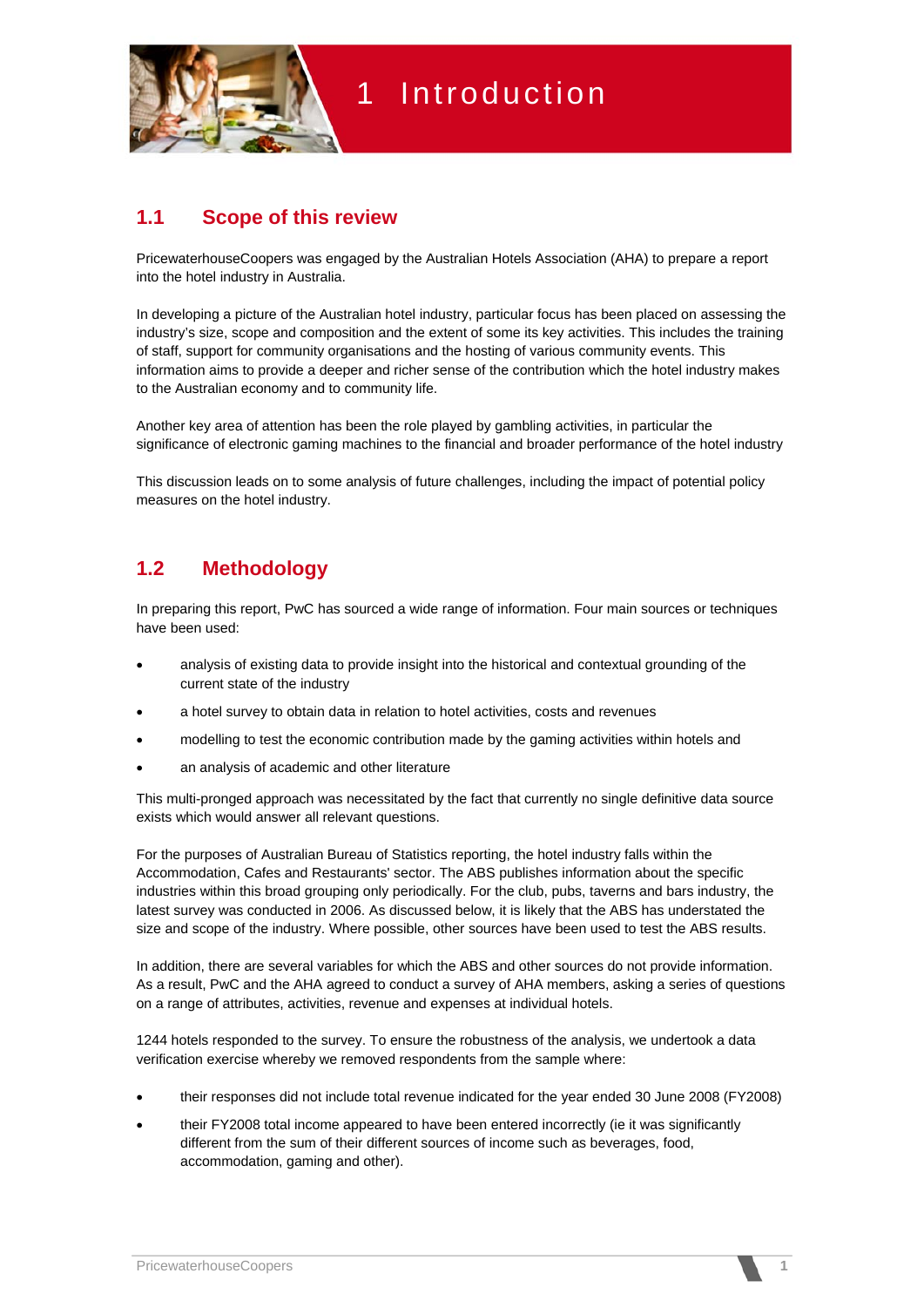# 1 Introduction

## 1.1 Scope of this review

PricewaterhouseCoopers was engaged by the Australian Hotels Association (AHA) to prepare a report into the hotel industry in Australia.

In developing a picture of the Australian hotel industry, particular focus has been placed on assessing the industry's size, scope and composition and the extent of some its key activities. This includes the training of staff, support for community organisations and the hosting of various community events. This information aims to provide a deeper and richer sense of the contribution which the hotel industry makes to the Australian economy and to community life.

Another key area of attention has been the role played by gambling activities, in particular the significance of electronic gaming machines to the financial and broader performance of the hotel industry

This discussion leads on to some analysis of future challenges, including the impact of potential policy measures on the hotel industry.

## 1.2 Methodology

In preparing this report, PwC has sourced a wide range of information. Four main sources or techniques have been used:

- analysis of existing data to provide insight into the historical and contextual grounding of the current state of the industry
- a hotel survey to obtain data in relation to hotel activities, costs and revenues
- modelling to test the economic contribution made by the gaming activities within hotels and
- an analysis of academic and other literature

This multi-pronged approach was necessitated by the fact that currently no single definitive data source exists which would answer all relevant questions.

For the purposes of Australian Bureau of Statistics reporting, the hotel industry falls within the Accommodation, Cafes and Restaurants' sector. The ABS publishes information about the specific industries within this broad grouping only periodically. For the club, pubs, taverns and bars industry, the latest survey was conducted in 2006. As discussed below, it is likely that the ABS has understated the size and scope of the industry. Where possible, other sources have been used to test the ABS results.

In addition, there are several variables for which the ABS and other sources do not provide information. As a result, PwC and the AHA agreed to conduct a survey of AHA members, asking a series of questions on a range of attributes, activities, revenue and expenses at individual hotels.

1244 hotels responded to the survey. To ensure the robustness of the analysis, we undertook a data verification exercise whereby we removed respondents from the sample where:

- their responses did not include total revenue indicated for the year ended 30 June 2008 (FY2008)
- their FY2008 total income appeared to have been entered incorrectly (ie it was significantly different from the sum of their different sources of income such as beverages, food, accommodation, gaming and other).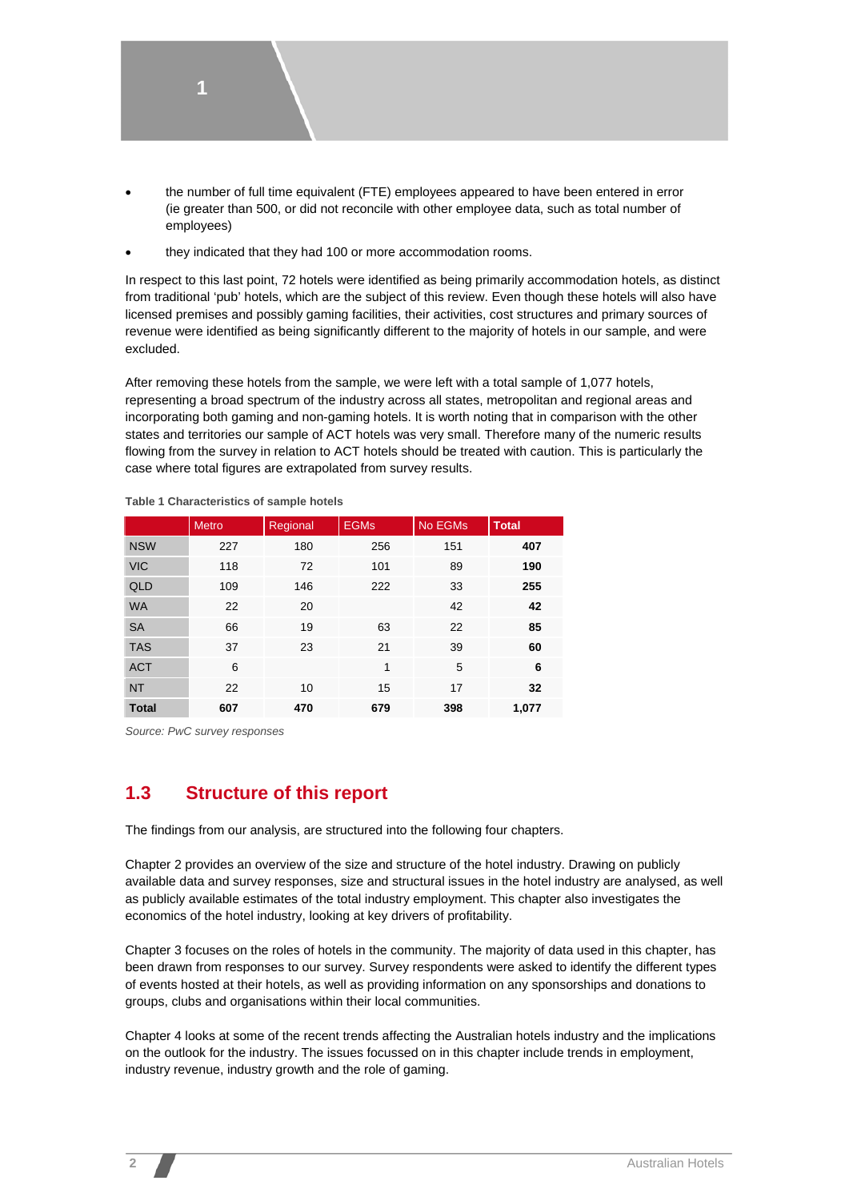- the number of full time equivalent (FTE) employees appeared to have been entered in error (ie greater than 500, or did not reconcile with other employee data, such as total number of employees)
- they indicated that they had 100 or more accommodation rooms.

In respect to this last point, 72 hotels were identified as being primarily accommodation hotels, as distinct from traditional 'pub' hotels, which are the subject of this review. Even though these hotels will also have licensed premises and possibly gaming facilities, their activities, cost structures and primary sources of revenue were identified as being significantly different to the majority of hotels in our sample, and were excluded.

After removing these hotels from the sample, we were left with a total sample of 1,077 hotels, representing a broad spectrum of the industry across all states, metropolitan and regional areas and incorporating both gaming and non-gaming hotels. It is worth noting that in comparison with the other states and territories our sample of ACT hotels was very small. Therefore many of the numeric results flowing from the survey in relation to ACT hotels should be treated with caution. This is particularly the case where total figures are extrapolated from survey results.

**Table 1 Characteristics of sample hotels**

| | Metro | Regional | EGMs | No EGMs | Total |
|---|---|---|---|---|---|
| NSW | 227 | 180 | 256 | 151 | **407** |
| VIC | 118 | 72 | 101 | 89 | **190** |
| QLD | 109 | 146 | 222 | 33 | **255** |
| WA | 22 | 20 | | 42 | **42** |
| SA | 66 | 19 | 63 | 22 | **85** |
| TAS | 37 | 23 | 21 | 39 | **60** |
| ACT | 6 | | 1 | 5 | **6** |
| NT | 22 | 10 | 15 | 17 | **32** |
| **Total** | **607** | **470** | **679** | **398** | **1,077** |

*Source: PwC survey responses*

## 1.3 Structure of this report

The findings from our analysis, are structured into the following four chapters.

Chapter 2 provides an overview of the size and structure of the hotel industry. Drawing on publicly available data and survey responses, size and structural issues in the hotel industry are analysed, as well as publicly available estimates of the total industry employment. This chapter also investigates the economics of the hotel industry, looking at key drivers of profitability.

Chapter 3 focuses on the roles of hotels in the community. The majority of data used in this chapter, has been drawn from responses to our survey. Survey respondents were asked to identify the different types of events hosted at their hotels, as well as providing information on any sponsorships and donations to groups, clubs and organisations within their local communities.

Chapter 4 looks at some of the recent trends affecting the Australian hotels industry and the implications on the outlook for the industry. The issues focussed on in this chapter include trends in employment, industry revenue, industry growth and the role of gaming.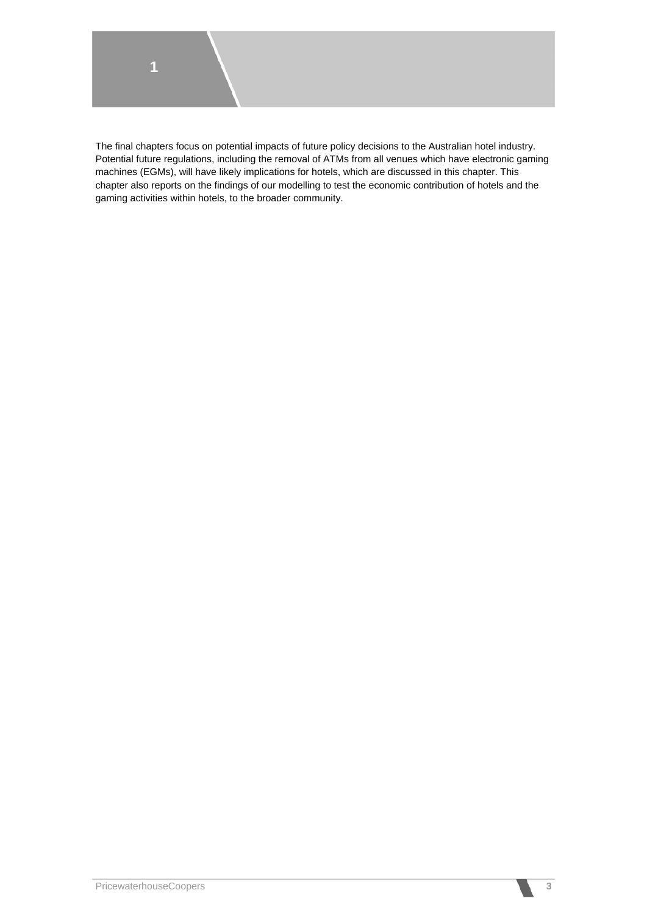# 1

The final chapters focus on potential impacts of future policy decisions to the Australian hotel industry. Potential future regulations, including the removal of ATMs from all venues which have electronic gaming machines (EGMs), will have likely implications for hotels, which are discussed in this chapter. This chapter also reports on the findings of our modelling to test the economic contribution of hotels and the gaming activities within hotels, to the broader community.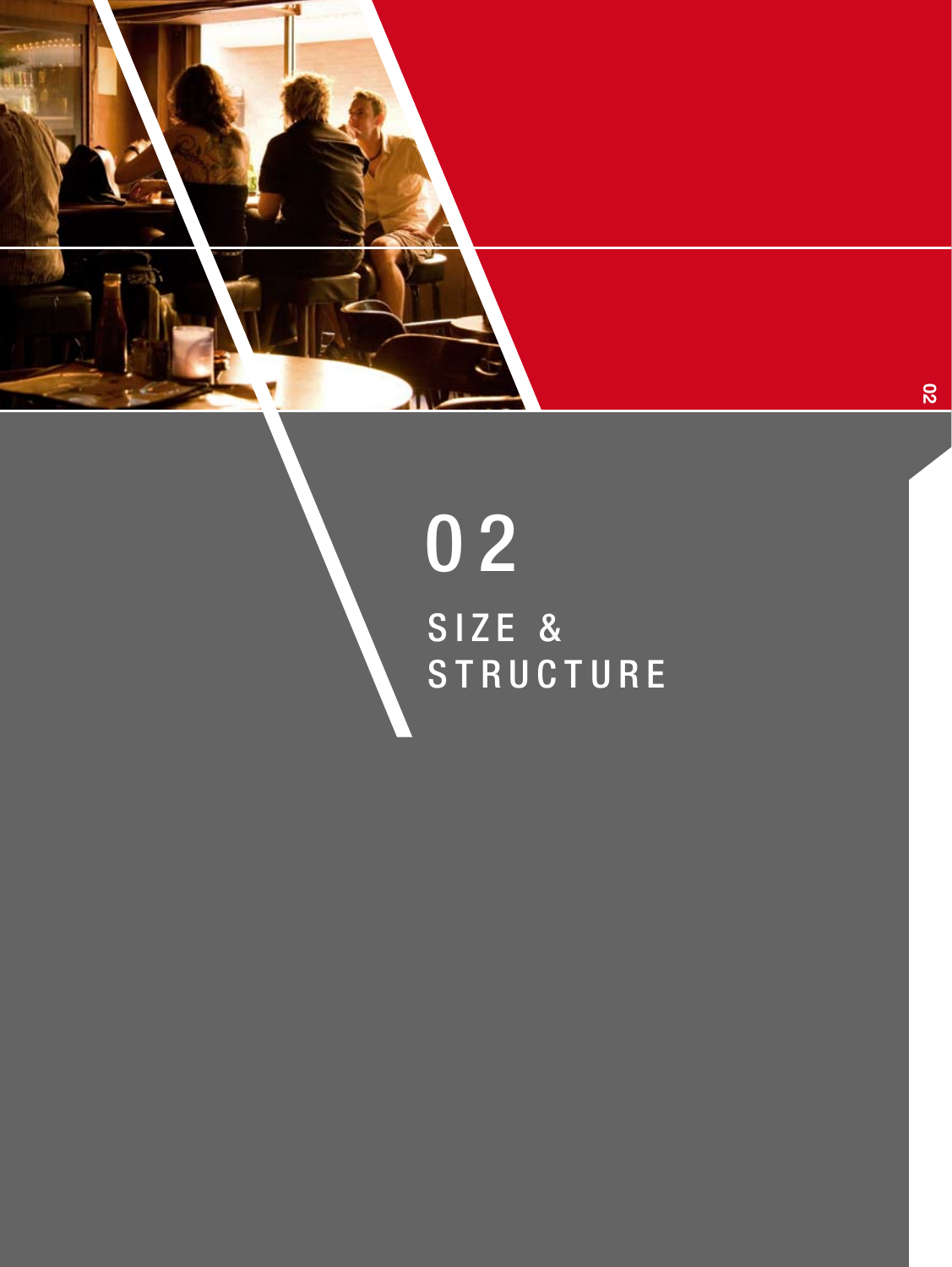# 02

## SIZE & STRUCTURE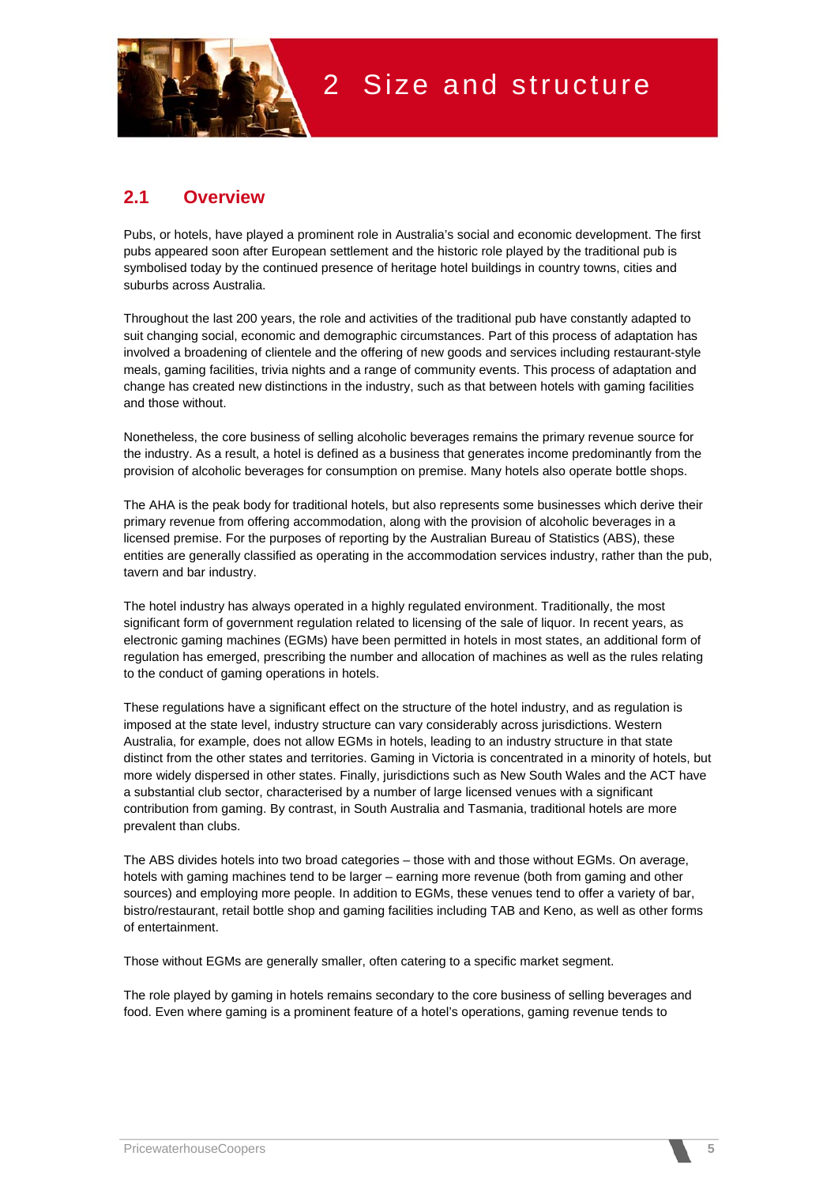# 2 Size and structure

## 2.1 Overview

Pubs, or hotels, have played a prominent role in Australia's social and economic development. The first pubs appeared soon after European settlement and the historic role played by the traditional pub is symbolised today by the continued presence of heritage hotel buildings in country towns, cities and suburbs across Australia.

Throughout the last 200 years, the role and activities of the traditional pub have constantly adapted to suit changing social, economic and demographic circumstances. Part of this process of adaptation has involved a broadening of clientele and the offering of new goods and services including restaurant-style meals, gaming facilities, trivia nights and a range of community events. This process of adaptation and change has created new distinctions in the industry, such as that between hotels with gaming facilities and those without.

Nonetheless, the core business of selling alcoholic beverages remains the primary revenue source for the industry. As a result, a hotel is defined as a business that generates income predominantly from the provision of alcoholic beverages for consumption on premise. Many hotels also operate bottle shops.

The AHA is the peak body for traditional hotels, but also represents some businesses which derive their primary revenue from offering accommodation, along with the provision of alcoholic beverages in a licensed premise. For the purposes of reporting by the Australian Bureau of Statistics (ABS), these entities are generally classified as operating in the accommodation services industry, rather than the pub, tavern and bar industry.

The hotel industry has always operated in a highly regulated environment. Traditionally, the most significant form of government regulation related to licensing of the sale of liquor. In recent years, as electronic gaming machines (EGMs) have been permitted in hotels in most states, an additional form of regulation has emerged, prescribing the number and allocation of machines as well as the rules relating to the conduct of gaming operations in hotels.

These regulations have a significant effect on the structure of the hotel industry, and as regulation is imposed at the state level, industry structure can vary considerably across jurisdictions. Western Australia, for example, does not allow EGMs in hotels, leading to an industry structure in that state distinct from the other states and territories. Gaming in Victoria is concentrated in a minority of hotels, but more widely dispersed in other states. Finally, jurisdictions such as New South Wales and the ACT have a substantial club sector, characterised by a number of large licensed venues with a significant contribution from gaming. By contrast, in South Australia and Tasmania, traditional hotels are more prevalent than clubs.

The ABS divides hotels into two broad categories – those with and those without EGMs. On average, hotels with gaming machines tend to be larger – earning more revenue (both from gaming and other sources) and employing more people. In addition to EGMs, these venues tend to offer a variety of bar, bistro/restaurant, retail bottle shop and gaming facilities including TAB and Keno, as well as other forms of entertainment.

Those without EGMs are generally smaller, often catering to a specific market segment.

The role played by gaming in hotels remains secondary to the core business of selling beverages and food. Even where gaming is a prominent feature of a hotel's operations, gaming revenue tends to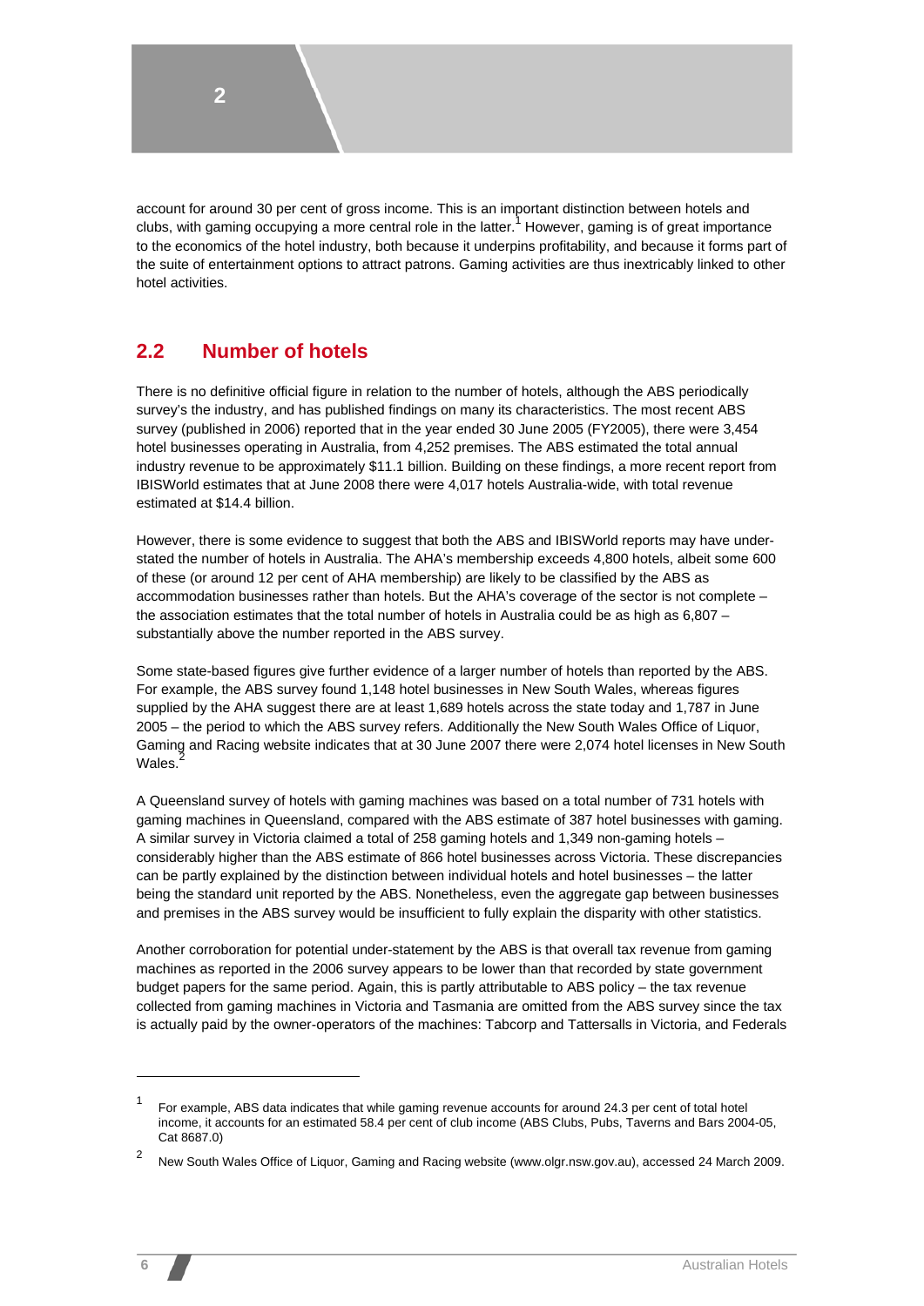account for around 30 per cent of gross income. This is an important distinction between hotels and clubs, with gaming occupying a more central role in the latter.[1] However, gaming is of great importance to the economics of the hotel industry, both because it underpins profitability, and because it forms part of the suite of entertainment options to attract patrons. Gaming activities are thus inextricably linked to other hotel activities.

## 2.2 Number of hotels

There is no definitive official figure in relation to the number of hotels, although the ABS periodically survey's the industry, and has published findings on many its characteristics. The most recent ABS survey (published in 2006) reported that in the year ended 30 June 2005 (FY2005), there were 3,454 hotel businesses operating in Australia, from 4,252 premises. The ABS estimated the total annual industry revenue to be approximately $11.1 billion. Building on these findings, a more recent report from IBISWorld estimates that at June 2008 there were 4,017 hotels Australia-wide, with total revenue estimated at $14.4 billion.

However, there is some evidence to suggest that both the ABS and IBISWorld reports may have under-stated the number of hotels in Australia. The AHA's membership exceeds 4,800 hotels, albeit some 600 of these (or around 12 per cent of AHA membership) are likely to be classified by the ABS as accommodation businesses rather than hotels. But the AHA's coverage of the sector is not complete – the association estimates that the total number of hotels in Australia could be as high as 6,807 – substantially above the number reported in the ABS survey.

Some state-based figures give further evidence of a larger number of hotels than reported by the ABS. For example, the ABS survey found 1,148 hotel businesses in New South Wales, whereas figures supplied by the AHA suggest there are at least 1,689 hotels across the state today and 1,787 in June 2005 – the period to which the ABS survey refers. Additionally the New South Wales Office of Liquor, Gaming and Racing website indicates that at 30 June 2007 there were 2,074 hotel licenses in New South Wales.[2]

A Queensland survey of hotels with gaming machines was based on a total number of 731 hotels with gaming machines in Queensland, compared with the ABS estimate of 387 hotel businesses with gaming. A similar survey in Victoria claimed a total of 258 gaming hotels and 1,349 non-gaming hotels – considerably higher than the ABS estimate of 866 hotel businesses across Victoria. These discrepancies can be partly explained by the distinction between individual hotels and hotel businesses – the latter being the standard unit reported by the ABS. Nonetheless, even the aggregate gap between businesses and premises in the ABS survey would be insufficient to fully explain the disparity with other statistics.

Another corroboration for potential under-statement by the ABS is that overall tax revenue from gaming machines as reported in the 2006 survey appears to be lower than that recorded by state government budget papers for the same period. Again, this is partly attributable to ABS policy – the tax revenue collected from gaming machines in Victoria and Tasmania are omitted from the ABS survey since the tax is actually paid by the owner-operators of the machines: Tabcorp and Tattersalls in Victoria, and Federals

---

[1] For example, ABS data indicates that while gaming revenue accounts for around 24.3 per cent of total hotel income, it accounts for an estimated 58.4 per cent of club income (ABS Clubs, Pubs, Taverns and Bars 2004-05, Cat 8687.0)

[2] New South Wales Office of Liquor, Gaming and Racing website (www.olgr.nsw.gov.au), accessed 24 March 2009.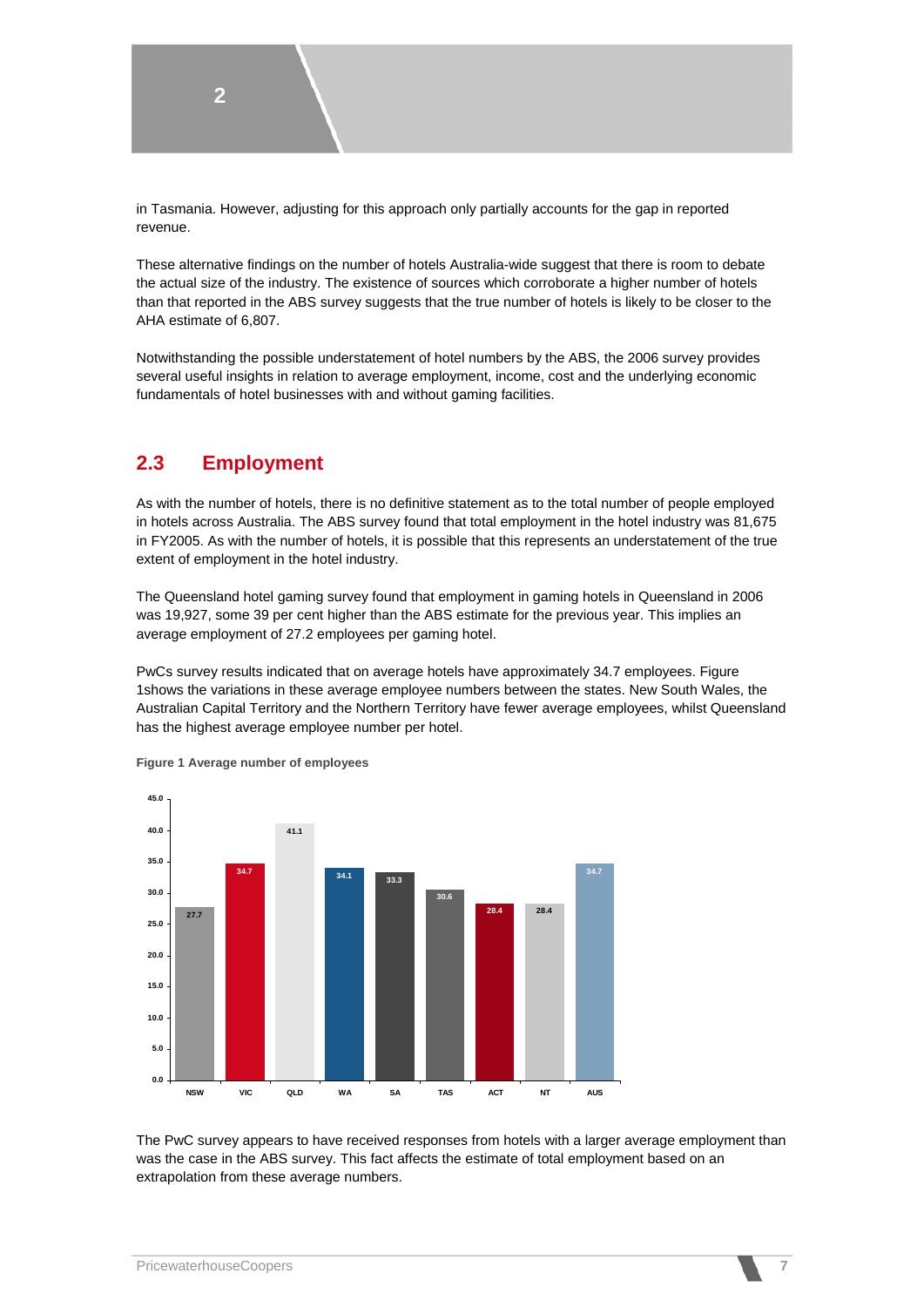in Tasmania. However, adjusting for this approach only partially accounts for the gap in reported revenue.

These alternative findings on the number of hotels Australia-wide suggest that there is room to debate the actual size of the industry. The existence of sources which corroborate a higher number of hotels than that reported in the ABS survey suggests that the true number of hotels is likely to be closer to the AHA estimate of 6,807.

Notwithstanding the possible understatement of hotel numbers by the ABS, the 2006 survey provides several useful insights in relation to average employment, income, cost and the underlying economic fundamentals of hotel businesses with and without gaming facilities.

## 2.3 Employment

As with the number of hotels, there is no definitive statement as to the total number of people employed in hotels across Australia. The ABS survey found that total employment in the hotel industry was 81,675 in FY2005. As with the number of hotels, it is possible that this represents an understatement of the true extent of employment in the hotel industry.

The Queensland hotel gaming survey found that employment in gaming hotels in Queensland in 2006 was 19,927, some 39 per cent higher than the ABS estimate for the previous year. This implies an average employment of 27.2 employees per gaming hotel.

PwCs survey results indicated that on average hotels have approximately 34.7 employees. Figure 1shows the variations in these average employee numbers between the states. New South Wales, the Australian Capital Territory and the Northern Territory have fewer average employees, whilst Queensland has the highest average employee number per hotel.

**Figure 1 Average number of employees**

| NSW | VIC | QLD | WA | SA | TAS | ACT | NT | AUS |
|---|---|---|---|---|---|---|---|---|
| 27.7 | 34.7 | 41.1 | 34.1 | 33.3 | 30.6 | 28.4 | 28.4 | 34.7 |

The PwC survey appears to have received responses from hotels with a larger average employment than was the case in the ABS survey. This fact affects the estimate of total employment based on an extrapolation from these average numbers.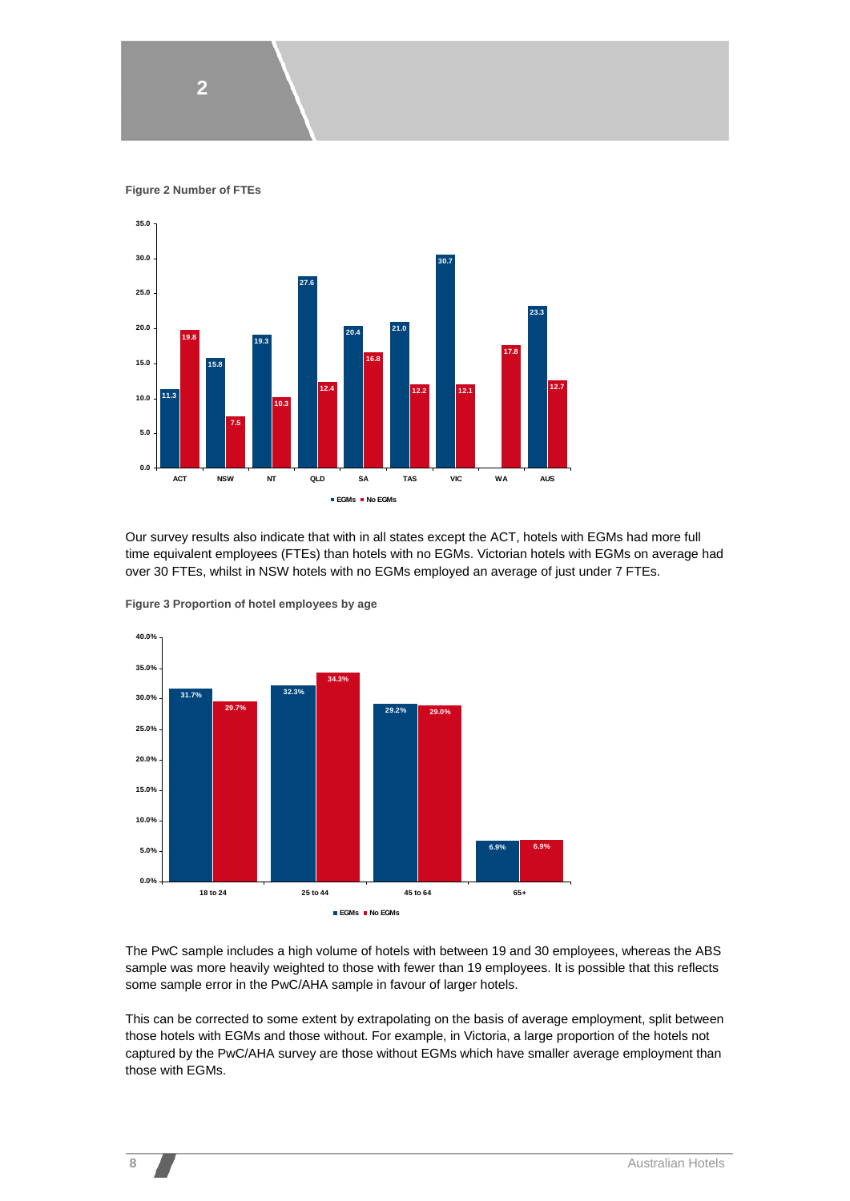**Figure 2 Number of FTEs**

| | EGMs | No EGMs |
|---|---|---|
| ACT | 11.3 | 19.8 |
| NSW | 15.8 | 7.5 |
| NT | 19.3 | 10.3 |
| QLD | 27.6 | 12.4 |
| SA | 20.4 | 16.8 |
| TAS | 21.0 | 12.2 |
| VIC | 30.7 | 12.1 |
| WA | | 17.8 |
| AUS | 23.3 | 12.7 |

Our survey results also indicate that with in all states except the ACT, hotels with EGMs had more full time equivalent employees (FTEs) than hotels with no EGMs. Victorian hotels with EGMs on average had over 30 FTEs, whilst in NSW hotels with no EGMs employed an average of just under 7 FTEs.

**Figure 3 Proportion of hotel employees by age**

| | EGMs | No EGMs |
|---|---|---|
| 18 to 24 | 31.7% | 29.7% |
| 25 to 44 | 32.3% | 34.3% |
| 45 to 64 | 29.2% | 29.0% |
| 65+ | 6.9% | 6.9% |

The PwC sample includes a high volume of hotels with between 19 and 30 employees, whereas the ABS sample was more heavily weighted to those with fewer than 19 employees. It is possible that this reflects some sample error in the PwC/AHA sample in favour of larger hotels.

This can be corrected to some extent by extrapolating on the basis of average employment, split between those hotels with EGMs and those without. For example, in Victoria, a large proportion of the hotels not captured by the PwC/AHA survey are those without EGMs which have smaller average employment than those with EGMs.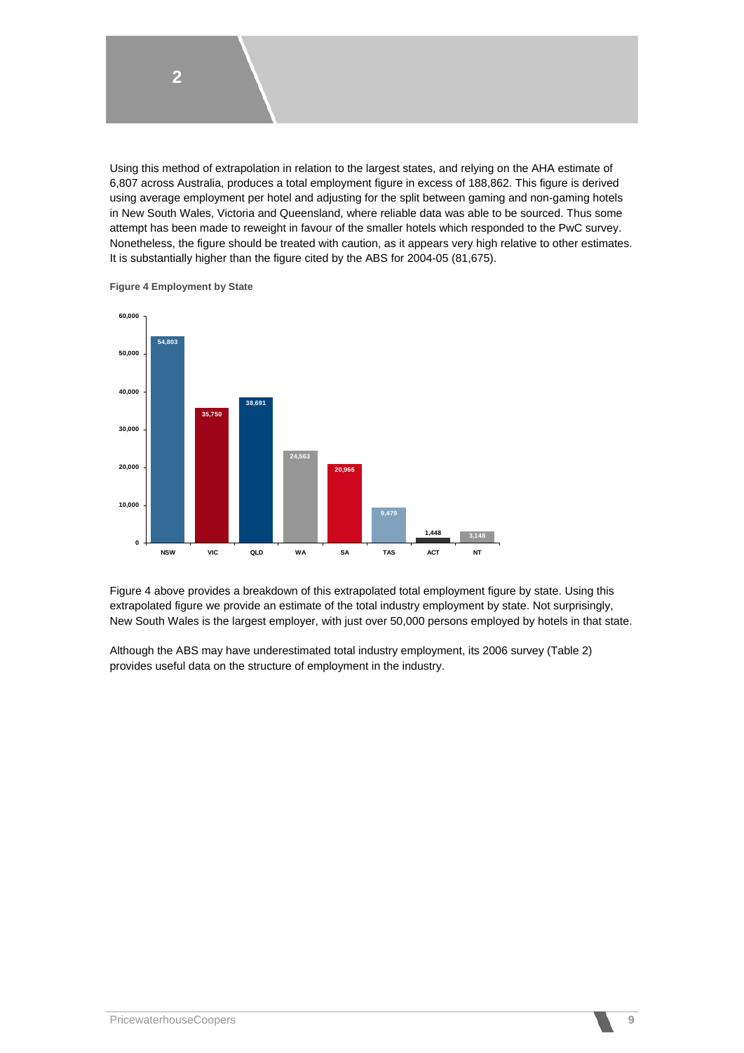Using this method of extrapolation in relation to the largest states, and relying on the AHA estimate of 6,807 across Australia, produces a total employment figure in excess of 188,862. This figure is derived using average employment per hotel and adjusting for the split between gaming and non-gaming hotels in New South Wales, Victoria and Queensland, where reliable data was able to be sourced. Thus some attempt has been made to reweight in favour of the smaller hotels which responded to the PwC survey. Nonetheless, the figure should be treated with caution, as it appears very high relative to other estimates. It is substantially higher than the figure cited by the ABS for 2004-05 (81,675).

**Figure 4 Employment by State**

| State | Employment |
|---|---|
| NSW | 54,803 |
| VIC | 35,750 |
| QLD | 38,691 |
| WA | 24,563 |
| SA | 20,966 |
| TAS | 9,479 |
| ACT | 1,448 |
| NT | 3,148 |

Figure 4 above provides a breakdown of this extrapolated total employment figure by state. Using this extrapolated figure we provide an estimate of the total industry employment by state. Not surprisingly, New South Wales is the largest employer, with just over 50,000 persons employed by hotels in that state.

Although the ABS may have underestimated total industry employment, its 2006 survey (Table 2) provides useful data on the structure of employment in the industry.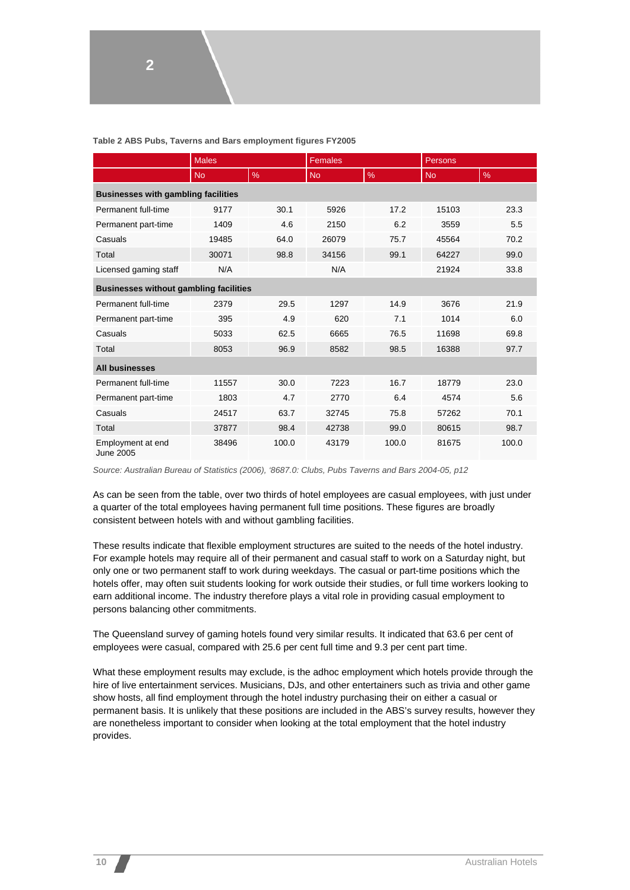**Table 2 ABS Pubs, Taverns and Bars employment figures FY2005**

| | Males | | Females | | Persons | |
|---|---|---|---|---|---|---|
| | No | % | No | % | No | % |
| **Businesses with gambling facilities** | | | | | | |
| Permanent full-time | 9177 | 30.1 | 5926 | 17.2 | 15103 | 23.3 |
| Permanent part-time | 1409 | 4.6 | 2150 | 6.2 | 3559 | 5.5 |
| Casuals | 19485 | 64.0 | 26079 | 75.7 | 45564 | 70.2 |
| Total | 30071 | 98.8 | 34156 | 99.1 | 64227 | 99.0 |
| Licensed gaming staff | N/A | | N/A | | 21924 | 33.8 |
| **Businesses without gambling facilities** | | | | | | |
| Permanent full-time | 2379 | 29.5 | 1297 | 14.9 | 3676 | 21.9 |
| Permanent part-time | 395 | 4.9 | 620 | 7.1 | 1014 | 6.0 |
| Casuals | 5033 | 62.5 | 6665 | 76.5 | 11698 | 69.8 |
| Total | 8053 | 96.9 | 8582 | 98.5 | 16388 | 97.7 |
| **All businesses** | | | | | | |
| Permanent full-time | 11557 | 30.0 | 7223 | 16.7 | 18779 | 23.0 |
| Permanent part-time | 1803 | 4.7 | 2770 | 6.4 | 4574 | 5.6 |
| Casuals | 24517 | 63.7 | 32745 | 75.8 | 57262 | 70.1 |
| Total | 37877 | 98.4 | 42738 | 99.0 | 80615 | 98.7 |
| Employment at end June 2005 | 38496 | 100.0 | 43179 | 100.0 | 81675 | 100.0 |

*Source: Australian Bureau of Statistics (2006), '8687.0: Clubs, Pubs Taverns and Bars 2004-05, p12*

As can be seen from the table, over two thirds of hotel employees are casual employees, with just under a quarter of the total employees having permanent full time positions. These figures are broadly consistent between hotels with and without gambling facilities.

These results indicate that flexible employment structures are suited to the needs of the hotel industry. For example hotels may require all of their permanent and casual staff to work on a Saturday night, but only one or two permanent staff to work during weekdays. The casual or part-time positions which the hotels offer, may often suit students looking for work outside their studies, or full time workers looking to earn additional income. The industry therefore plays a vital role in providing casual employment to persons balancing other commitments.

The Queensland survey of gaming hotels found very similar results. It indicated that 63.6 per cent of employees were casual, compared with 25.6 per cent full time and 9.3 per cent part time.

What these employment results may exclude, is the adhoc employment which hotels provide through the hire of live entertainment services. Musicians, DJs, and other entertainers such as trivia and other game show hosts, all find employment through the hotel industry purchasing their on either a casual or permanent basis. It is unlikely that these positions are included in the ABS's survey results, however they are nonetheless important to consider when looking at the total employment that the hotel industry provides.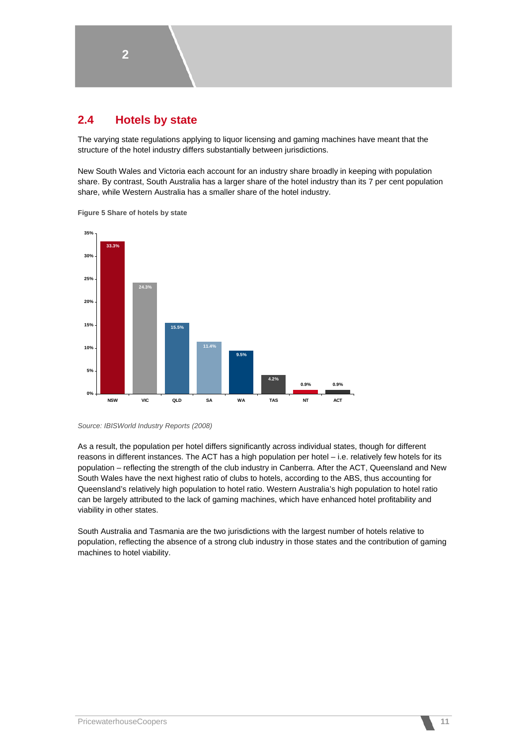## 2.4 Hotels by state

The varying state regulations applying to liquor licensing and gaming machines have meant that the structure of the hotel industry differs substantially between jurisdictions.

New South Wales and Victoria each account for an industry share broadly in keeping with population share. By contrast, South Australia has a larger share of the hotel industry than its 7 per cent population share, while Western Australia has a smaller share of the hotel industry.

**Figure 5 Share of hotels by state**

| State | Share of hotels |
|---|---|
| NSW | 33.3% |
| VIC | 24.3% |
| QLD | 15.5% |
| SA | 11.4% |
| WA | 9.5% |
| TAS | 4.2% |
| NT | 0.9% |
| ACT | 0.9% |

*Source: IBISWorld Industry Reports (2008)*

As a result, the population per hotel differs significantly across individual states, though for different reasons in different instances. The ACT has a high population per hotel – i.e. relatively few hotels for its population – reflecting the strength of the club industry in Canberra. After the ACT, Queensland and New South Wales have the next highest ratio of clubs to hotels, according to the ABS, thus accounting for Queensland's relatively high population to hotel ratio. Western Australia's high population to hotel ratio can be largely attributed to the lack of gaming machines, which have enhanced hotel profitability and viability in other states.

South Australia and Tasmania are the two jurisdictions with the largest number of hotels relative to population, reflecting the absence of a strong club industry in those states and the contribution of gaming machines to hotel viability.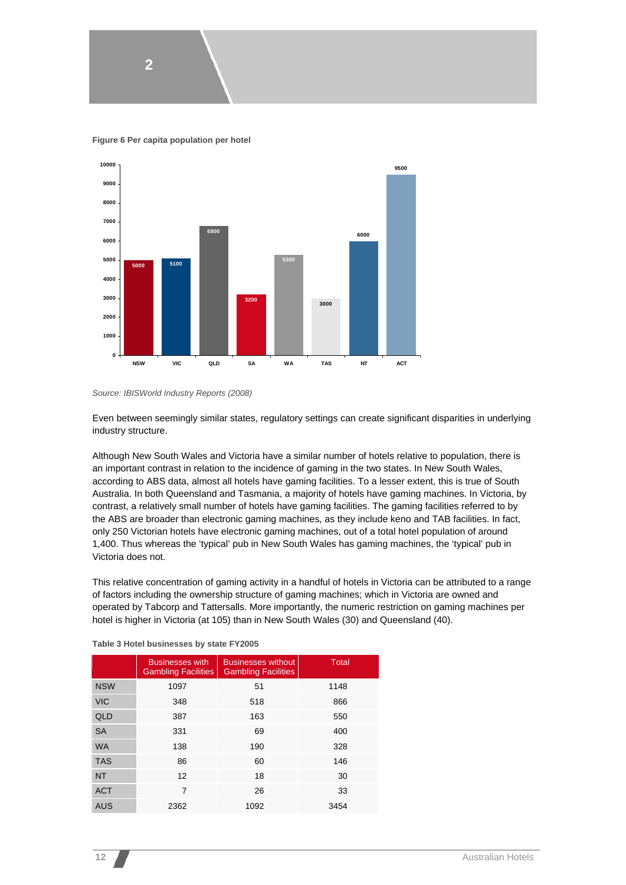**Figure 6 Per capita population per hotel**

| State | Value |
|---|---|
| NSW | 5000 |
| VIC | 5100 |
| QLD | 6800 |
| SA | 3200 |
| WA | 5300 |
| TAS | 3000 |
| NT | 6000 |
| ACT | 9500 |

*Source: IBISWorld Industry Reports (2008)*

Even between seemingly similar states, regulatory settings can create significant disparities in underlying industry structure.

Although New South Wales and Victoria have a similar number of hotels relative to population, there is an important contrast in relation to the incidence of gaming in the two states. In New South Wales, according to ABS data, almost all hotels have gaming facilities. To a lesser extent, this is true of South Australia. In both Queensland and Tasmania, a majority of hotels have gaming machines. In Victoria, by contrast, a relatively small number of hotels have gaming facilities. The gaming facilities referred to by the ABS are broader than electronic gaming machines, as they include keno and TAB facilities. In fact, only 250 Victorian hotels have electronic gaming machines, out of a total hotel population of around 1,400. Thus whereas the 'typical' pub in New South Wales has gaming machines, the 'typical' pub in Victoria does not.

This relative concentration of gaming activity in a handful of hotels in Victoria can be attributed to a range of factors including the ownership structure of gaming machines; which in Victoria are owned and operated by Tabcorp and Tattersalls. More importantly, the numeric restriction on gaming machines per hotel is higher in Victoria (at 105) than in New South Wales (30) and Queensland (40).

**Table 3 Hotel businesses by state FY2005**

| | Businesses with Gambling Facilities | Businesses without Gambling Facilities | Total |
|---|---|---|---|
| NSW | 1097 | 51 | 1148 |
| VIC | 348 | 518 | 866 |
| QLD | 387 | 163 | 550 |
| SA | 331 | 69 | 400 |
| WA | 138 | 190 | 328 |
| TAS | 86 | 60 | 146 |
| NT | 12 | 18 | 30 |
| ACT | 7 | 26 | 33 |
| AUS | 2362 | 1092 | 3454 |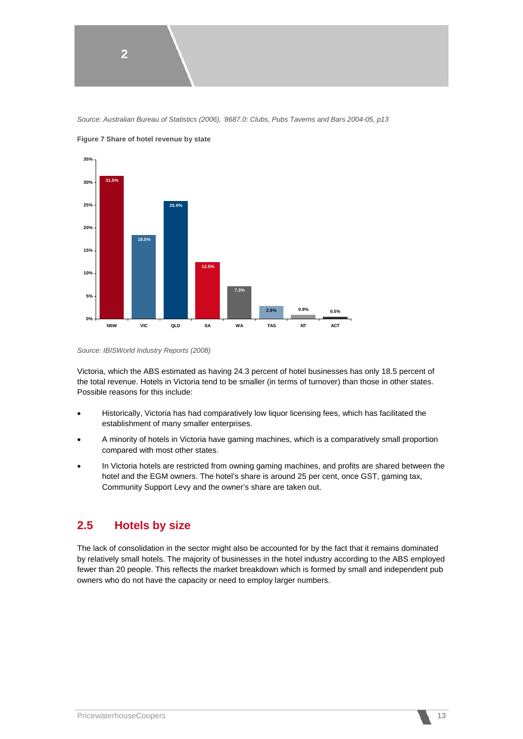*Source: Australian Bureau of Statistics (2006), '8687.0: Clubs, Pubs Taverns and Bars 2004-05, p13*

**Figure 7 Share of hotel revenue by state**

| State | Share |
|---|---|
| NSW | 31.5% |
| VIC | 18.5% |
| QLD | 25.9% |
| SA | 12.5% |
| WA | 7.3% |
| TAS | 2.9% |
| NT | 0.9% |
| ACT | 0.5% |

*Source: IBISWorld Industry Reports (2008)*

Victoria, which the ABS estimated as having 24.3 percent of hotel businesses has only 18.5 percent of the total revenue. Hotels in Victoria tend to be smaller (in terms of turnover) than those in other states. Possible reasons for this include:

- Historically, Victoria has had comparatively low liquor licensing fees, which has facilitated the establishment of many smaller enterprises.
- A minority of hotels in Victoria have gaming machines, which is a comparatively small proportion compared with most other states.
- In Victoria hotels are restricted from owning gaming machines, and profits are shared between the hotel and the EGM owners. The hotel's share is around 25 per cent, once GST, gaming tax, Community Support Levy and the owner's share are taken out.

## 2.5 Hotels by size

The lack of consolidation in the sector might also be accounted for by the fact that it remains dominated by relatively small hotels. The majority of businesses in the hotel industry according to the ABS employed fewer than 20 people. This reflects the market breakdown which is formed by small and independent pub owners who do not have the capacity or need to employ larger numbers.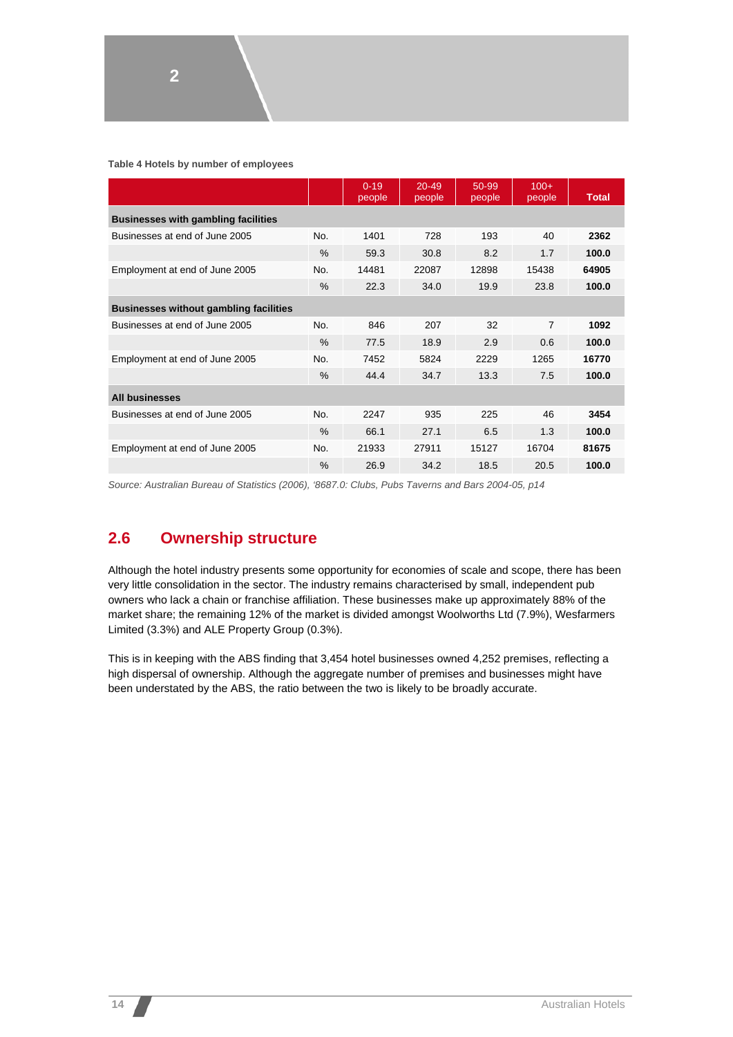**Table 4 Hotels by number of employees**

| | | 0-19 people | 20-49 people | 50-99 people | 100+ people | **Total** |
|---|---|---|---|---|---|---|
| **Businesses with gambling facilities** | | | | | | |
| Businesses at end of June 2005 | No. | 1401 | 728 | 193 | 40 | **2362** |
| | % | 59.3 | 30.8 | 8.2 | 1.7 | **100.0** |
| Employment at end of June 2005 | No. | 14481 | 22087 | 12898 | 15438 | **64905** |
| | % | 22.3 | 34.0 | 19.9 | 23.8 | **100.0** |
| **Businesses without gambling facilities** | | | | | | |
| Businesses at end of June 2005 | No. | 846 | 207 | 32 | 7 | **1092** |
| | % | 77.5 | 18.9 | 2.9 | 0.6 | **100.0** |
| Employment at end of June 2005 | No. | 7452 | 5824 | 2229 | 1265 | **16770** |
| | % | 44.4 | 34.7 | 13.3 | 7.5 | **100.0** |
| **All businesses** | | | | | | |
| Businesses at end of June 2005 | No. | 2247 | 935 | 225 | 46 | **3454** |
| | % | 66.1 | 27.1 | 6.5 | 1.3 | **100.0** |
| Employment at end of June 2005 | No. | 21933 | 27911 | 15127 | 16704 | **81675** |
| | % | 26.9 | 34.2 | 18.5 | 20.5 | **100.0** |

*Source: Australian Bureau of Statistics (2006), '8687.0: Clubs, Pubs Taverns and Bars 2004-05, p14*

## 2.6 Ownership structure

Although the hotel industry presents some opportunity for economies of scale and scope, there has been very little consolidation in the sector. The industry remains characterised by small, independent pub owners who lack a chain or franchise affiliation. These businesses make up approximately 88% of the market share; the remaining 12% of the market is divided amongst Woolworths Ltd (7.9%), Wesfarmers Limited (3.3%) and ALE Property Group (0.3%).

This is in keeping with the ABS finding that 3,454 hotel businesses owned 4,252 premises, reflecting a high dispersal of ownership. Although the aggregate number of premises and businesses might have been understated by the ABS, the ratio between the two is likely to be broadly accurate.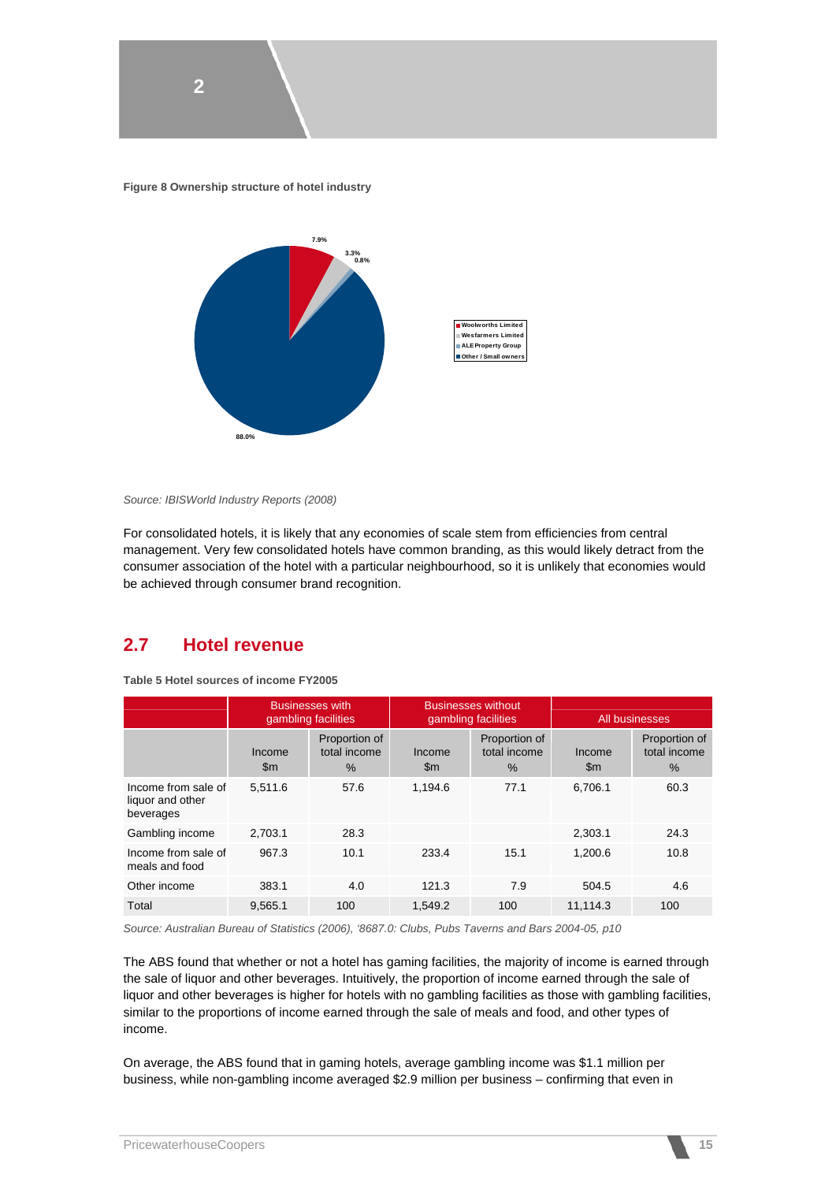**Figure 8 Ownership structure of hotel industry**

- Woolworths Limited: 7.9%
- Wesfarmers Limited: 3.3%
- ALE Property Group: 0.8%
- Other / Small owners: 88.0%

*Source: IBISWorld Industry Reports (2008)*

For consolidated hotels, it is likely that any economies of scale stem from efficiencies from central management. Very few consolidated hotels have common branding, as this would likely detract from the consumer association of the hotel with a particular neighbourhood, so it is unlikely that economies would be achieved through consumer brand recognition.

## 2.7 Hotel revenue

**Table 5 Hotel sources of income FY2005**

| | Businesses with gambling facilities | | Businesses without gambling facilities | | All businesses | |
|---|---|---|---|---|---|---|
| | Income $m | Proportion of total income % | Income $m | Proportion of total income % | Income $m | Proportion of total income % |
| Income from sale of liquor and other beverages | 5,511.6 | 57.6 | 1,194.6 | 77.1 | 6,706.1 | 60.3 |
| Gambling income | 2,703.1 | 28.3 | | | 2,303.1 | 24.3 |
| Income from sale of meals and food | 967.3 | 10.1 | 233.4 | 15.1 | 1,200.6 | 10.8 |
| Other income | 383.1 | 4.0 | 121.3 | 7.9 | 504.5 | 4.6 |
| Total | 9,565.1 | 100 | 1,549.2 | 100 | 11,114.3 | 100 |

*Source: Australian Bureau of Statistics (2006), '8687.0: Clubs, Pubs Taverns and Bars 2004-05, p10*

The ABS found that whether or not a hotel has gaming facilities, the majority of income is earned through the sale of liquor and other beverages. Intuitively, the proportion of income earned through the sale of liquor and other beverages is higher for hotels with no gambling facilities as those with gambling facilities, similar to the proportions of income earned through the sale of meals and food, and other types of income.

On average, the ABS found that in gaming hotels, average gambling income was $1.1 million per business, while non-gambling income averaged $2.9 million per business – confirming that even in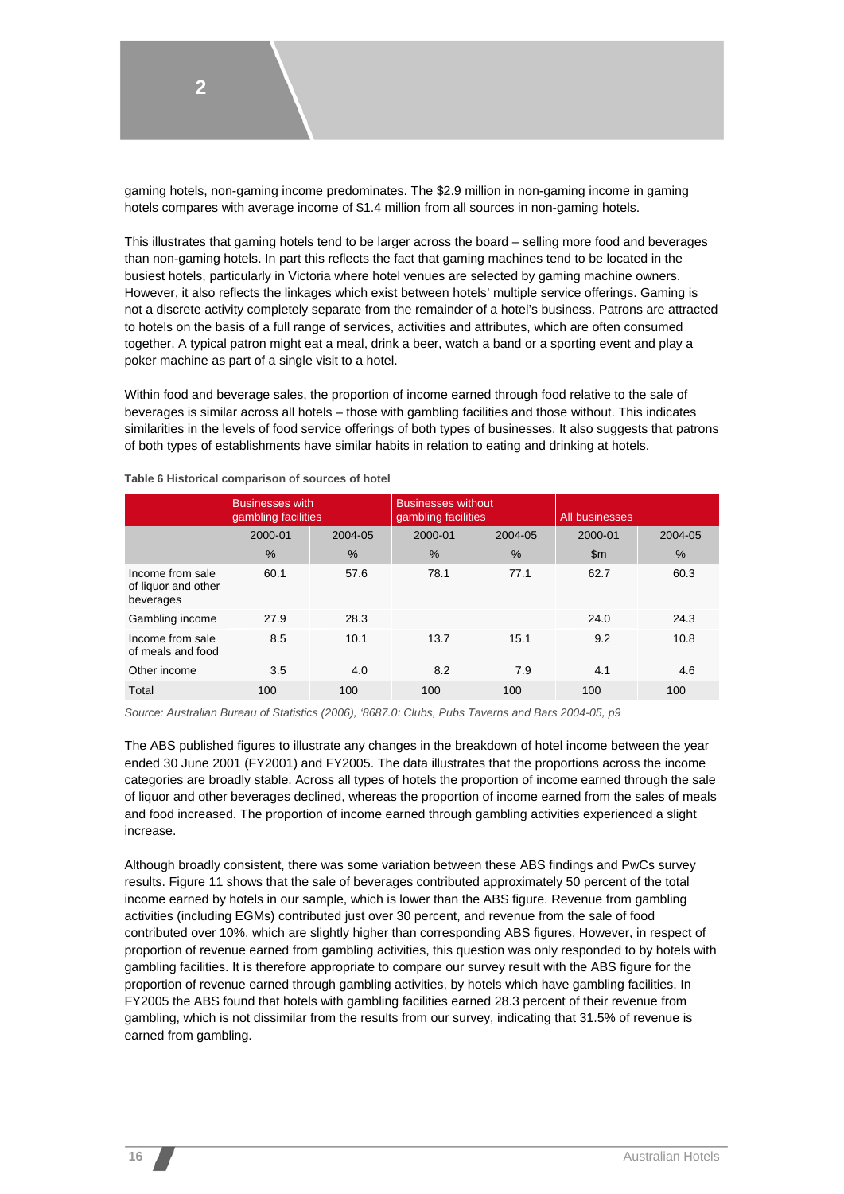gaming hotels, non-gaming income predominates. The $2.9 million in non-gaming income in gaming hotels compares with average income of $1.4 million from all sources in non-gaming hotels.

This illustrates that gaming hotels tend to be larger across the board – selling more food and beverages than non-gaming hotels. In part this reflects the fact that gaming machines tend to be located in the busiest hotels, particularly in Victoria where hotel venues are selected by gaming machine owners. However, it also reflects the linkages which exist between hotels' multiple service offerings. Gaming is not a discrete activity completely separate from the remainder of a hotel's business. Patrons are attracted to hotels on the basis of a full range of services, activities and attributes, which are often consumed together. A typical patron might eat a meal, drink a beer, watch a band or a sporting event and play a poker machine as part of a single visit to a hotel.

Within food and beverage sales, the proportion of income earned through food relative to the sale of beverages is similar across all hotels – those with gambling facilities and those without. This indicates similarities in the levels of food service offerings of both types of businesses. It also suggests that patrons of both types of establishments have similar habits in relation to eating and drinking at hotels.

**Table 6 Historical comparison of sources of hotel**

| | Businesses with gambling facilities | | Businesses without gambling facilities | | All businesses | |
|---|---|---|---|---|---|---|
| | 2000-01 | 2004-05 | 2000-01 | 2004-05 | 2000-01 | 2004-05 |
| | % | % | % | % | $m | % |
| Income from sale of liquor and other beverages | 60.1 | 57.6 | 78.1 | 77.1 | 62.7 | 60.3 |
| Gambling income | 27.9 | 28.3 | | | 24.0 | 24.3 |
| Income from sale of meals and food | 8.5 | 10.1 | 13.7 | 15.1 | 9.2 | 10.8 |
| Other income | 3.5 | 4.0 | 8.2 | 7.9 | 4.1 | 4.6 |
| Total | 100 | 100 | 100 | 100 | 100 | 100 |

*Source: Australian Bureau of Statistics (2006), '8687.0: Clubs, Pubs Taverns and Bars 2004-05, p9*

The ABS published figures to illustrate any changes in the breakdown of hotel income between the year ended 30 June 2001 (FY2001) and FY2005. The data illustrates that the proportions across the income categories are broadly stable. Across all types of hotels the proportion of income earned through the sale of liquor and other beverages declined, whereas the proportion of income earned from the sales of meals and food increased. The proportion of income earned through gambling activities experienced a slight increase.

Although broadly consistent, there was some variation between these ABS findings and PwCs survey results. Figure 11 shows that the sale of beverages contributed approximately 50 percent of the total income earned by hotels in our sample, which is lower than the ABS figure. Revenue from gambling activities (including EGMs) contributed just over 30 percent, and revenue from the sale of food contributed over 10%, which are slightly higher than corresponding ABS figures. However, in respect of proportion of revenue earned from gambling activities, this question was only responded to by hotels with gambling facilities. It is therefore appropriate to compare our survey result with the ABS figure for the proportion of revenue earned through gambling activities, by hotels which have gambling facilities. In FY2005 the ABS found that hotels with gambling facilities earned 28.3 percent of their revenue from gambling, which is not dissimilar from the results from our survey, indicating that 31.5% of revenue is earned from gambling.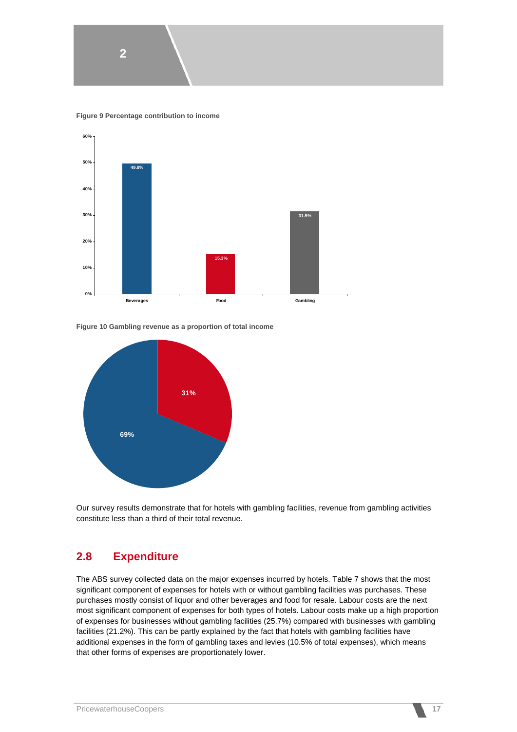**Figure 9 Percentage contribution to income**

| Category | Percentage |
|---|---|
| Beverages | 49.8% |
| Food | 15.3% |
| Gambling | 31.5% |

**Figure 10 Gambling revenue as a proportion of total income**

| Segment | Percentage |
|---|---|
| (red segment) | 31% |
| (blue segment) | 69% |

Our survey results demonstrate that for hotels with gambling facilities, revenue from gambling activities constitute less than a third of their total revenue.

## 2.8 Expenditure

The ABS survey collected data on the major expenses incurred by hotels. Table 7 shows that the most significant component of expenses for hotels with or without gambling facilities was purchases. These purchases mostly consist of liquor and other beverages and food for resale. Labour costs are the next most significant component of expenses for both types of hotels. Labour costs make up a high proportion of expenses for businesses without gambling facilities (25.7%) compared with businesses with gambling facilities (21.2%). This can be partly explained by the fact that hotels with gambling facilities have additional expenses in the form of gambling taxes and levies (10.5% of total expenses), which means that other forms of expenses are proportionately lower.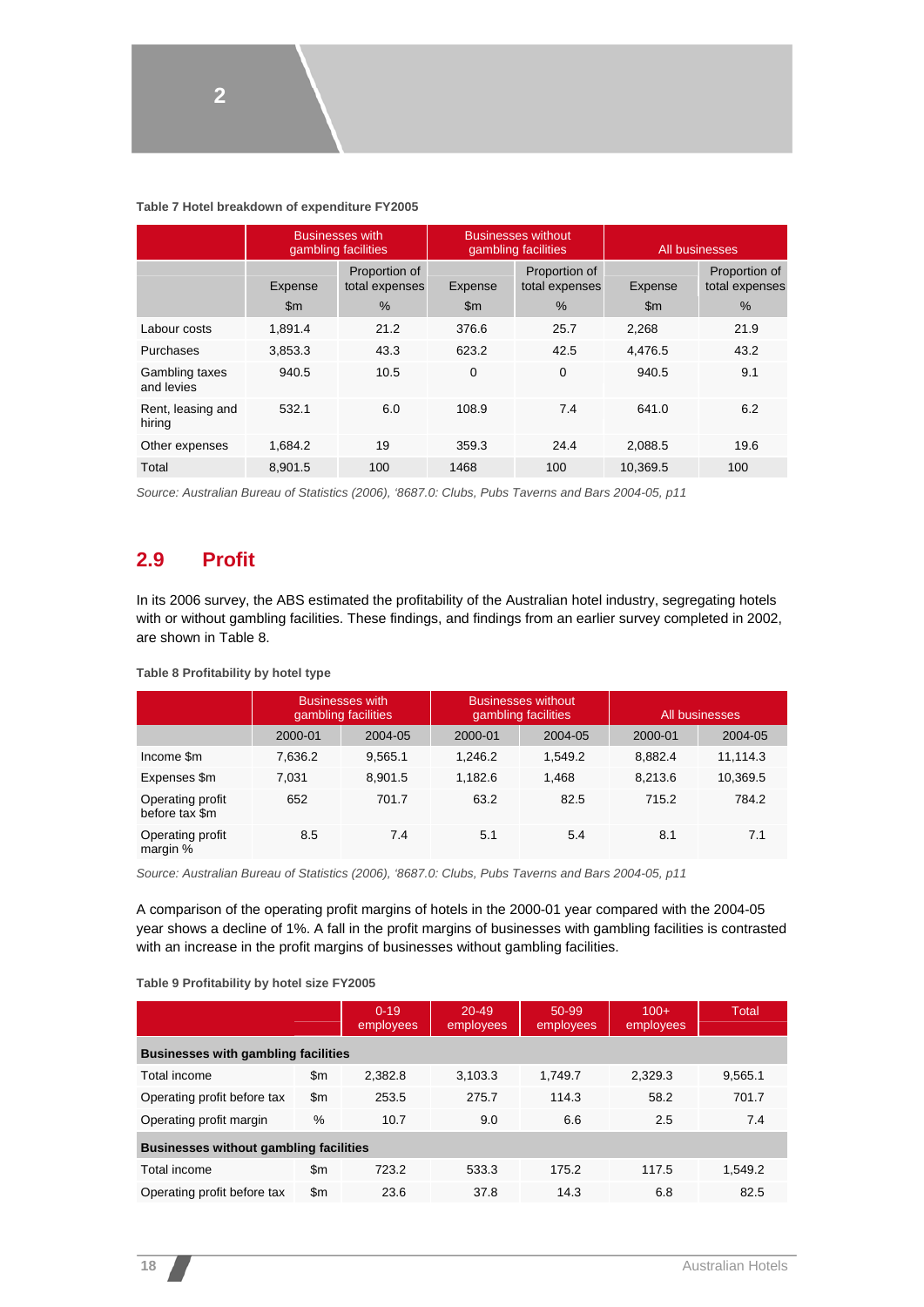**Table 7 Hotel breakdown of expenditure FY2005**

| | Businesses with gambling facilities | | Businesses without gambling facilities | | All businesses | |
|---|---|---|---|---|---|---|
| | Expense | Proportion of total expenses | Expense | Proportion of total expenses | Expense | Proportion of total expenses |
| | $m | % | $m | % | $m | % |
| Labour costs | 1,891.4 | 21.2 | 376.6 | 25.7 | 2,268 | 21.9 |
| Purchases | 3,853.3 | 43.3 | 623.2 | 42.5 | 4,476.5 | 43.2 |
| Gambling taxes and levies | 940.5 | 10.5 | 0 | 0 | 940.5 | 9.1 |
| Rent, leasing and hiring | 532.1 | 6.0 | 108.9 | 7.4 | 641.0 | 6.2 |
| Other expenses | 1,684.2 | 19 | 359.3 | 24.4 | 2,088.5 | 19.6 |
| Total | 8,901.5 | 100 | 1468 | 100 | 10,369.5 | 100 |

*Source: Australian Bureau of Statistics (2006), '8687.0: Clubs, Pubs Taverns and Bars 2004-05, p11*

## 2.9 Profit

In its 2006 survey, the ABS estimated the profitability of the Australian hotel industry, segregating hotels with or without gambling facilities. These findings, and findings from an earlier survey completed in 2002, are shown in Table 8.

**Table 8 Profitability by hotel type**

| | Businesses with gambling facilities | | Businesses without gambling facilities | | All businesses | |
|---|---|---|---|---|---|---|
| | 2000-01 | 2004-05 | 2000-01 | 2004-05 | 2000-01 | 2004-05 |
| Income $m | 7,636.2 | 9,565.1 | 1,246.2 | 1,549.2 | 8,882.4 | 11,114.3 |
| Expenses $m | 7,031 | 8,901.5 | 1,182.6 | 1,468 | 8,213.6 | 10,369.5 |
| Operating profit before tax $m | 652 | 701.7 | 63.2 | 82.5 | 715.2 | 784.2 |
| Operating profit margin % | 8.5 | 7.4 | 5.1 | 5.4 | 8.1 | 7.1 |

*Source: Australian Bureau of Statistics (2006), '8687.0: Clubs, Pubs Taverns and Bars 2004-05, p11*

A comparison of the operating profit margins of hotels in the 2000-01 year compared with the 2004-05 year shows a decline of 1%. A fall in the profit margins of businesses with gambling facilities is contrasted with an increase in the profit margins of businesses without gambling facilities.

**Table 9 Profitability by hotel size FY2005**

| | | 0-19 employees | 20-49 employees | 50-99 employees | 100+ employees | Total |
|---|---|---|---|---|---|---|
| **Businesses with gambling facilities** | | | | | | |
| Total income | $m | 2,382.8 | 3,103.3 | 1,749.7 | 2,329.3 | 9,565.1 |
| Operating profit before tax | $m | 253.5 | 275.7 | 114.3 | 58.2 | 701.7 |
| Operating profit margin | % | 10.7 | 9.0 | 6.6 | 2.5 | 7.4 |
| **Businesses without gambling facilities** | | | | | | |
| Total income | $m | 723.2 | 533.3 | 175.2 | 117.5 | 1,549.2 |
| Operating profit before tax | $m | 23.6 | 37.8 | 14.3 | 6.8 | 82.5 |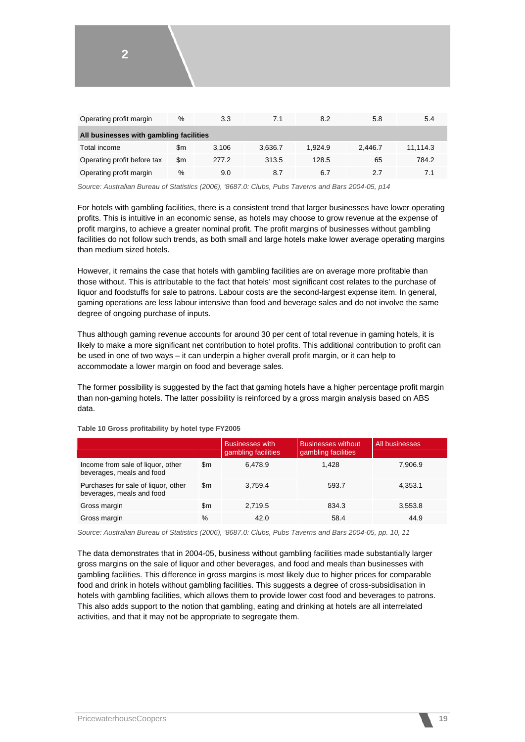| | | | | | | |
|---|---|---|---|---|---|---|
| Operating profit margin | % | 3.3 | 7.1 | 8.2 | 5.8 | 5.4 |
| **All businesses with gambling facilities** | | | | | | |
| Total income | $m | 3,106 | 3,636.7 | 1,924.9 | 2,446.7 | 11,114.3 |
| Operating profit before tax | $m | 277.2 | 313.5 | 128.5 | 65 | 784.2 |
| Operating profit margin | % | 9.0 | 8.7 | 6.7 | 2.7 | 7.1 |

*Source: Australian Bureau of Statistics (2006), '8687.0: Clubs, Pubs Taverns and Bars 2004-05, p14*

For hotels with gambling facilities, there is a consistent trend that larger businesses have lower operating profits. This is intuitive in an economic sense, as hotels may choose to grow revenue at the expense of profit margins, to achieve a greater nominal profit. The profit margins of businesses without gambling facilities do not follow such trends, as both small and large hotels make lower average operating margins than medium sized hotels.

However, it remains the case that hotels with gambling facilities are on average more profitable than those without. This is attributable to the fact that hotels' most significant cost relates to the purchase of liquor and foodstuffs for sale to patrons. Labour costs are the second-largest expense item. In general, gaming operations are less labour intensive than food and beverage sales and do not involve the same degree of ongoing purchase of inputs.

Thus although gaming revenue accounts for around 30 per cent of total revenue in gaming hotels, it is likely to make a more significant net contribution to hotel profits. This additional contribution to profit can be used in one of two ways – it can underpin a higher overall profit margin, or it can help to accommodate a lower margin on food and beverage sales.

The former possibility is suggested by the fact that gaming hotels have a higher percentage profit margin than non-gaming hotels. The latter possibility is reinforced by a gross margin analysis based on ABS data.

**Table 10 Gross profitability by hotel type FY2005**

| | | Businesses with gambling facilities | Businesses without gambling facilities | All businesses |
|---|---|---|---|---|
| Income from sale of liquor, other beverages, meals and food | $m | 6,478.9 | 1,428 | 7,906.9 |
| Purchases for sale of liquor, other beverages, meals and food | $m | 3,759.4 | 593.7 | 4,353.1 |
| Gross margin | $m | 2,719.5 | 834.3 | 3,553.8 |
| Gross margin | % | 42.0 | 58.4 | 44.9 |

*Source: Australian Bureau of Statistics (2006), '8687.0: Clubs, Pubs Taverns and Bars 2004-05, pp. 10, 11*

The data demonstrates that in 2004-05, business without gambling facilities made substantially larger gross margins on the sale of liquor and other beverages, and food and meals than businesses with gambling facilities. This difference in gross margins is most likely due to higher prices for comparable food and drink in hotels without gambling facilities. This suggests a degree of cross-subsidisation in hotels with gambling facilities, which allows them to provide lower cost food and beverages to patrons. This also adds support to the notion that gambling, eating and drinking at hotels are all interrelated activities, and that it may not be appropriate to segregate them.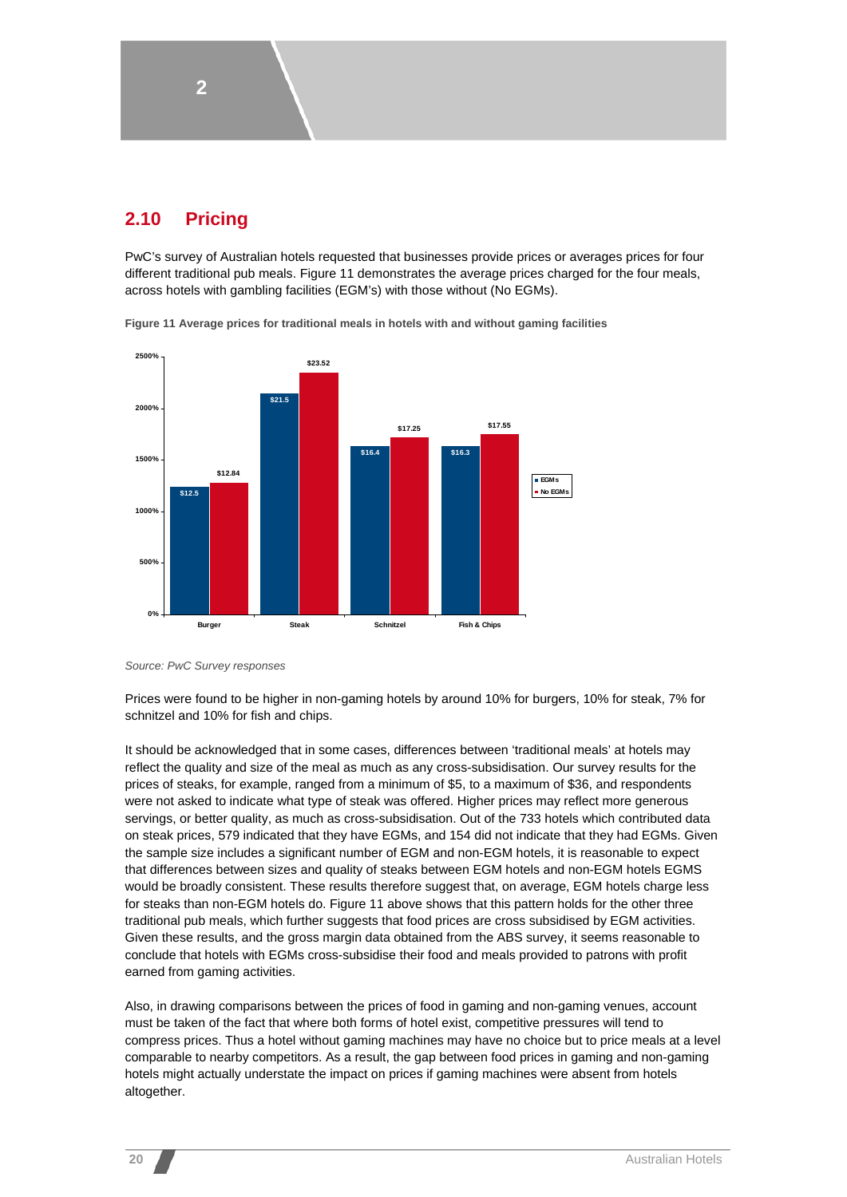## 2.10 Pricing

PwC's survey of Australian hotels requested that businesses provide prices or averages prices for four different traditional pub meals. Figure 11 demonstrates the average prices charged for the four meals, across hotels with gambling facilities (EGM's) with those without (No EGMs).

**Figure 11 Average prices for traditional meals in hotels with and without gaming facilities**

| | EGMs | No EGMs |
|---|---|---|
| Burger | $12.5 | $12.84 |
| Steak | $21.5 | $23.52 |
| Schnitzel | $16.4 | $17.25 |
| Fish & Chips | $16.3 | $17.55 |

*Source: PwC Survey responses*

Prices were found to be higher in non-gaming hotels by around 10% for burgers, 10% for steak, 7% for schnitzel and 10% for fish and chips.

It should be acknowledged that in some cases, differences between 'traditional meals' at hotels may reflect the quality and size of the meal as much as any cross-subsidisation. Our survey results for the prices of steaks, for example, ranged from a minimum of $5, to a maximum of $36, and respondents were not asked to indicate what type of steak was offered. Higher prices may reflect more generous servings, or better quality, as much as cross-subsidisation. Out of the 733 hotels which contributed data on steak prices, 579 indicated that they have EGMs, and 154 did not indicate that they had EGMs. Given the sample size includes a significant number of EGM and non-EGM hotels, it is reasonable to expect that differences between sizes and quality of steaks between EGM hotels and non-EGM hotels EGMS would be broadly consistent. These results therefore suggest that, on average, EGM hotels charge less for steaks than non-EGM hotels do. Figure 11 above shows that this pattern holds for the other three traditional pub meals, which further suggests that food prices are cross subsidised by EGM activities. Given these results, and the gross margin data obtained from the ABS survey, it seems reasonable to conclude that hotels with EGMs cross-subsidise their food and meals provided to patrons with profit earned from gaming activities.

Also, in drawing comparisons between the prices of food in gaming and non-gaming venues, account must be taken of the fact that where both forms of hotel exist, competitive pressures will tend to compress prices. Thus a hotel without gaming machines may have no choice but to price meals at a level comparable to nearby competitors. As a result, the gap between food prices in gaming and non-gaming hotels might actually understate the impact on prices if gaming machines were absent from hotels altogether.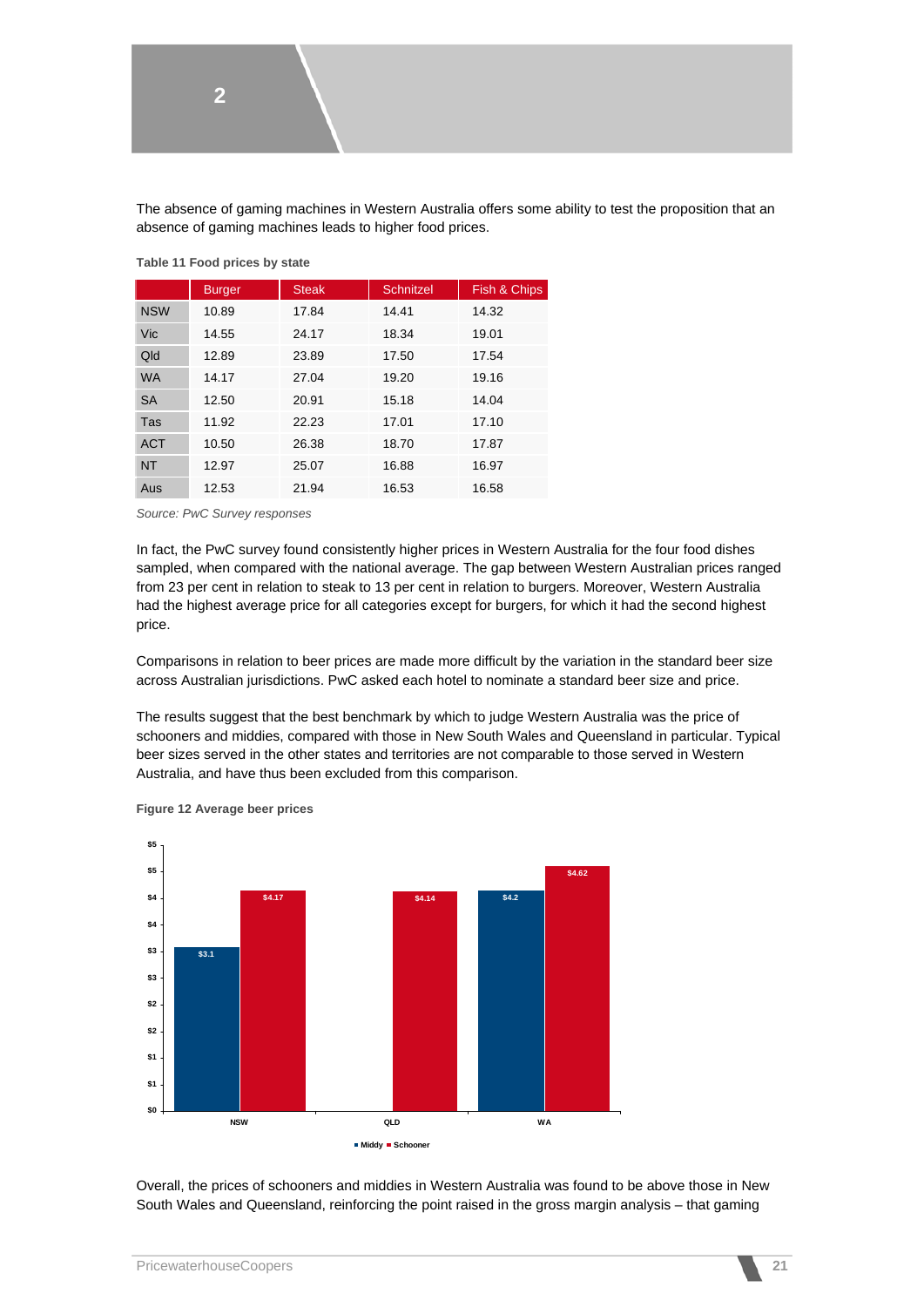The absence of gaming machines in Western Australia offers some ability to test the proposition that an absence of gaming machines leads to higher food prices.

**Table 11 Food prices by state**

| | Burger | Steak | Schnitzel | Fish & Chips |
|---|---|---|---|---|
| NSW | 10.89 | 17.84 | 14.41 | 14.32 |
| Vic | 14.55 | 24.17 | 18.34 | 19.01 |
| Qld | 12.89 | 23.89 | 17.50 | 17.54 |
| WA | 14.17 | 27.04 | 19.20 | 19.16 |
| SA | 12.50 | 20.91 | 15.18 | 14.04 |
| Tas | 11.92 | 22.23 | 17.01 | 17.10 |
| ACT | 10.50 | 26.38 | 18.70 | 17.87 |
| NT | 12.97 | 25.07 | 16.88 | 16.97 |
| Aus | 12.53 | 21.94 | 16.53 | 16.58 |

*Source: PwC Survey responses*

In fact, the PwC survey found consistently higher prices in Western Australia for the four food dishes sampled, when compared with the national average. The gap between Western Australian prices ranged from 23 per cent in relation to steak to 13 per cent in relation to burgers. Moreover, Western Australia had the highest average price for all categories except for burgers, for which it had the second highest price.

Comparisons in relation to beer prices are made more difficult by the variation in the standard beer size across Australian jurisdictions. PwC asked each hotel to nominate a standard beer size and price.

The results suggest that the best benchmark by which to judge Western Australia was the price of schooners and middies, compared with those in New South Wales and Queensland in particular. Typical beer sizes served in the other states and territories are not comparable to those served in Western Australia, and have thus been excluded from this comparison.

**Figure 12 Average beer prices**

| | Middy | Schooner |
|---|---|---|
| NSW | $3.1 | $4.17 |
| QLD | | $4.14 |
| WA | $4.2 | $4.62 |

Overall, the prices of schooners and middies in Western Australia was found to be above those in New South Wales and Queensland, reinforcing the point raised in the gross margin analysis – that gaming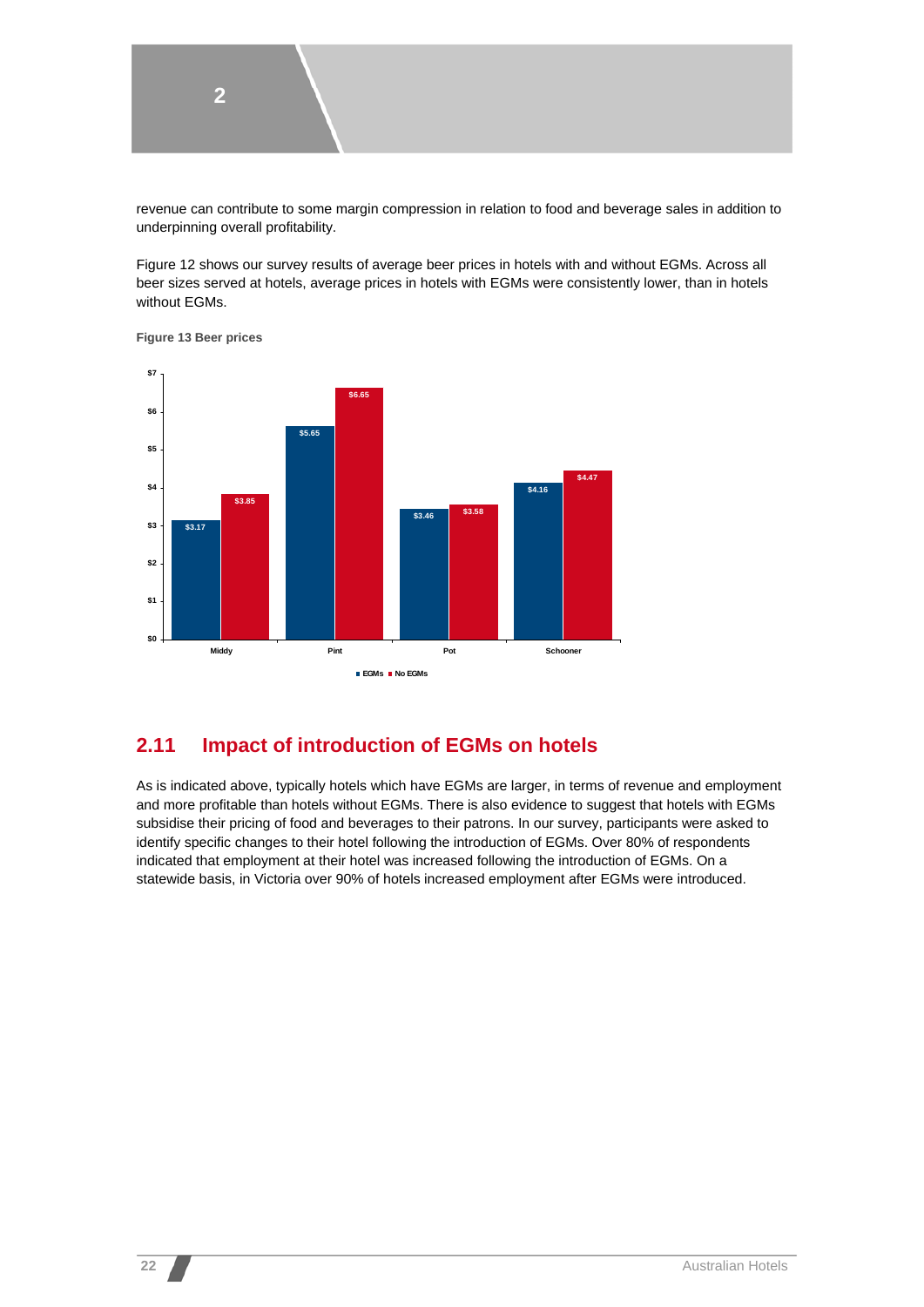revenue can contribute to some margin compression in relation to food and beverage sales in addition to underpinning overall profitability.

Figure 12 shows our survey results of average beer prices in hotels with and without EGMs. Across all beer sizes served at hotels, average prices in hotels with EGMs were consistently lower, than in hotels without EGMs.

**Figure 13 Beer prices**

| | EGMs | No EGMs |
|---|---|---|
| Middy | $3.17 | $3.85 |
| Pint | $5.65 | $6.65 |
| Pot | $3.46 | $3.58 |
| Schooner | $4.16 | $4.47 |

## 2.11 Impact of introduction of EGMs on hotels

As is indicated above, typically hotels which have EGMs are larger, in terms of revenue and employment and more profitable than hotels without EGMs. There is also evidence to suggest that hotels with EGMs subsidise their pricing of food and beverages to their patrons. In our survey, participants were asked to identify specific changes to their hotel following the introduction of EGMs. Over 80% of respondents indicated that employment at their hotel was increased following the introduction of EGMs. On a statewide basis, in Victoria over 90% of hotels increased employment after EGMs were introduced.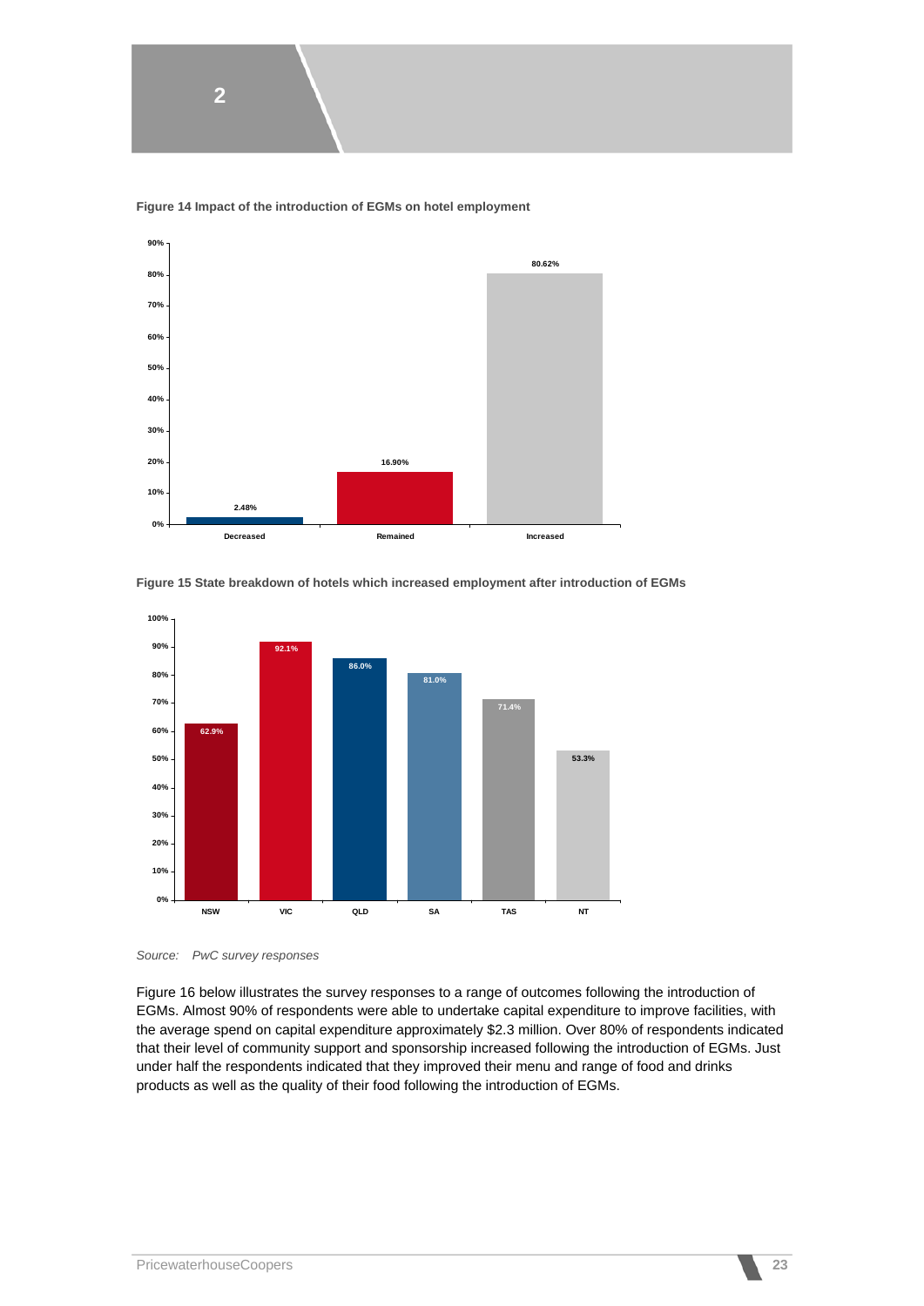**Figure 14 Impact of the introduction of EGMs on hotel employment**

| | Decreased | Remained | Increased |
|---|---|---|---|
| % | 2.48% | 16.90% | 80.62% |

**Figure 15 State breakdown of hotels which increased employment after introduction of EGMs**

| | NSW | VIC | QLD | SA | TAS | NT |
|---|---|---|---|---|---|---|
| % | 62.9% | 92.1% | 86.0% | 81.0% | 71.4% | 53.3% |

*Source: PwC survey responses*

Figure 16 below illustrates the survey responses to a range of outcomes following the introduction of EGMs. Almost 90% of respondents were able to undertake capital expenditure to improve facilities, with the average spend on capital expenditure approximately $2.3 million. Over 80% of respondents indicated that their level of community support and sponsorship increased following the introduction of EGMs. Just under half the respondents indicated that they improved their menu and range of food and drinks products as well as the quality of their food following the introduction of EGMs.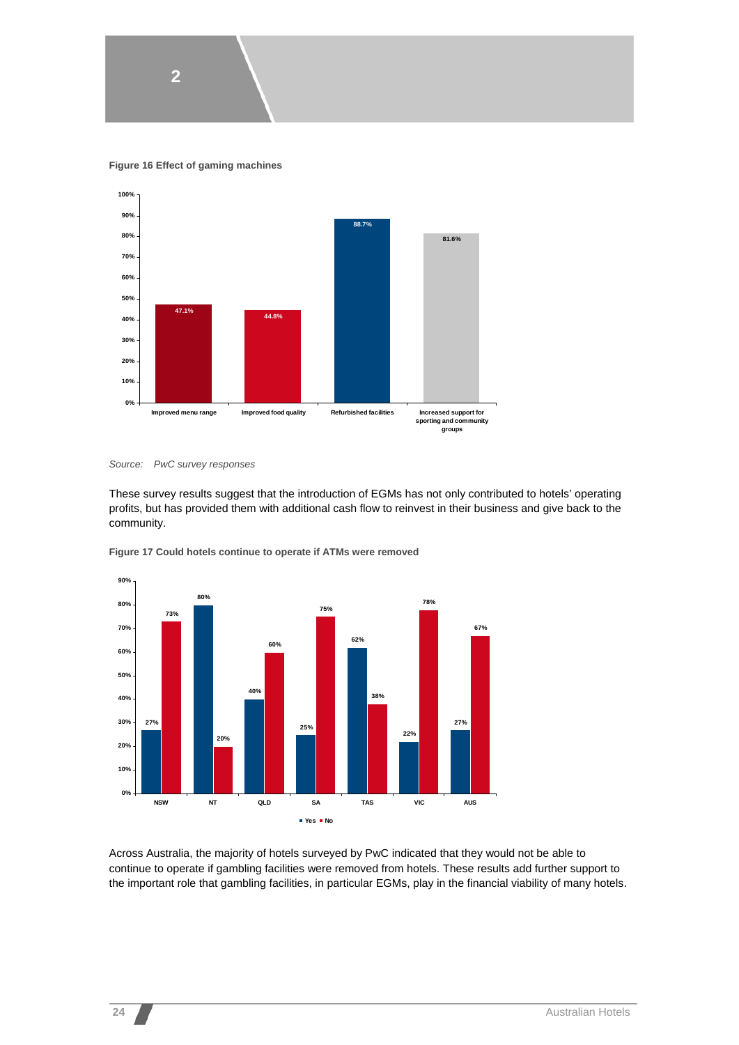**Figure 16 Effect of gaming machines**

| | Percentage |
|---|---|
| Improved menu range | 47.1% |
| Improved food quality | 44.8% |
| Refurbished facilities | 88.7% |
| Increased support for sporting and community groups | 81.6% |

*Source: PwC survey responses*

These survey results suggest that the introduction of EGMs has not only contributed to hotels' operating profits, but has provided them with additional cash flow to reinvest in their business and give back to the community.

**Figure 17 Could hotels continue to operate if ATMs were removed**

| | Yes | No |
|---|---|---|
| NSW | 27% | 73% |
| NT | 80% | 20% |
| QLD | 40% | 60% |
| SA | 25% | 75% |
| TAS | 62% | 38% |
| VIC | 22% | 78% |
| AUS | 27% | 67% |

Across Australia, the majority of hotels surveyed by PwC indicated that they would not be able to continue to operate if gambling facilities were removed from hotels. These results add further support to the important role that gambling facilities, in particular EGMs, play in the financial viability of many hotels.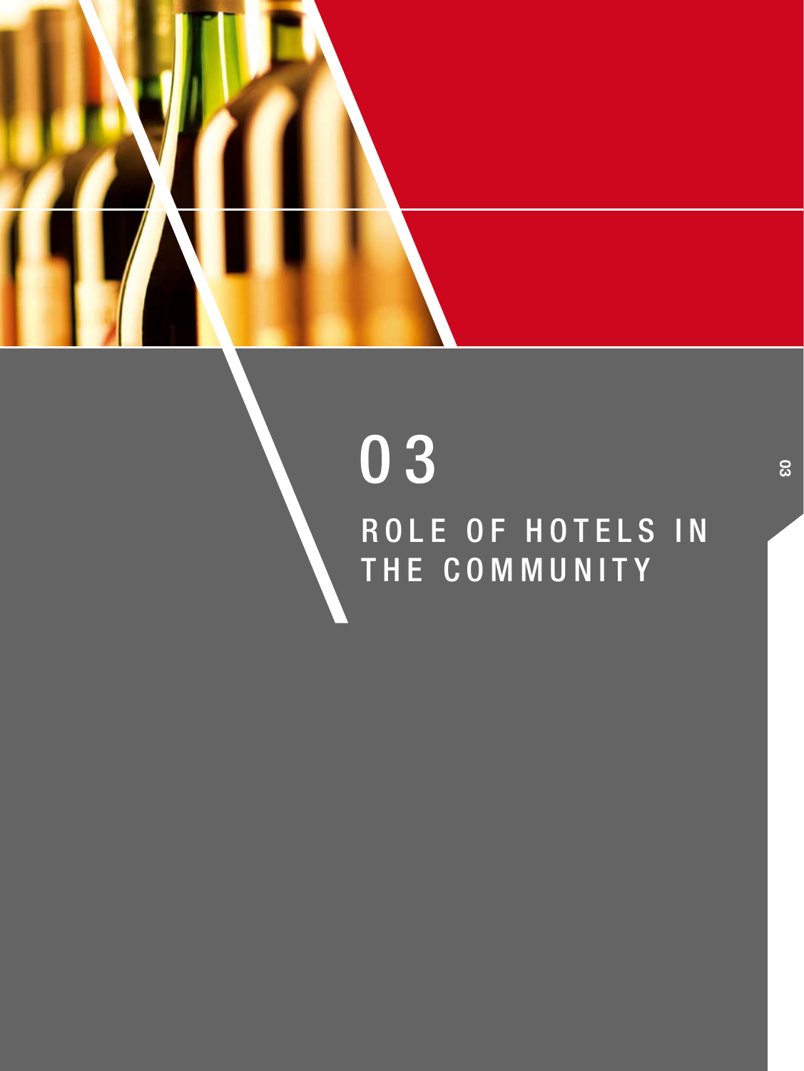# 03

## ROLE OF HOTELS IN THE COMMUNITY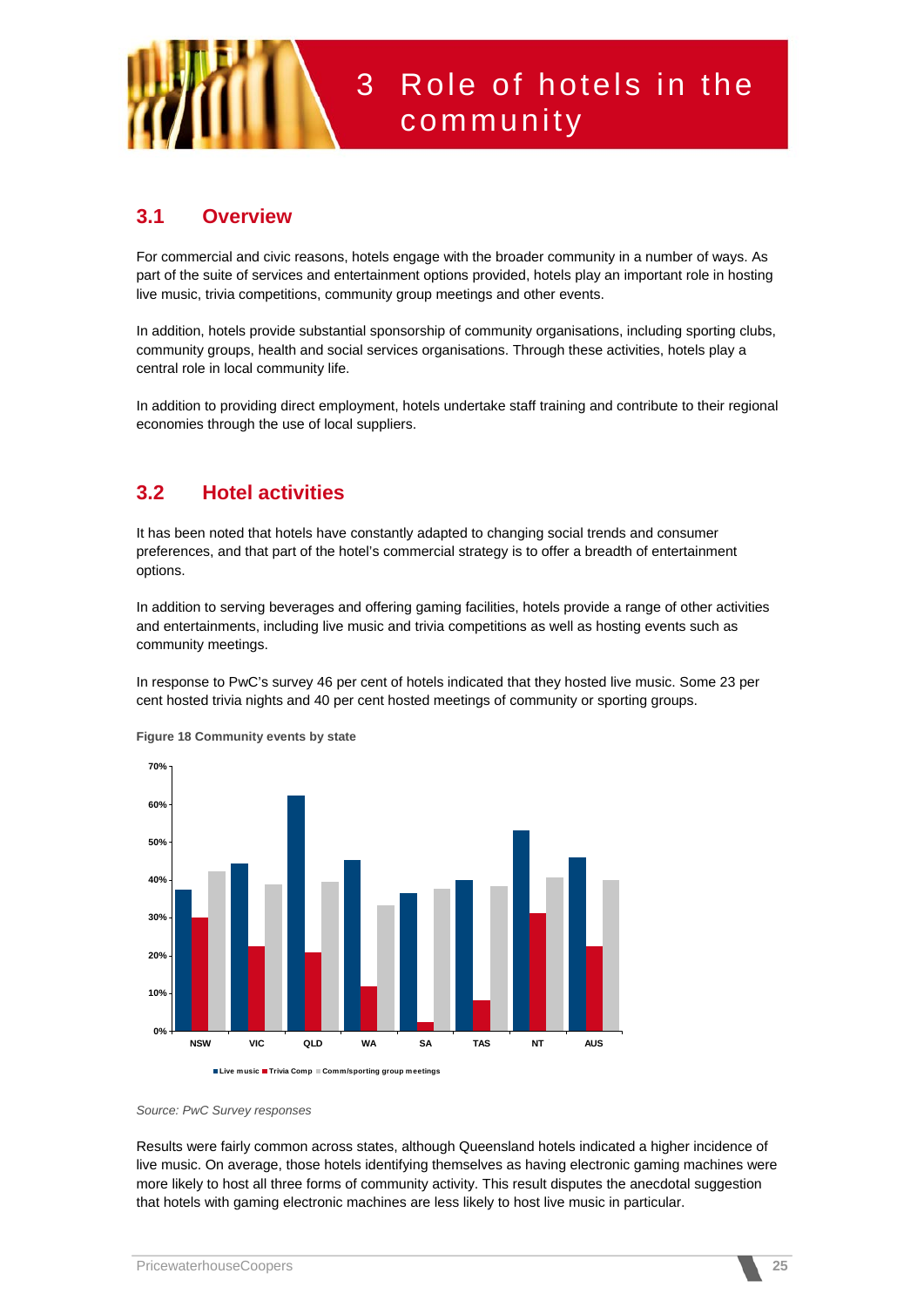# 3 Role of hotels in the community

## 3.1 Overview

For commercial and civic reasons, hotels engage with the broader community in a number of ways. As part of the suite of services and entertainment options provided, hotels play an important role in hosting live music, trivia competitions, community group meetings and other events.

In addition, hotels provide substantial sponsorship of community organisations, including sporting clubs, community groups, health and social services organisations. Through these activities, hotels play a central role in local community life.

In addition to providing direct employment, hotels undertake staff training and contribute to their regional economies through the use of local suppliers.

## 3.2 Hotel activities

It has been noted that hotels have constantly adapted to changing social trends and consumer preferences, and that part of the hotel's commercial strategy is to offer a breadth of entertainment options.

In addition to serving beverages and offering gaming facilities, hotels provide a range of other activities and entertainments, including live music and trivia competitions as well as hosting events such as community meetings.

In response to PwC's survey 46 per cent of hotels indicated that they hosted live music. Some 23 per cent hosted trivia nights and 40 per cent hosted meetings of community or sporting groups.

**Figure 18 Community events by state**

| | Live music | Trivia Comp | Comm/sporting group meetings |
|---|---|---|---|
| NSW | 37% | 30% | 42% |
| VIC | 44% | 22% | 39% |
| QLD | 62% | 21% | 39% |
| WA | 45% | 12% | 33% |
| SA | 36% | 2% | 38% |
| TAS | 40% | 8% | 38% |
| NT | 53% | 31% | 41% |
| AUS | 46% | 22% | 40% |

*Source: PwC Survey responses*

Results were fairly common across states, although Queensland hotels indicated a higher incidence of live music. On average, those hotels identifying themselves as having electronic gaming machines were more likely to host all three forms of community activity. This result disputes the anecdotal suggestion that hotels with gaming electronic machines are less likely to host live music in particular.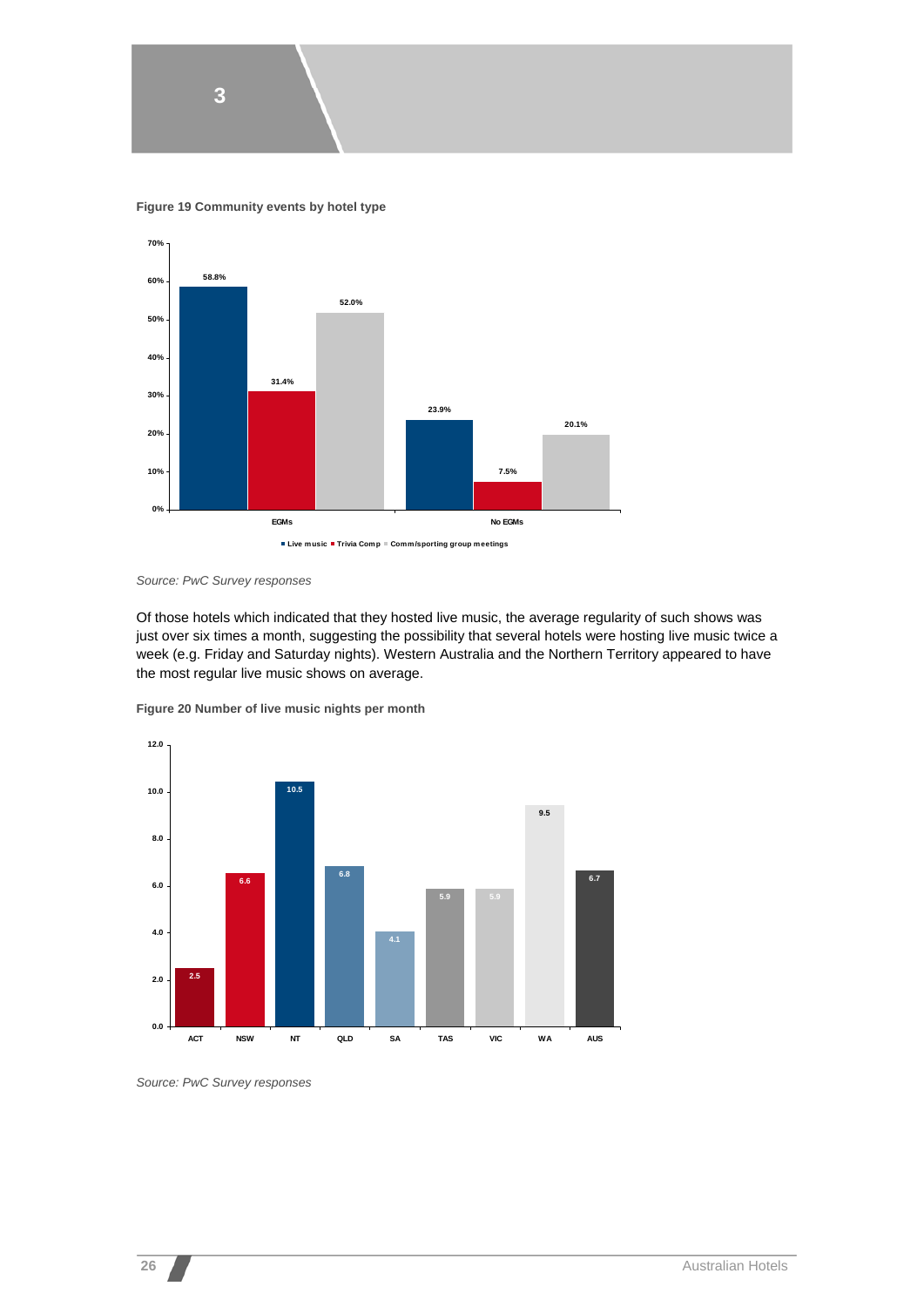**Figure 19 Community events by hotel type**

| | Live music | Trivia Comp | Comm/sporting group meetings |
|---|---|---|---|
| EGMs | 58.8% | 31.4% | 52.0% |
| No EGMs | 23.9% | 7.5% | 20.1% |

*Source: PwC Survey responses*

Of those hotels which indicated that they hosted live music, the average regularity of such shows was just over six times a month, suggesting the possibility that several hotels were hosting live music twice a week (e.g. Friday and Saturday nights). Western Australia and the Northern Territory appeared to have the most regular live music shows on average.

**Figure 20 Number of live music nights per month**

| ACT | NSW | NT | QLD | SA | TAS | VIC | WA | AUS |
|---|---|---|---|---|---|---|---|---|
| 2.5 | 6.6 | 10.5 | 6.8 | 4.1 | 5.9 | 5.9 | 9.5 | 6.7 |

*Source: PwC Survey responses*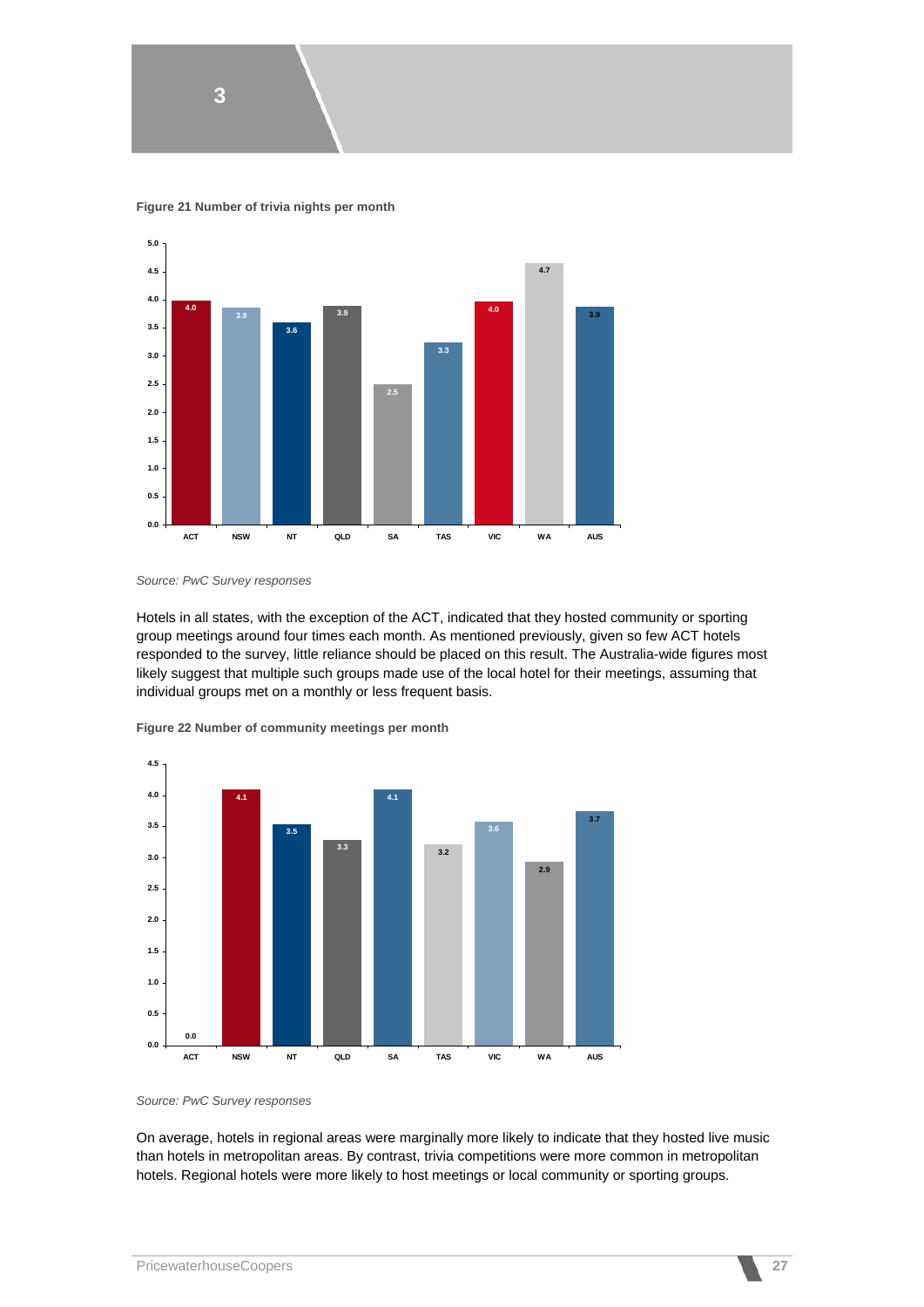**Figure 21 Number of trivia nights per month**

| ACT | NSW | NT | QLD | SA | TAS | VIC | WA | AUS |
|---|---|---|---|---|---|---|---|---|
| 4.0 | 3.9 | 3.6 | 3.9 | 2.5 | 3.3 | 4.0 | 4.7 | 3.9 |

*Source: PwC Survey responses*

Hotels in all states, with the exception of the ACT, indicated that they hosted community or sporting group meetings around four times each month. As mentioned previously, given so few ACT hotels responded to the survey, little reliance should be placed on this result. The Australia-wide figures most likely suggest that multiple such groups made use of the local hotel for their meetings, assuming that individual groups met on a monthly or less frequent basis.

**Figure 22 Number of community meetings per month**

| ACT | NSW | NT | QLD | SA | TAS | VIC | WA | AUS |
|---|---|---|---|---|---|---|---|---|
| 0.0 | 4.1 | 3.5 | 3.3 | 4.1 | 3.2 | 3.6 | 2.9 | 3.7 |

*Source: PwC Survey responses*

On average, hotels in regional areas were marginally more likely to indicate that they hosted live music than hotels in metropolitan areas. By contrast, trivia competitions were more common in metropolitan hotels. Regional hotels were more likely to host meetings or local community or sporting groups.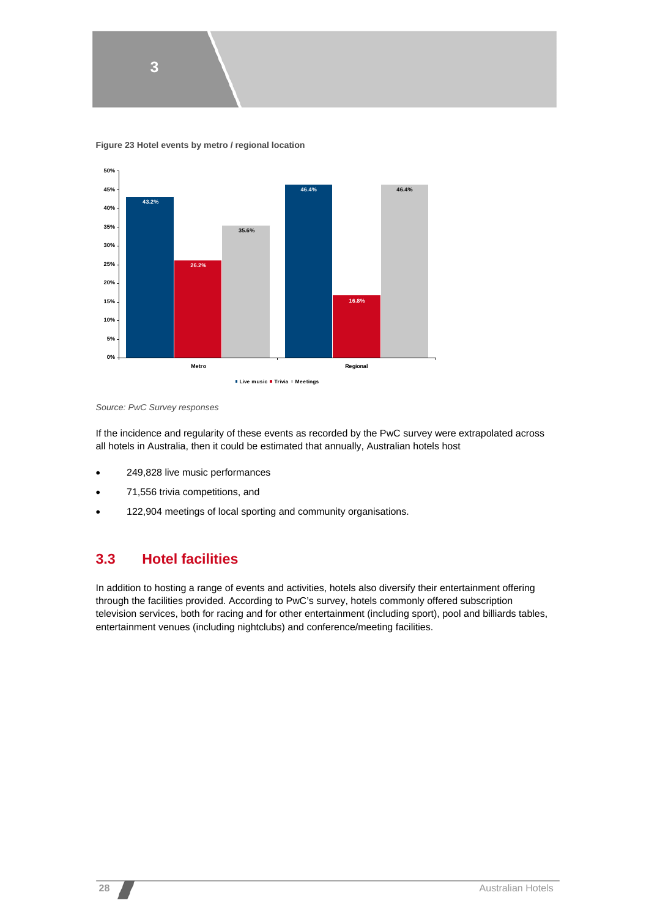**Figure 23 Hotel events by metro / regional location**

| | Live music | Trivia | Meetings |
|---|---|---|---|
| Metro | 43.2% | 26.2% | 35.6% |
| Regional | 46.4% | 16.8% | 46.4% |

*Source: PwC Survey responses*

If the incidence and regularity of these events as recorded by the PwC survey were extrapolated across all hotels in Australia, then it could be estimated that annually, Australian hotels host

- 249,828 live music performances
- 71,556 trivia competitions, and
- 122,904 meetings of local sporting and community organisations.

## 3.3 Hotel facilities

In addition to hosting a range of events and activities, hotels also diversify their entertainment offering through the facilities provided. According to PwC's survey, hotels commonly offered subscription television services, both for racing and for other entertainment (including sport), pool and billiards tables, entertainment venues (including nightclubs) and conference/meeting facilities.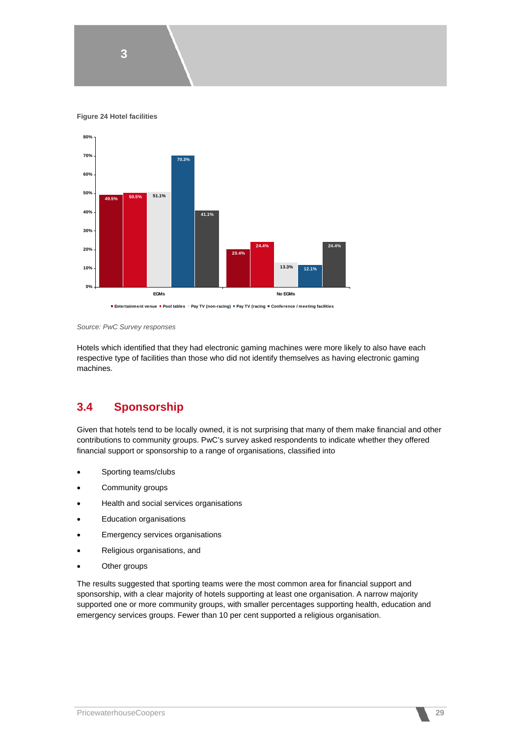**Figure 24 Hotel facilities**

| | Entertainment venue | Pool tables | Pay TV (non-racing) | Pay TV (racing | Conference / meeting facilities |
|---|---|---|---|---|---|
| EGMs | 49.5% | 50.5% | 51.1% | 70.3% | 41.1% |
| No EGMs | 20.4% | 24.4% | 13.3% | 12.1% | 24.4% |

*Source: PwC Survey responses*

Hotels which identified that they had electronic gaming machines were more likely to also have each respective type of facilities than those who did not identify themselves as having electronic gaming machines.

## 3.4 Sponsorship

Given that hotels tend to be locally owned, it is not surprising that many of them make financial and other contributions to community groups. PwC's survey asked respondents to indicate whether they offered financial support or sponsorship to a range of organisations, classified into

- Sporting teams/clubs
- Community groups
- Health and social services organisations
- Education organisations
- Emergency services organisations
- Religious organisations, and
- Other groups

The results suggested that sporting teams were the most common area for financial support and sponsorship, with a clear majority of hotels supporting at least one organisation. A narrow majority supported one or more community groups, with smaller percentages supporting health, education and emergency services groups. Fewer than 10 per cent supported a religious organisation.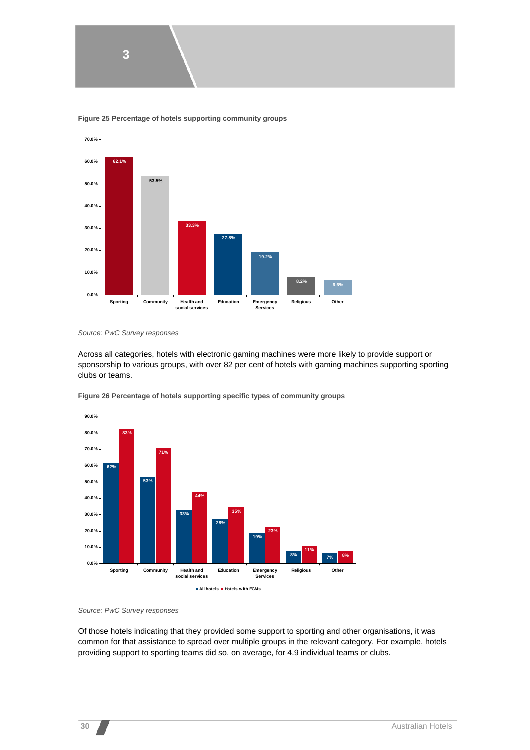**Figure 25 Percentage of hotels supporting community groups**

| Category | Percentage |
|---|---|
| Sporting | 62.1% |
| Community | 53.5% |
| Health and social services | 33.3% |
| Education | 27.8% |
| Emergency Services | 19.2% |
| Religious | 8.2% |
| Other | 6.6% |

*Source: PwC Survey responses*

Across all categories, hotels with electronic gaming machines were more likely to provide support or sponsorship to various groups, with over 82 per cent of hotels with gaming machines supporting sporting clubs or teams.

**Figure 26 Percentage of hotels supporting specific types of community groups**

| Category | All hotels | Hotels with EGMs |
|---|---|---|
| Sporting | 62% | 83% |
| Community | 53% | 71% |
| Health and social services | 33% | 44% |
| Education | 28% | 35% |
| Emergency Services | 19% | 23% |
| Religious | 8% | 11% |
| Other | 7% | 8% |

*Source: PwC Survey responses*

Of those hotels indicating that they provided some support to sporting and other organisations, it was common for that assistance to spread over multiple groups in the relevant category. For example, hotels providing support to sporting teams did so, on average, for 4.9 individual teams or clubs.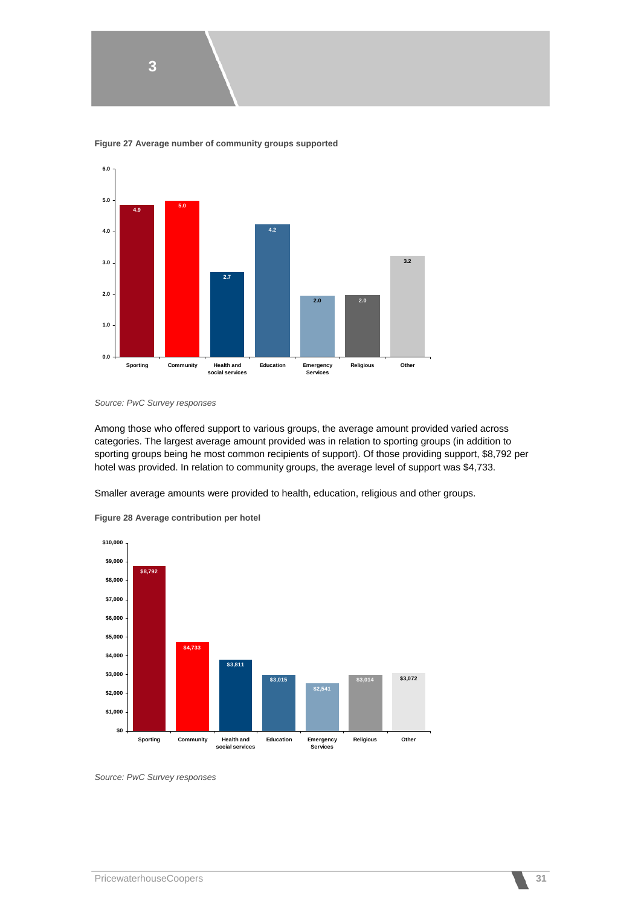**Figure 27 Average number of community groups supported**

| Category | Average number |
|---|---|
| Sporting | 4.9 |
| Community | 5.0 |
| Health and social services | 2.7 |
| Education | 4.2 |
| Emergency Services | 2.0 |
| Religious | 2.0 |
| Other | 3.2 |

*Source: PwC Survey responses*

Among those who offered support to various groups, the average amount provided varied across categories. The largest average amount provided was in relation to sporting groups (in addition to sporting groups being he most common recipients of support). Of those providing support, $8,792 per hotel was provided. In relation to community groups, the average level of support was $4,733.

Smaller average amounts were provided to health, education, religious and other groups.

**Figure 28 Average contribution per hotel**

| Category | Average contribution |
|---|---|
| Sporting | $8,792 |
| Community | $4,733 |
| Health and social services | $3,811 |
| Education | $3,015 |
| Emergency Services | $2,541 |
| Religious | $3,014 |
| Other | $3,072 |

*Source: PwC Survey responses*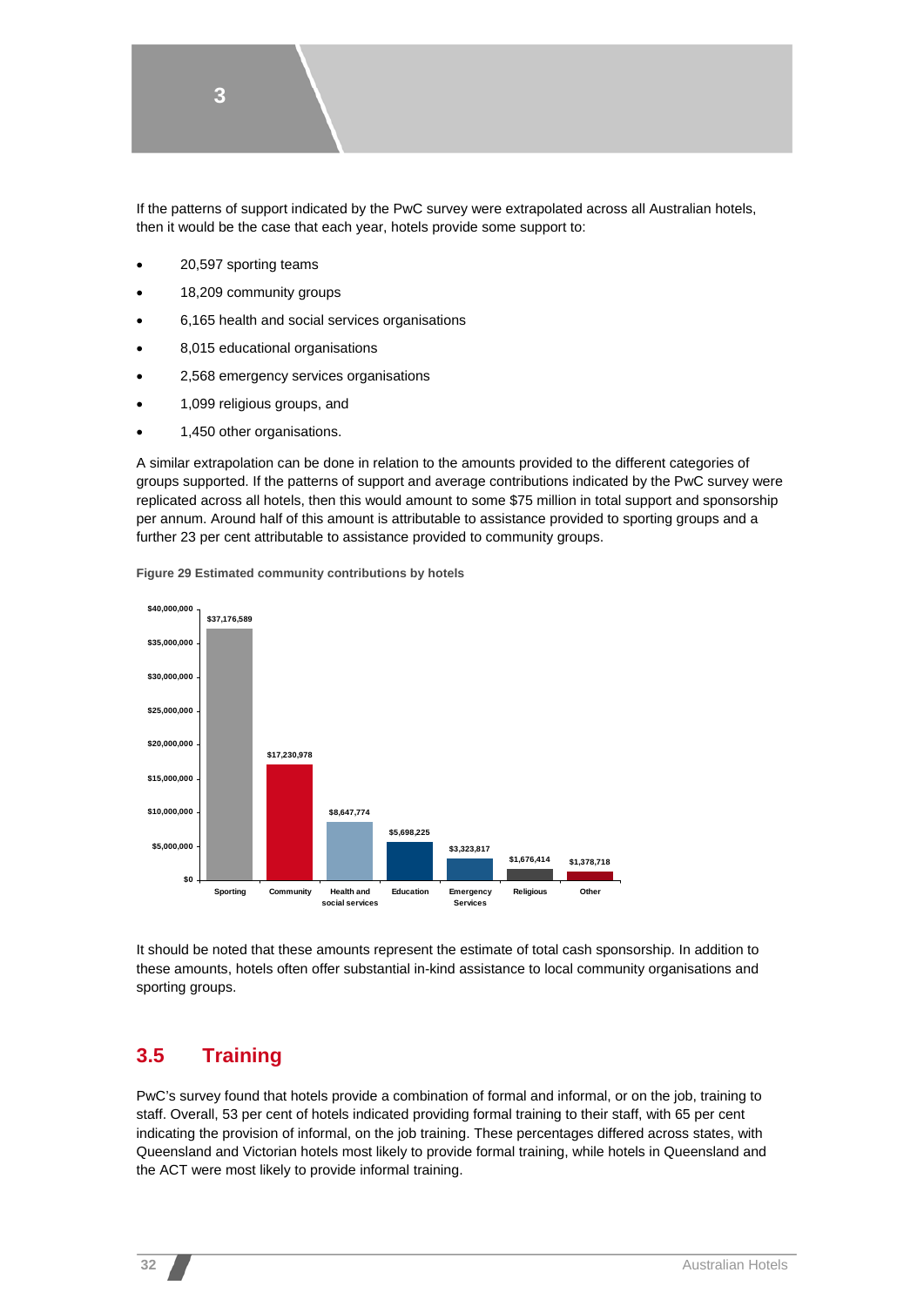If the patterns of support indicated by the PwC survey were extrapolated across all Australian hotels, then it would be the case that each year, hotels provide some support to:

- 20,597 sporting teams
- 18,209 community groups
- 6,165 health and social services organisations
- 8,015 educational organisations
- 2,568 emergency services organisations
- 1,099 religious groups, and
- 1,450 other organisations.

A similar extrapolation can be done in relation to the amounts provided to the different categories of groups supported. If the patterns of support and average contributions indicated by the PwC survey were replicated across all hotels, then this would amount to some $75 million in total support and sponsorship per annum. Around half of this amount is attributable to assistance provided to sporting groups and a further 23 per cent attributable to assistance provided to community groups.

**Figure 29 Estimated community contributions by hotels**

| Category | Amount |
|---|---|
| Sporting | $37,176,589 |
| Community | $17,230,978 |
| Health and social services | $8,647,774 |
| Education | $5,698,225 |
| Emergency Services | $3,323,817 |
| Religious | $1,676,414 |
| Other | $1,378,718 |

It should be noted that these amounts represent the estimate of total cash sponsorship. In addition to these amounts, hotels often offer substantial in-kind assistance to local community organisations and sporting groups.

## 3.5 Training

PwC's survey found that hotels provide a combination of formal and informal, or on the job, training to staff. Overall, 53 per cent of hotels indicated providing formal training to their staff, with 65 per cent indicating the provision of informal, on the job training. These percentages differed across states, with Queensland and Victorian hotels most likely to provide formal training, while hotels in Queensland and the ACT were most likely to provide informal training.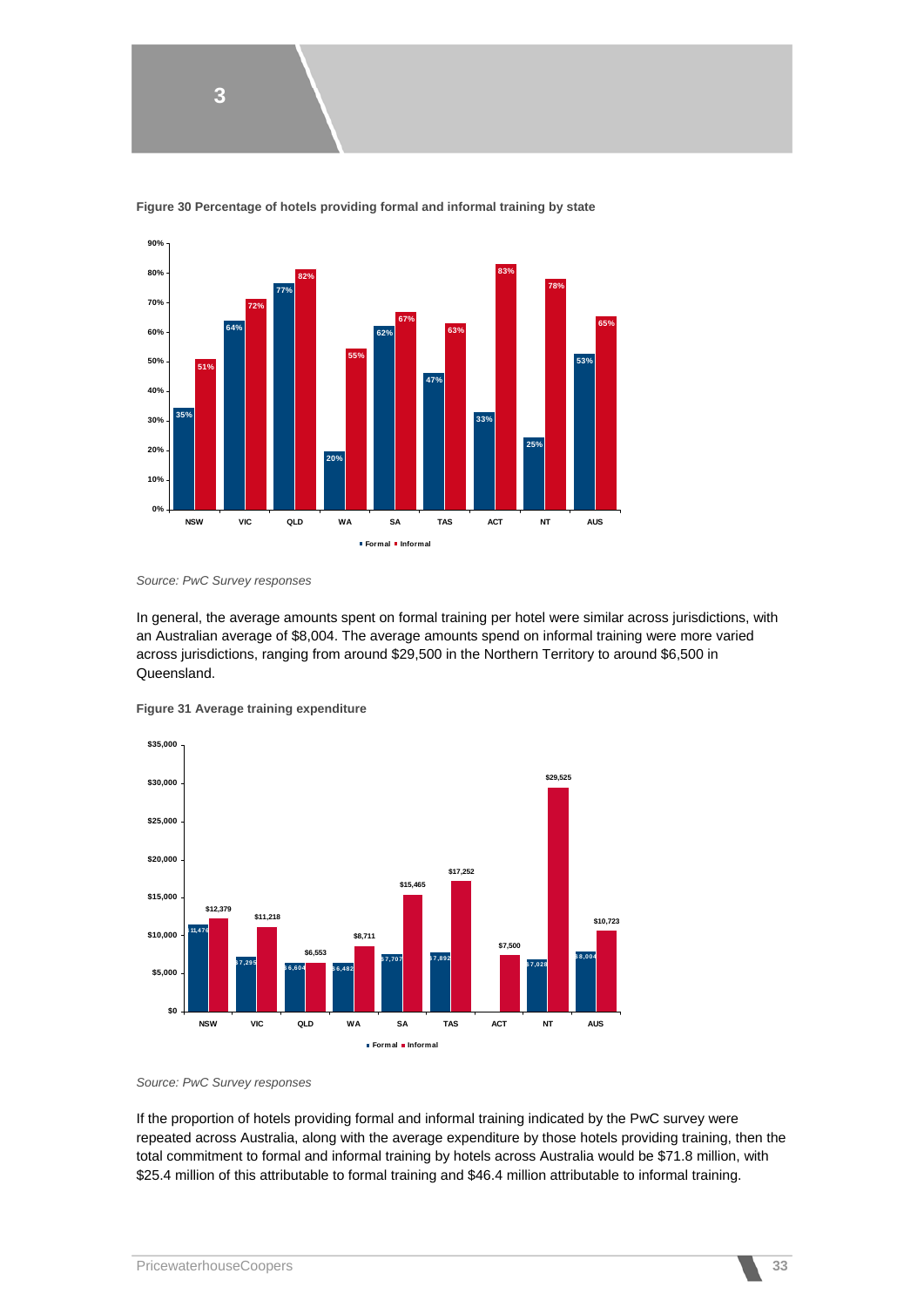**Figure 30 Percentage of hotels providing formal and informal training by state**

| | NSW | VIC | QLD | WA | SA | TAS | ACT | NT | AUS |
|---|---|---|---|---|---|---|---|---|---|
| Formal | 35% | 64% | 77% | 20% | 62% | 47% | 33% | 25% | 53% |
| Informal | 51% | 72% | 82% | 55% | 67% | 63% | 83% | 78% | 65% |

*Source: PwC Survey responses*

In general, the average amounts spent on formal training per hotel were similar across jurisdictions, with an Australian average of $8,004. The average amounts spend on informal training were more varied across jurisdictions, ranging from around $29,500 in the Northern Territory to around $6,500 in Queensland.

**Figure 31 Average training expenditure**

| | NSW | VIC | QLD | WA | SA | TAS | ACT | NT | AUS |
|---|---|---|---|---|---|---|---|---|---|
| Formal | $11,476 | $7,295 | $6,604 | $6,482 | $7,707 | $7,892 | | $7,028 | $8,004 |
| Informal | $12,379 | $11,218 | $6,553 | $8,711 | $15,465 | $17,252 | $7,500 | $29,525 | $10,723 |

*Source: PwC Survey responses*

If the proportion of hotels providing formal and informal training indicated by the PwC survey were repeated across Australia, along with the average expenditure by those hotels providing training, then the total commitment to formal and informal training by hotels across Australia would be $71.8 million, with $25.4 million of this attributable to formal training and $46.4 million attributable to informal training.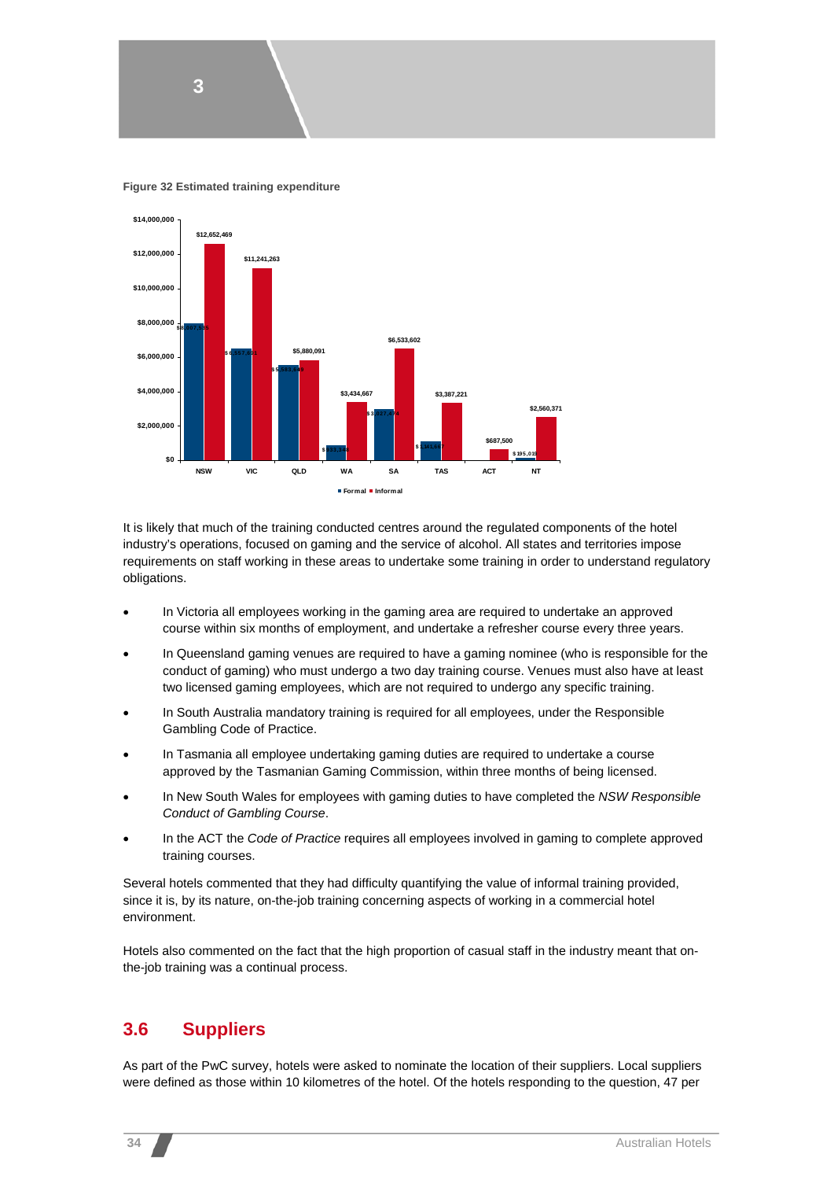**Figure 32 Estimated training expenditure**

| | Formal | Informal |
|---|---|---|
| NSW | $8,087,656 | $12,652,469 |
| VIC | $6,557,891 | $11,241,263 |
| QLD | $5,583,680 | $5,880,091 |
| WA | $933,333 | $3,434,667 |
| SA | $3,027,474 | $6,533,602 |
| TAS | $1,101,667 | $3,387,221 |
| ACT | | $687,500 |
| NT | $195,019 | $2,560,371 |

It is likely that much of the training conducted centres around the regulated components of the hotel industry's operations, focused on gaming and the service of alcohol. All states and territories impose requirements on staff working in these areas to undertake some training in order to understand regulatory obligations.

- In Victoria all employees working in the gaming area are required to undertake an approved course within six months of employment, and undertake a refresher course every three years.
- In Queensland gaming venues are required to have a gaming nominee (who is responsible for the conduct of gaming) who must undergo a two day training course. Venues must also have at least two licensed gaming employees, which are not required to undergo any specific training.
- In South Australia mandatory training is required for all employees, under the Responsible Gambling Code of Practice.
- In Tasmania all employee undertaking gaming duties are required to undertake a course approved by the Tasmanian Gaming Commission, within three months of being licensed.
- In New South Wales for employees with gaming duties to have completed the *NSW Responsible Conduct of Gambling Course*.
- In the ACT the *Code of Practice* requires all employees involved in gaming to complete approved training courses.

Several hotels commented that they had difficulty quantifying the value of informal training provided, since it is, by its nature, on-the-job training concerning aspects of working in a commercial hotel environment.

Hotels also commented on the fact that the high proportion of casual staff in the industry meant that on-the-job training was a continual process.

## 3.6 Suppliers

As part of the PwC survey, hotels were asked to nominate the location of their suppliers. Local suppliers were defined as those within 10 kilometres of the hotel. Of the hotels responding to the question, 47 per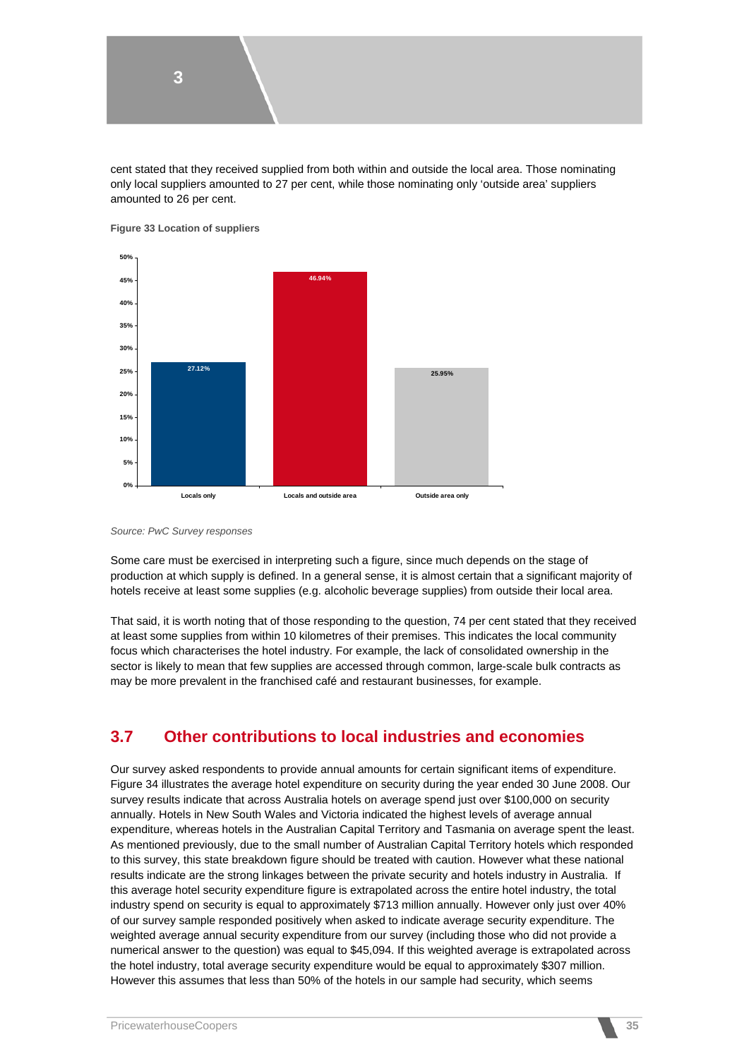cent stated that they received supplied from both within and outside the local area. Those nominating only local suppliers amounted to 27 per cent, while those nominating only 'outside area' suppliers amounted to 26 per cent.

**Figure 33 Location of suppliers**

| Location | Share |
|---|---|
| Locals only | 27.12% |
| Locals and outside area | 46.94% |
| Outside area only | 25.95% |

*Source: PwC Survey responses*

Some care must be exercised in interpreting such a figure, since much depends on the stage of production at which supply is defined. In a general sense, it is almost certain that a significant majority of hotels receive at least some supplies (e.g. alcoholic beverage supplies) from outside their local area.

That said, it is worth noting that of those responding to the question, 74 per cent stated that they received at least some supplies from within 10 kilometres of their premises. This indicates the local community focus which characterises the hotel industry. For example, the lack of consolidated ownership in the sector is likely to mean that few supplies are accessed through common, large-scale bulk contracts as may be more prevalent in the franchised café and restaurant businesses, for example.

## 3.7 Other contributions to local industries and economies

Our survey asked respondents to provide annual amounts for certain significant items of expenditure. Figure 34 illustrates the average hotel expenditure on security during the year ended 30 June 2008. Our survey results indicate that across Australia hotels on average spend just over $100,000 on security annually. Hotels in New South Wales and Victoria indicated the highest levels of average annual expenditure, whereas hotels in the Australian Capital Territory and Tasmania on average spent the least. As mentioned previously, due to the small number of Australian Capital Territory hotels which responded to this survey, this state breakdown figure should be treated with caution. However what these national results indicate are the strong linkages between the private security and hotels industry in Australia. If this average hotel security expenditure figure is extrapolated across the entire hotel industry, the total industry spend on security is equal to approximately $713 million annually. However only just over 40% of our survey sample responded positively when asked to indicate average security expenditure. The weighted average annual security expenditure from our survey (including those who did not provide a numerical answer to the question) was equal to $45,094. If this weighted average is extrapolated across the hotel industry, total average security expenditure would be equal to approximately $307 million. However this assumes that less than 50% of the hotels in our sample had security, which seems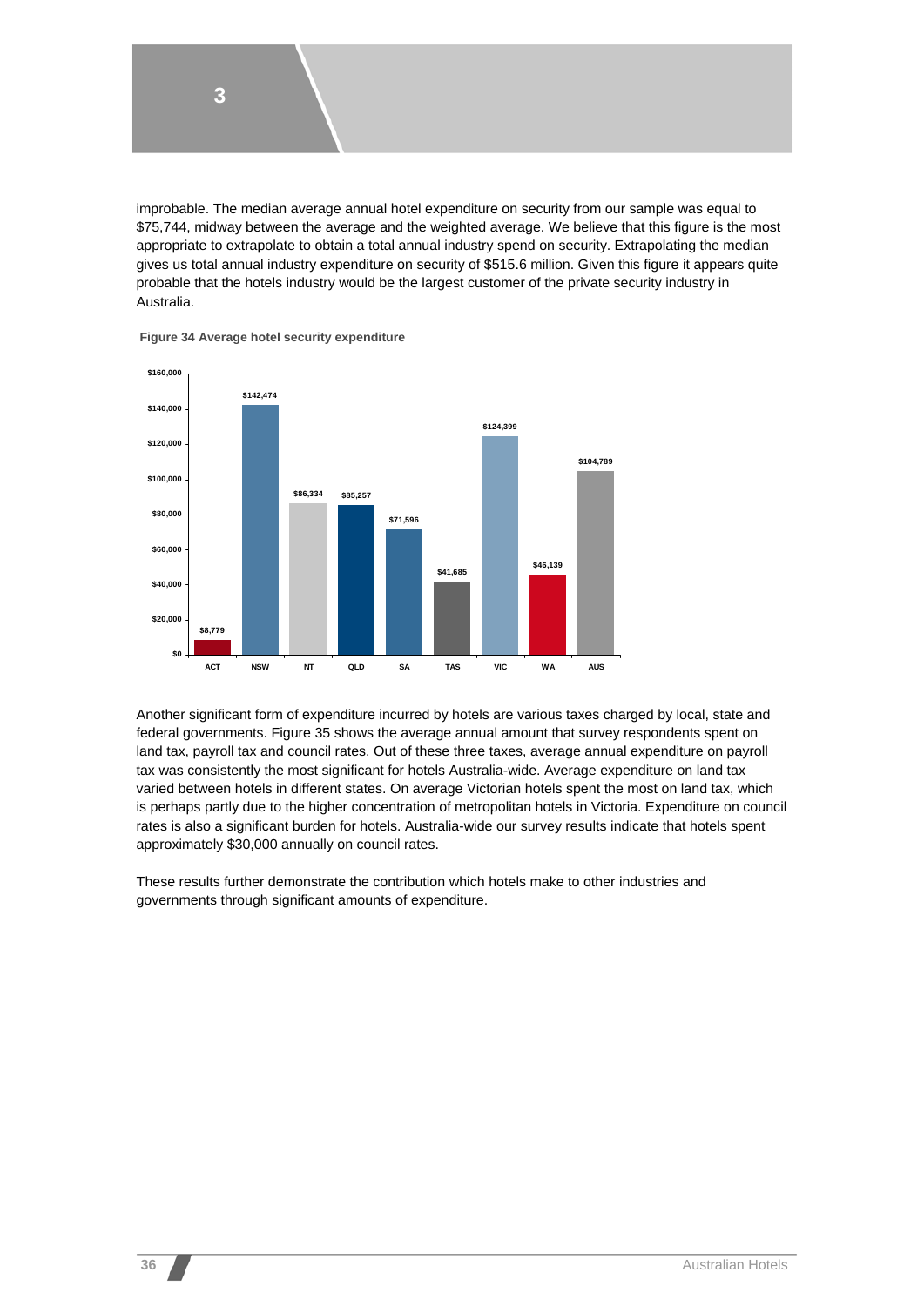improbable. The median average annual hotel expenditure on security from our sample was equal to $75,744, midway between the average and the weighted average. We believe that this figure is the most appropriate to extrapolate to obtain a total annual industry spend on security. Extrapolating the median gives us total annual industry expenditure on security of $515.6 million. Given this figure it appears quite probable that the hotels industry would be the largest customer of the private security industry in Australia.

**Figure 34 Average hotel security expenditure**

| State | Average hotel security expenditure |
|---|---|
| ACT | $8,779 |
| NSW | $142,474 |
| NT | $86,334 |
| QLD | $85,257 |
| SA | $71,596 |
| TAS | $41,685 |
| VIC | $124,399 |
| WA | $46,139 |
| AUS | $104,789 |

Another significant form of expenditure incurred by hotels are various taxes charged by local, state and federal governments. Figure 35 shows the average annual amount that survey respondents spent on land tax, payroll tax and council rates. Out of these three taxes, average annual expenditure on payroll tax was consistently the most significant for hotels Australia-wide. Average expenditure on land tax varied between hotels in different states. On average Victorian hotels spent the most on land tax, which is perhaps partly due to the higher concentration of metropolitan hotels in Victoria. Expenditure on council rates is also a significant burden for hotels. Australia-wide our survey results indicate that hotels spent approximately $30,000 annually on council rates.

These results further demonstrate the contribution which hotels make to other industries and governments through significant amounts of expenditure.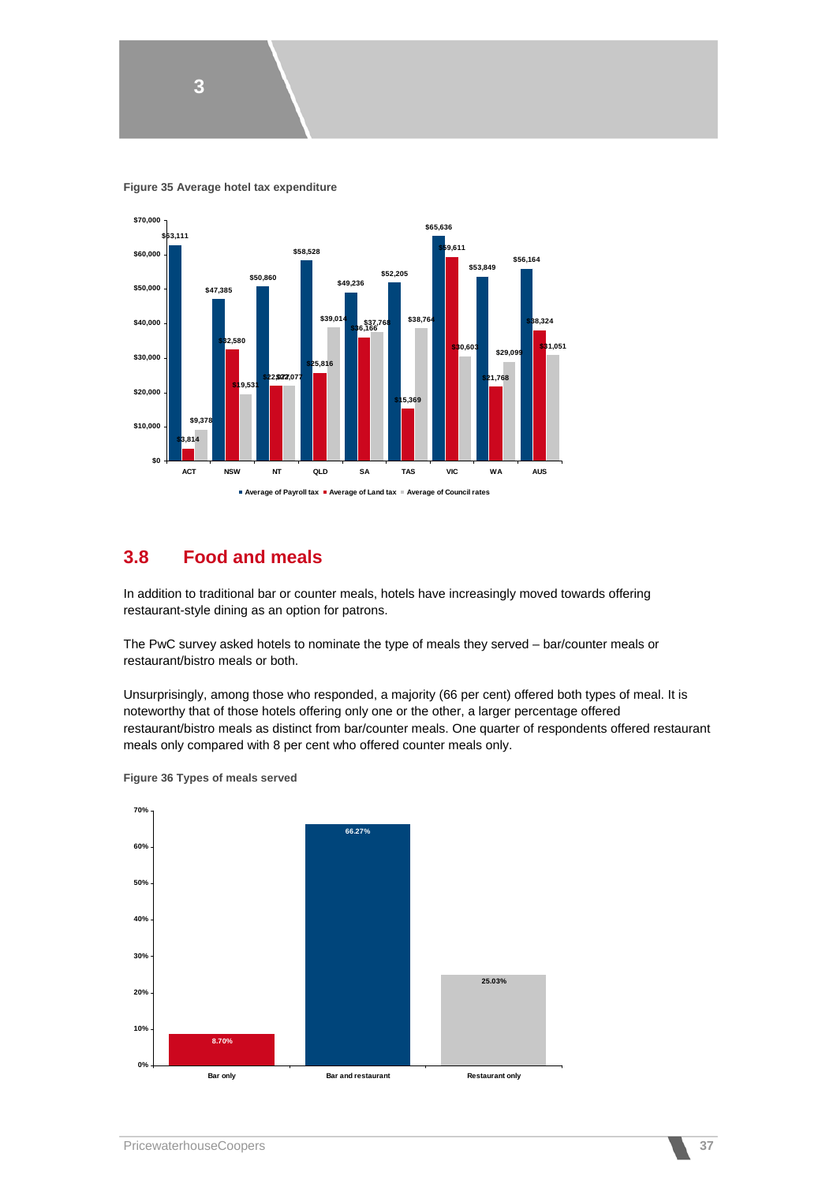**Figure 35 Average hotel tax expenditure**

## 3.8 Food and meals

In addition to traditional bar or counter meals, hotels have increasingly moved towards offering restaurant-style dining as an option for patrons.

The PwC survey asked hotels to nominate the type of meals they served – bar/counter meals or restaurant/bistro meals or both.

Unsurprisingly, among those who responded, a majority (66 per cent) offered both types of meal. It is noteworthy that of those hotels offering only one or the other, a larger percentage offered restaurant/bistro meals as distinct from bar/counter meals. One quarter of respondents offered restaurant meals only compared with 8 per cent who offered counter meals only.

**Figure 36 Types of meals served**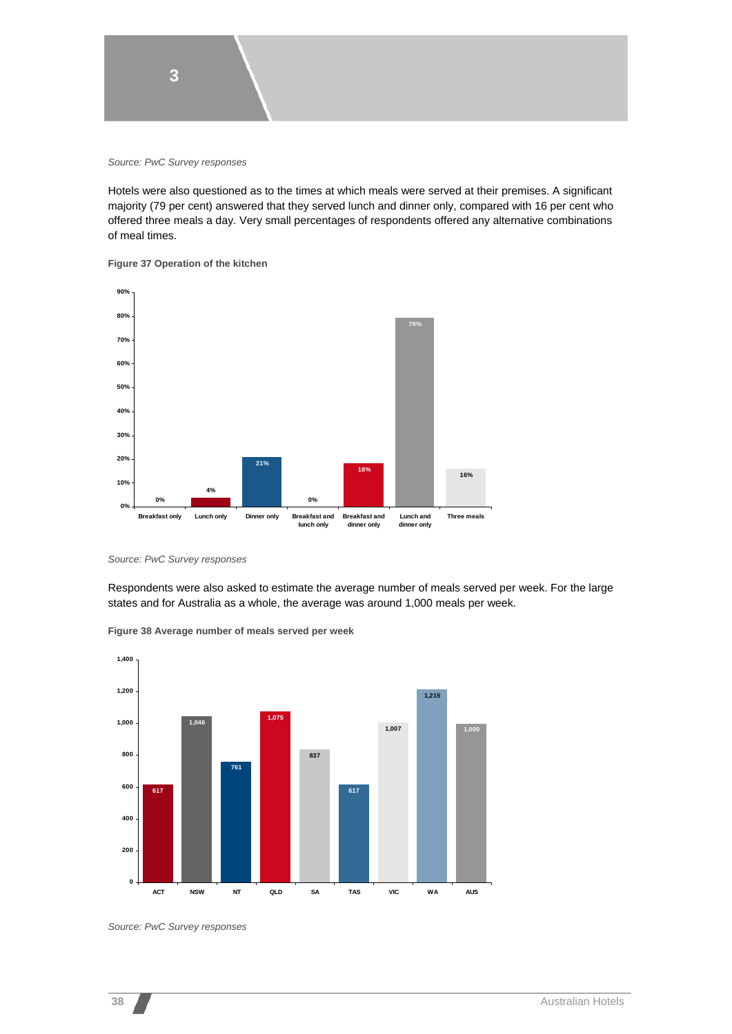Source: PwC Survey responses

Hotels were also questioned as to the times at which meals were served at their premises. A significant majority (79 per cent) answered that they served lunch and dinner only, compared with 16 per cent who offered three meals a day. Very small percentages of respondents offered any alternative combinations of meal times.

**Figure 37 Operation of the kitchen**

| Meal times | Per cent |
|---|---|
| Breakfast only | 0% |
| Lunch only | 4% |
| Dinner only | 21% |
| Breakfast and lunch only | 0% |
| Breakfast and dinner only | 18% |
| Lunch and dinner only | 79% |
| Three meals | 16% |

*Source: PwC Survey responses*

Respondents were also asked to estimate the average number of meals served per week. For the large states and for Australia as a whole, the average was around 1,000 meals per week.

**Figure 38 Average number of meals served per week**

| State | Meals per week |
|---|---|
| ACT | 617 |
| NSW | 1,046 |
| NT | 761 |
| QLD | 1,075 |
| SA | 837 |
| TAS | 617 |
| VIC | 1,007 |
| WA | 1,215 |
| AUS | 1,000 |

*Source: PwC Survey responses*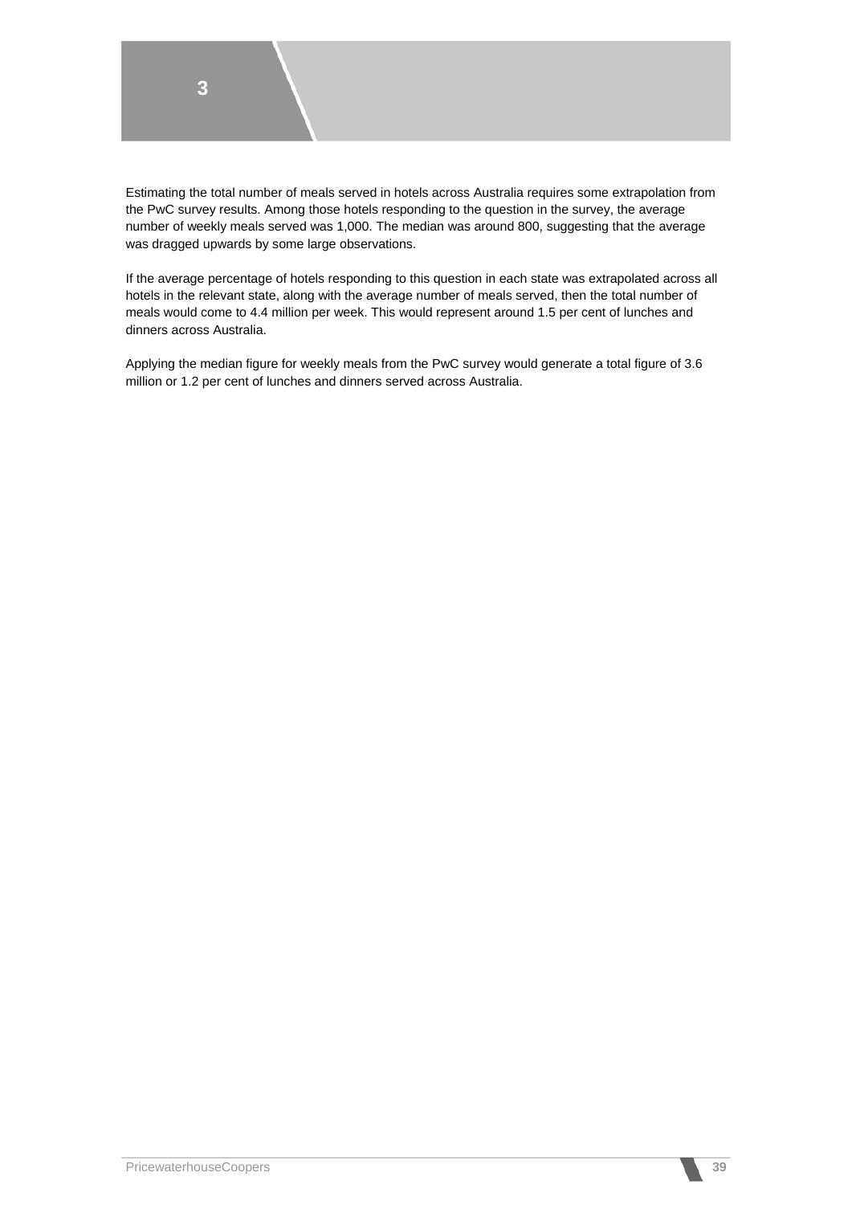Estimating the total number of meals served in hotels across Australia requires some extrapolation from the PwC survey results. Among those hotels responding to the question in the survey, the average number of weekly meals served was 1,000. The median was around 800, suggesting that the average was dragged upwards by some large observations.

If the average percentage of hotels responding to this question in each state was extrapolated across all hotels in the relevant state, along with the average number of meals served, then the total number of meals would come to 4.4 million per week. This would represent around 1.5 per cent of lunches and dinners across Australia.

Applying the median figure for weekly meals from the PwC survey would generate a total figure of 3.6 million or 1.2 per cent of lunches and dinners served across Australia.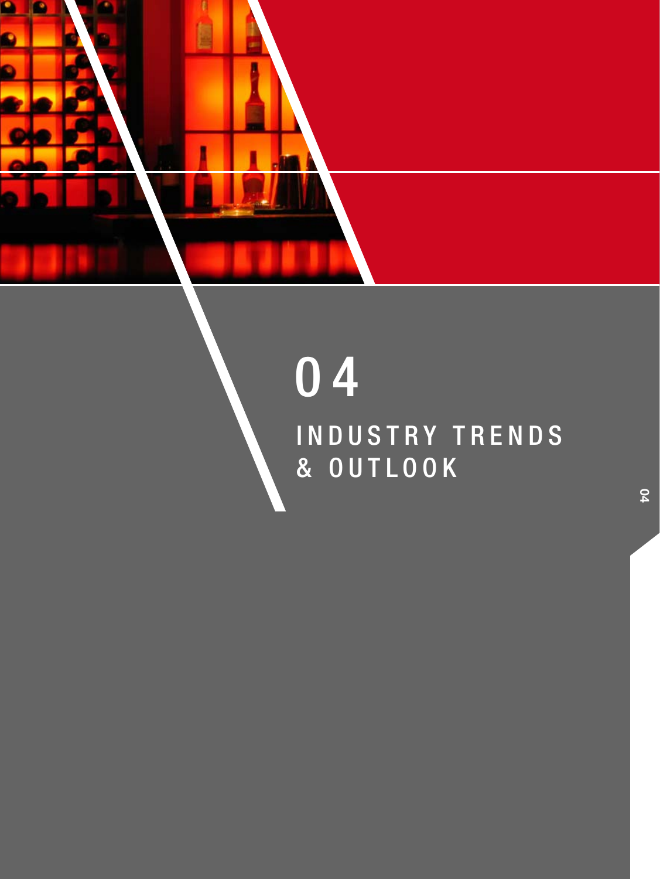# 04

## INDUSTRY TRENDS & OUTLOOK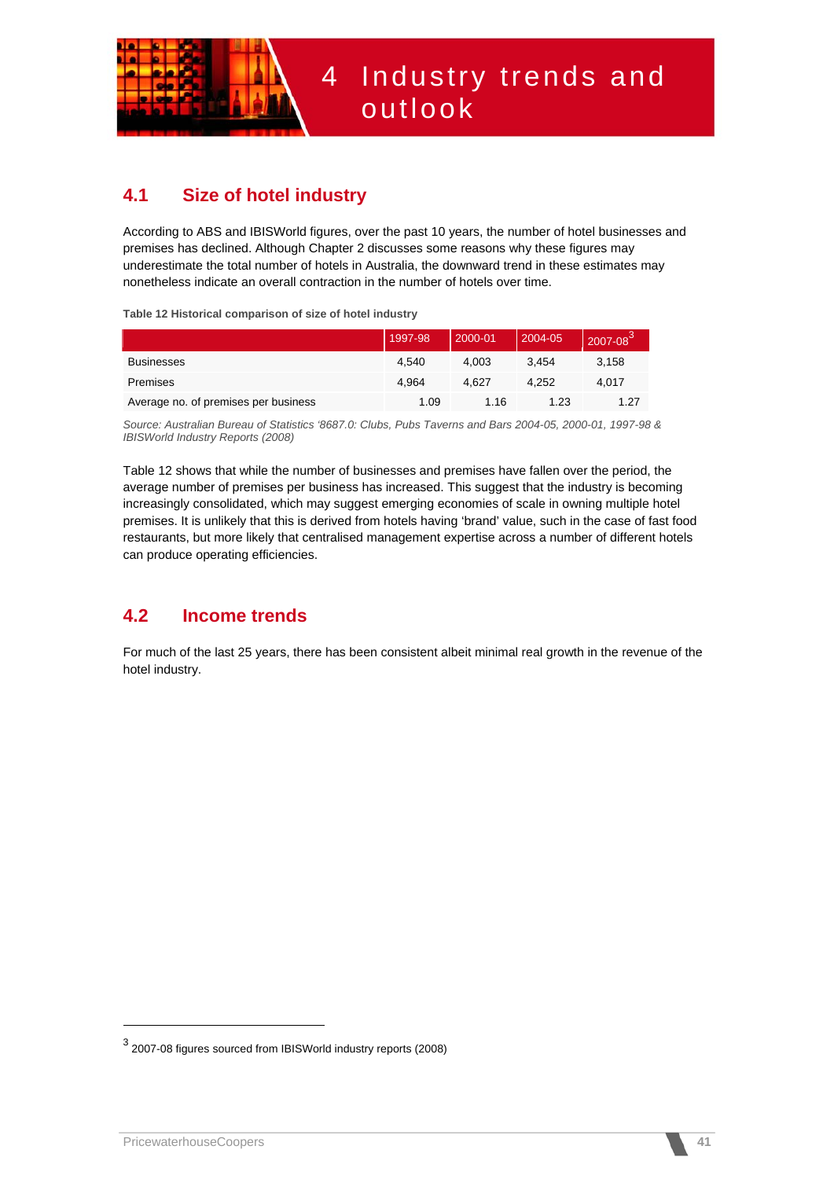# 4 Industry trends and outlook

## 4.1 Size of hotel industry

According to ABS and IBISWorld figures, over the past 10 years, the number of hotel businesses and premises has declined. Although Chapter 2 discusses some reasons why these figures may underestimate the total number of hotels in Australia, the downward trend in these estimates may nonetheless indicate an overall contraction in the number of hotels over time.

**Table 12 Historical comparison of size of hotel industry**

| | 1997-98 | 2000-01 | 2004-05 | 2007-08[3] |
|---|---|---|---|---|
| Businesses | 4,540 | 4,003 | 3,454 | 3,158 |
| Premises | 4,964 | 4,627 | 4,252 | 4,017 |
| Average no. of premises per business | 1.09 | 1.16 | 1.23 | 1.27 |

*Source: Australian Bureau of Statistics '8687.0: Clubs, Pubs Taverns and Bars 2004-05, 2000-01, 1997-98 & IBISWorld Industry Reports (2008)*

Table 12 shows that while the number of businesses and premises have fallen over the period, the average number of premises per business has increased. This suggest that the industry is becoming increasingly consolidated, which may suggest emerging economies of scale in owning multiple hotel premises. It is unlikely that this is derived from hotels having 'brand' value, such in the case of fast food restaurants, but more likely that centralised management expertise across a number of different hotels can produce operating efficiencies.

## 4.2 Income trends

For much of the last 25 years, there has been consistent albeit minimal real growth in the revenue of the hotel industry.

[3] 2007-08 figures sourced from IBISWorld industry reports (2008)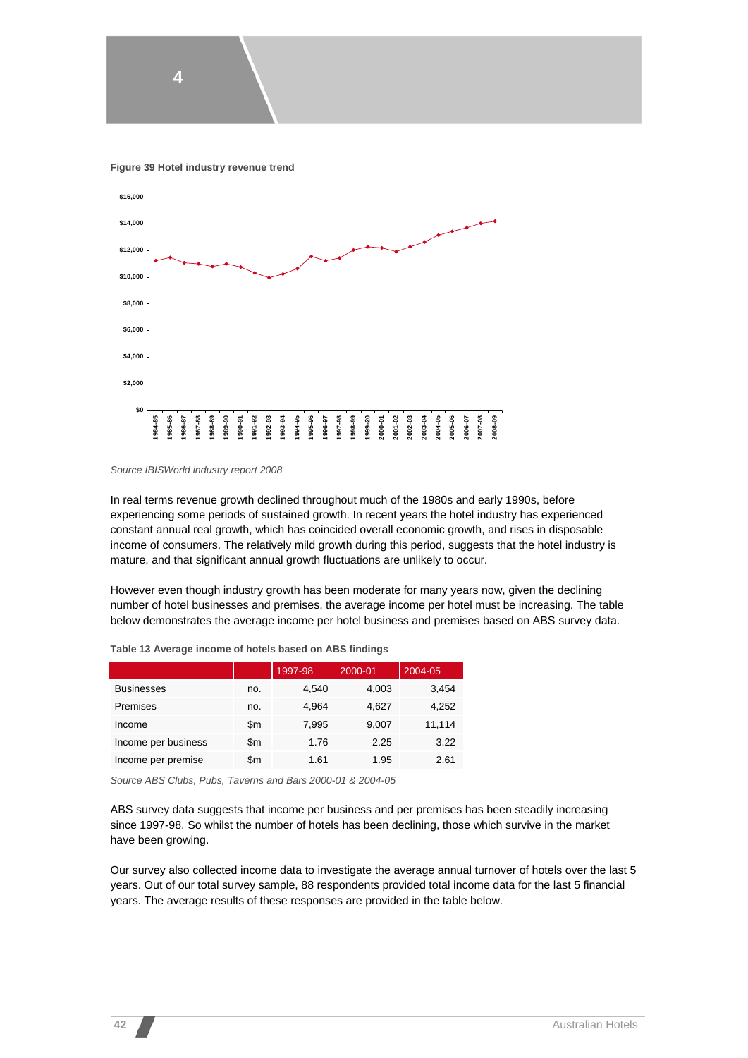**Figure 39 Hotel industry revenue trend**

*Source IBISWorld industry report 2008*

In real terms revenue growth declined throughout much of the 1980s and early 1990s, before experiencing some periods of sustained growth. In recent years the hotel industry has experienced constant annual real growth, which has coincided overall economic growth, and rises in disposable income of consumers. The relatively mild growth during this period, suggests that the hotel industry is mature, and that significant annual growth fluctuations are unlikely to occur.

However even though industry growth has been moderate for many years now, given the declining number of hotel businesses and premises, the average income per hotel must be increasing. The table below demonstrates the average income per hotel business and premises based on ABS survey data.

**Table 13 Average income of hotels based on ABS findings**

| | | 1997-98 | 2000-01 | 2004-05 |
|---|---|---|---|---|
| Businesses | no. | 4,540 | 4,003 | 3,454 |
| Premises | no. | 4,964 | 4,627 | 4,252 |
| Income | $m | 7,995 | 9,007 | 11,114 |
| Income per business | $m | 1.76 | 2.25 | 3.22 |
| Income per premise | $m | 1.61 | 1.95 | 2.61 |

*Source ABS Clubs, Pubs, Taverns and Bars 2000-01 & 2004-05*

ABS survey data suggests that income per business and per premises has been steadily increasing since 1997-98. So whilst the number of hotels has been declining, those which survive in the market have been growing.

Our survey also collected income data to investigate the average annual turnover of hotels over the last 5 years. Out of our total survey sample, 88 respondents provided total income data for the last 5 financial years. The average results of these responses are provided in the table below.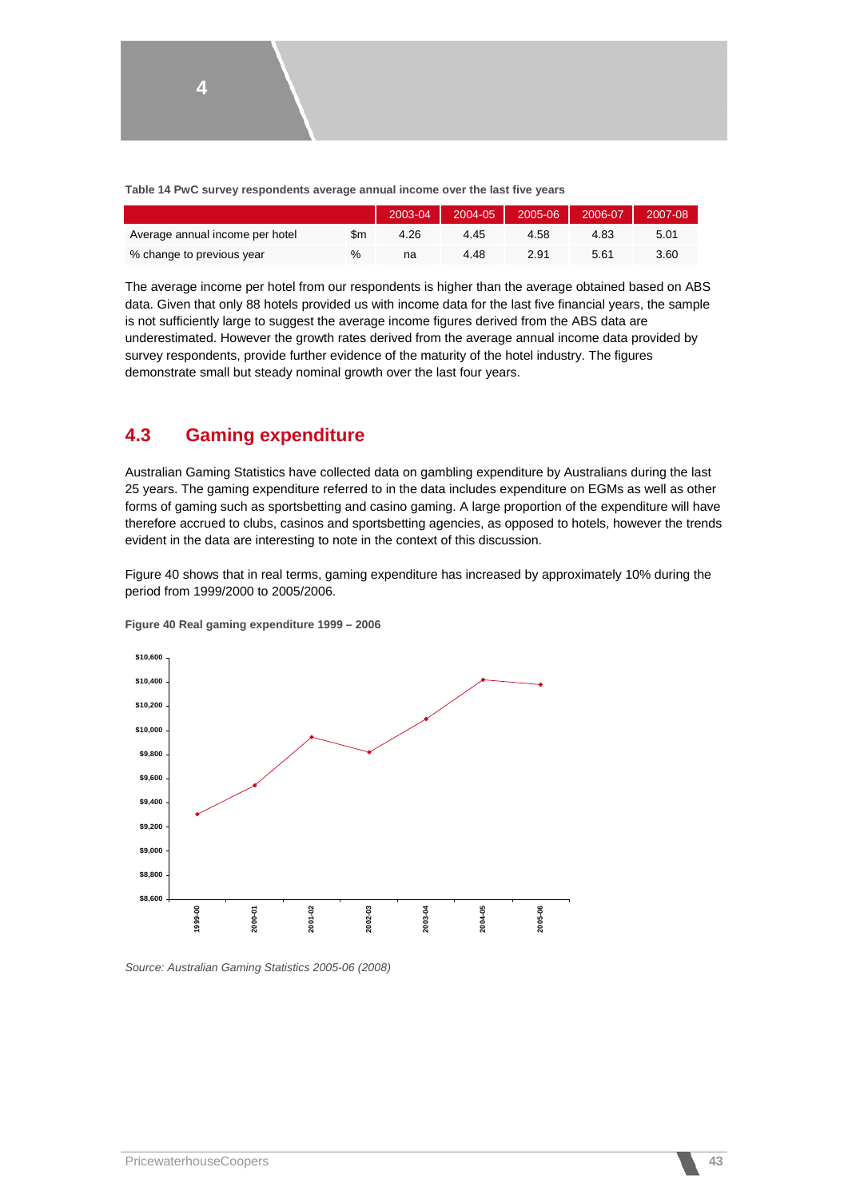**Table 14 PwC survey respondents average annual income over the last five years**

| | | 2003-04 | 2004-05 | 2005-06 | 2006-07 | 2007-08 |
|---|---|---|---|---|---|---|
| Average annual income per hotel | $m | 4.26 | 4.45 | 4.58 | 4.83 | 5.01 |
| % change to previous year | % | na | 4.48 | 2.91 | 5.61 | 3.60 |

The average income per hotel from our respondents is higher than the average obtained based on ABS data. Given that only 88 hotels provided us with income data for the last five financial years, the sample is not sufficiently large to suggest the average income figures derived from the ABS data are underestimated. However the growth rates derived from the average annual income data provided by survey respondents, provide further evidence of the maturity of the hotel industry. The figures demonstrate small but steady nominal growth over the last four years.

## 4.3 Gaming expenditure

Australian Gaming Statistics have collected data on gambling expenditure by Australians during the last 25 years. The gaming expenditure referred to in the data includes expenditure on EGMs as well as other forms of gaming such as sportsbetting and casino gaming. A large proportion of the expenditure will have therefore accrued to clubs, casinos and sportsbetting agencies, as opposed to hotels, however the trends evident in the data are interesting to note in the context of this discussion.

Figure 40 shows that in real terms, gaming expenditure has increased by approximately 10% during the period from 1999/2000 to 2005/2006.

**Figure 40 Real gaming expenditure 1999 – 2006**

*Source: Australian Gaming Statistics 2005-06 (2008)*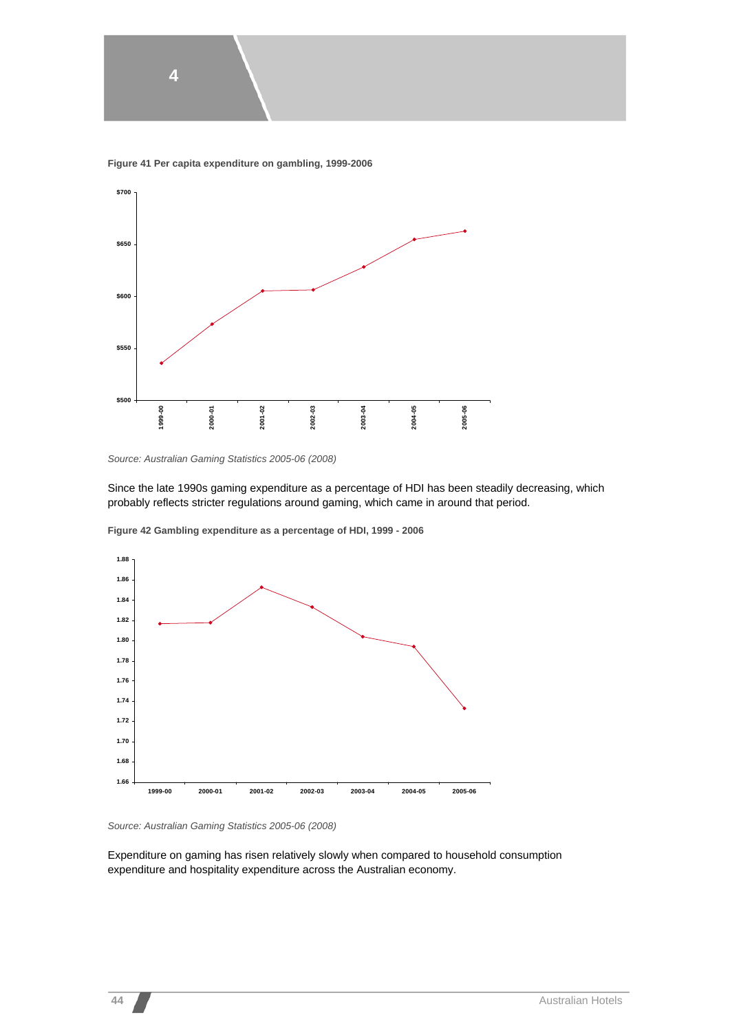**Figure 41 Per capita expenditure on gambling, 1999-2006**

*Source: Australian Gaming Statistics 2005-06 (2008)*

Since the late 1990s gaming expenditure as a percentage of HDI has been steadily decreasing, which probably reflects stricter regulations around gaming, which came in around that period.

**Figure 42 Gambling expenditure as a percentage of HDI, 1999 - 2006**

*Source: Australian Gaming Statistics 2005-06 (2008)*

Expenditure on gaming has risen relatively slowly when compared to household consumption expenditure and hospitality expenditure across the Australian economy.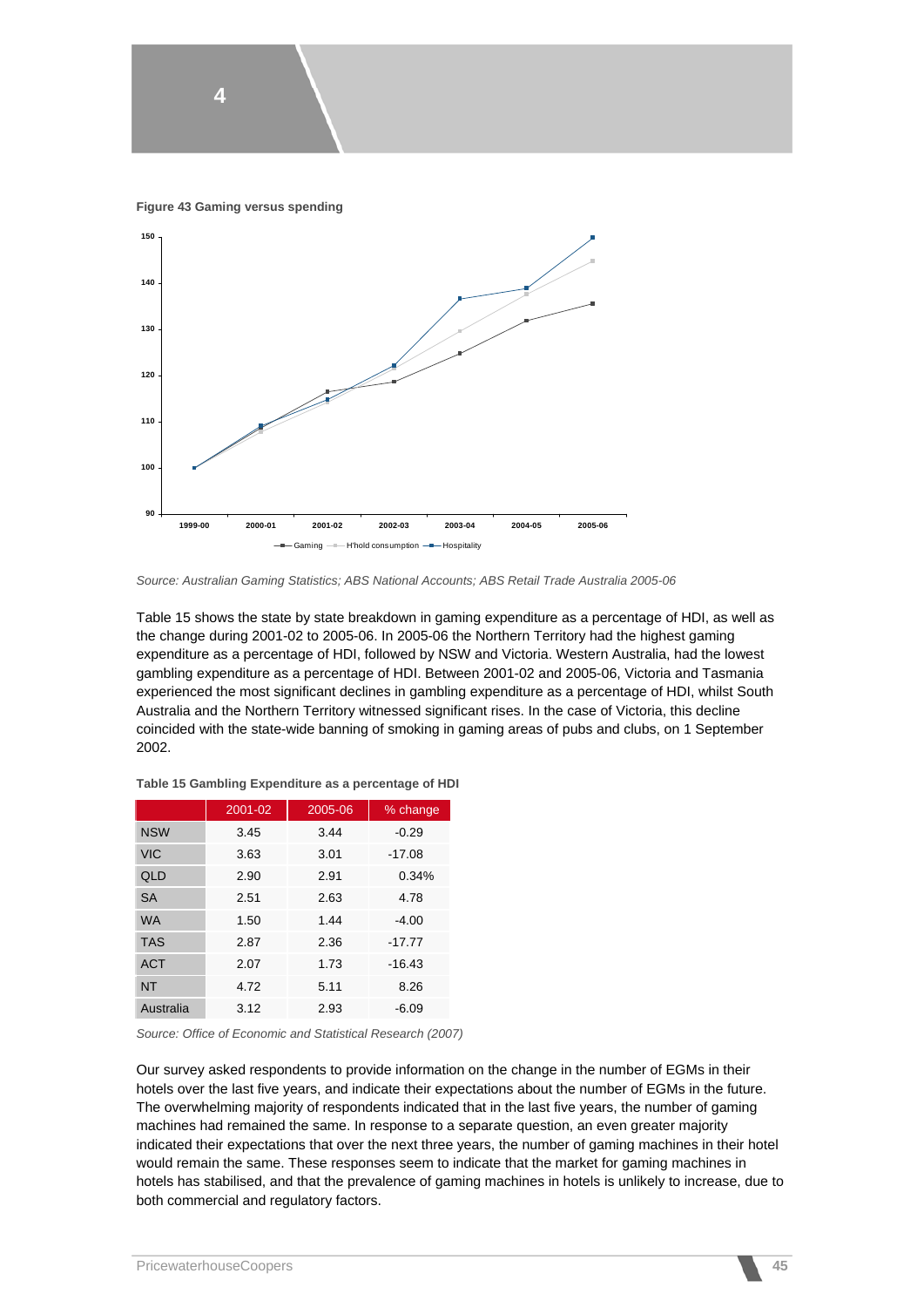**Figure 43 Gaming versus spending**

Source: Australian Gaming Statistics; ABS National Accounts; ABS Retail Trade Australia 2005-06

Table 15 shows the state by state breakdown in gaming expenditure as a percentage of HDI, as well as the change during 2001-02 to 2005-06. In 2005-06 the Northern Territory had the highest gaming expenditure as a percentage of HDI, followed by NSW and Victoria. Western Australia, had the lowest gambling expenditure as a percentage of HDI. Between 2001-02 and 2005-06, Victoria and Tasmania experienced the most significant declines in gambling expenditure as a percentage of HDI, whilst South Australia and the Northern Territory witnessed significant rises. In the case of Victoria, this decline coincided with the state-wide banning of smoking in gaming areas of pubs and clubs, on 1 September 2002.

**Table 15 Gambling Expenditure as a percentage of HDI**

| | 2001-02 | 2005-06 | % change |
|---|---|---|---|
| NSW | 3.45 | 3.44 | -0.29 |
| VIC | 3.63 | 3.01 | -17.08 |
| QLD | 2.90 | 2.91 | 0.34% |
| SA | 2.51 | 2.63 | 4.78 |
| WA | 1.50 | 1.44 | -4.00 |
| TAS | 2.87 | 2.36 | -17.77 |
| ACT | 2.07 | 1.73 | -16.43 |
| NT | 4.72 | 5.11 | 8.26 |
| Australia | 3.12 | 2.93 | -6.09 |

*Source: Office of Economic and Statistical Research (2007)*

Our survey asked respondents to provide information on the change in the number of EGMs in their hotels over the last five years, and indicate their expectations about the number of EGMs in the future. The overwhelming majority of respondents indicated that in the last five years, the number of gaming machines had remained the same. In response to a separate question, an even greater majority indicated their expectations that over the next three years, the number of gaming machines in their hotel would remain the same. These responses seem to indicate that the market for gaming machines in hotels has stabilised, and that the prevalence of gaming machines in hotels is unlikely to increase, due to both commercial and regulatory factors.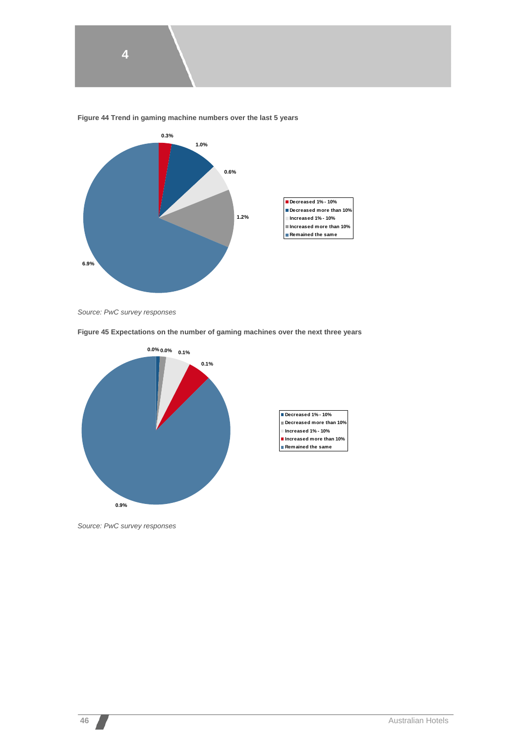**Figure 44 Trend in gaming machine numbers over the last 5 years**

- 0.3%
- 1.0%
- 0.6%
- 1.2%
- 6.9%

Legend:
- Decreased 1% - 10%
- Decreased more than 10%
- Increased 1% - 10%
- Increased more than 10%
- Remained the same

*Source: PwC survey responses*

**Figure 45 Expectations on the number of gaming machines over the next three years**

- 0.0%
- 0.0%
- 0.1%
- 0.1%
- 0.9%

Legend:
- Decreased 1% - 10%
- Decreased more than 10%
- Increased 1% - 10%
- Increased more than 10%
- Remained the same

*Source: PwC survey responses*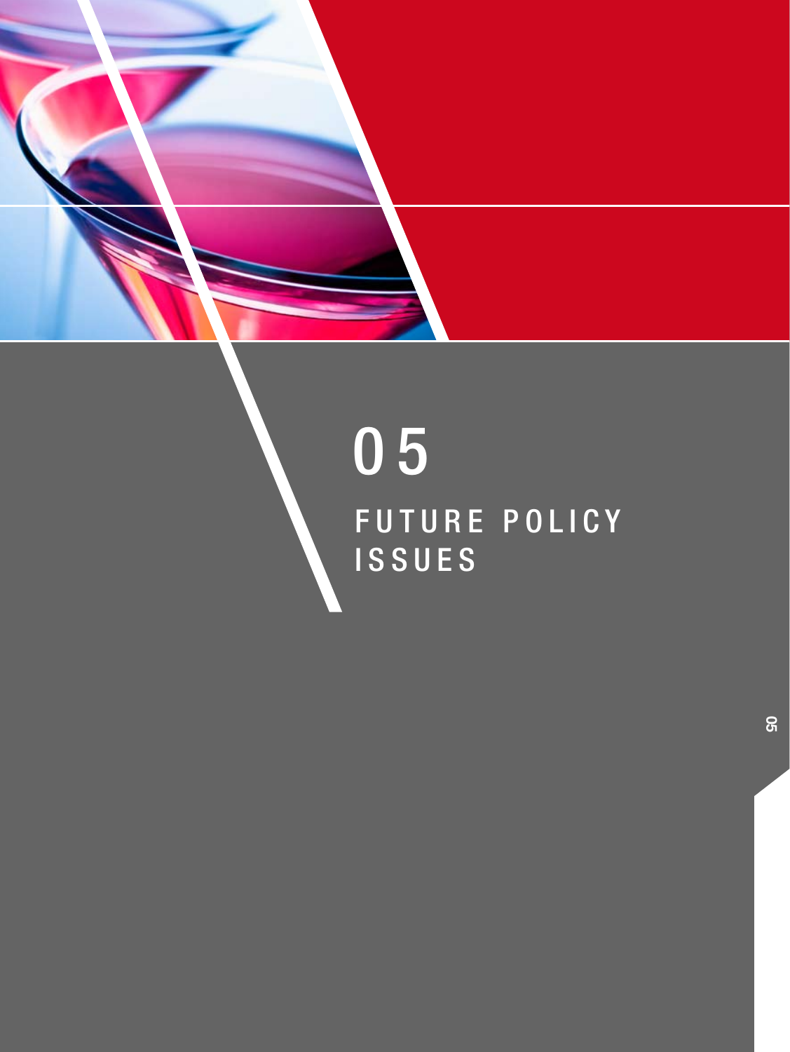# 05

# FUTURE POLICY ISSUES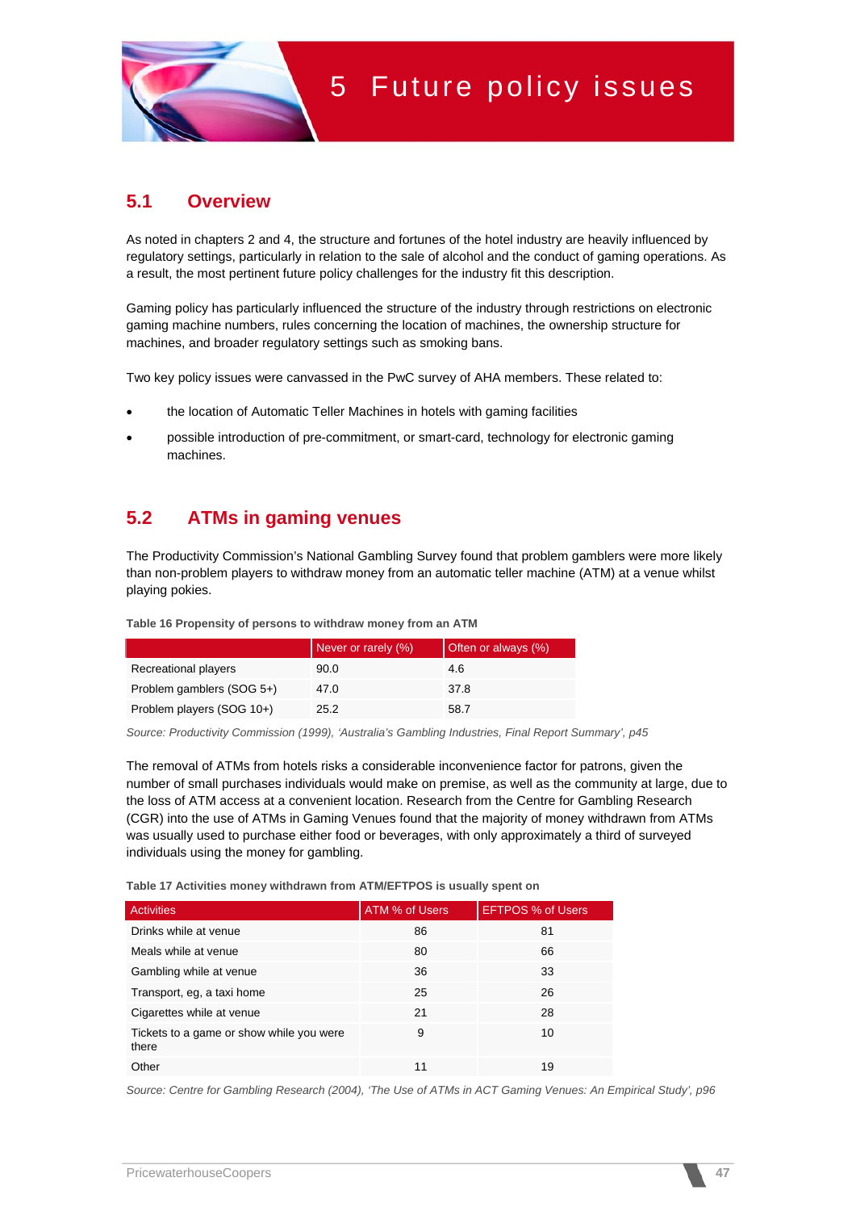# 5 Future policy issues

## 5.1 Overview

As noted in chapters 2 and 4, the structure and fortunes of the hotel industry are heavily influenced by regulatory settings, particularly in relation to the sale of alcohol and the conduct of gaming operations. As a result, the most pertinent future policy challenges for the industry fit this description.

Gaming policy has particularly influenced the structure of the industry through restrictions on electronic gaming machine numbers, rules concerning the location of machines, the ownership structure for machines, and broader regulatory settings such as smoking bans.

Two key policy issues were canvassed in the PwC survey of AHA members. These related to:

- the location of Automatic Teller Machines in hotels with gaming facilities
- possible introduction of pre-commitment, or smart-card, technology for electronic gaming machines.

## 5.2 ATMs in gaming venues

The Productivity Commission's National Gambling Survey found that problem gamblers were more likely than non-problem players to withdraw money from an automatic teller machine (ATM) at a venue whilst playing pokies.

**Table 16 Propensity of persons to withdraw money from an ATM**

| | Never or rarely (%) | Often or always (%) |
|---|---|---|
| Recreational players | 90.0 | 4.6 |
| Problem gamblers (SOG 5+) | 47.0 | 37.8 |
| Problem players (SOG 10+) | 25.2 | 58.7 |

*Source: Productivity Commission (1999), 'Australia's Gambling Industries, Final Report Summary', p45*

The removal of ATMs from hotels risks a considerable inconvenience factor for patrons, given the number of small purchases individuals would make on premise, as well as the community at large, due to the loss of ATM access at a convenient location. Research from the Centre for Gambling Research (CGR) into the use of ATMs in Gaming Venues found that the majority of money withdrawn from ATMs was usually used to purchase either food or beverages, with only approximately a third of surveyed individuals using the money for gambling.

**Table 17 Activities money withdrawn from ATM/EFTPOS is usually spent on**

| Activities | ATM % of Users | EFTPOS % of Users |
|---|---|---|
| Drinks while at venue | 86 | 81 |
| Meals while at venue | 80 | 66 |
| Gambling while at venue | 36 | 33 |
| Transport, eg, a taxi home | 25 | 26 |
| Cigarettes while at venue | 21 | 28 |
| Tickets to a game or show while you were there | 9 | 10 |
| Other | 11 | 19 |

*Source: Centre for Gambling Research (2004), 'The Use of ATMs in ACT Gaming Venues: An Empirical Study', p96*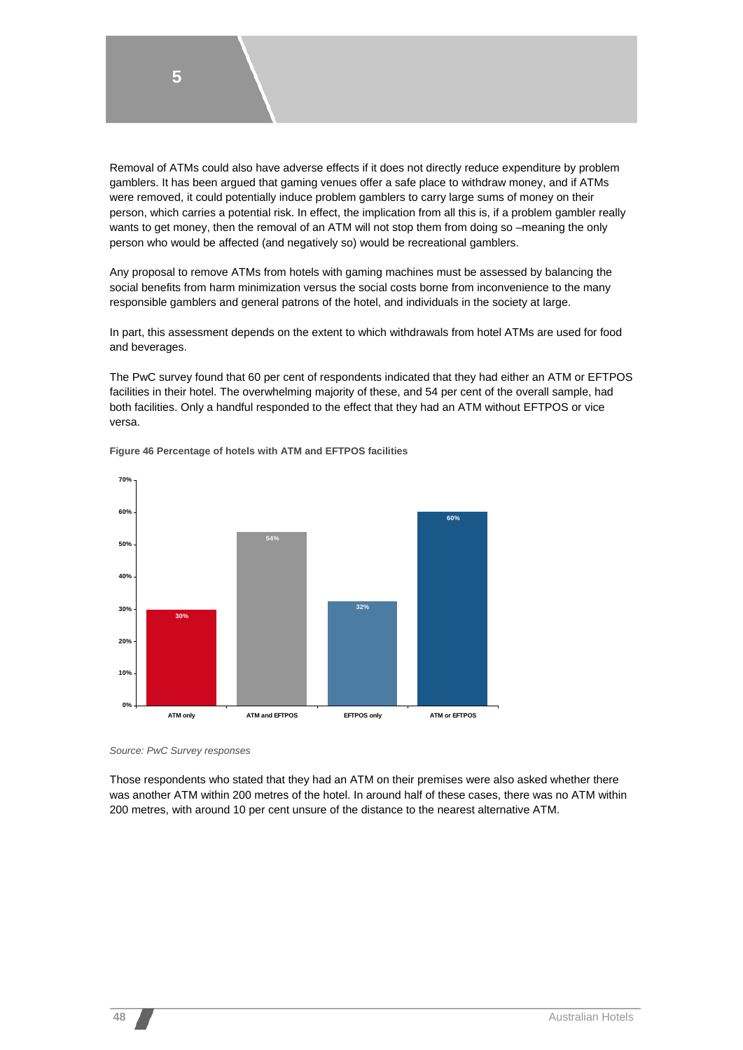Removal of ATMs could also have adverse effects if it does not directly reduce expenditure by problem gamblers. It has been argued that gaming venues offer a safe place to withdraw money, and if ATMs were removed, it could potentially induce problem gamblers to carry large sums of money on their person, which carries a potential risk. In effect, the implication from all this is, if a problem gambler really wants to get money, then the removal of an ATM will not stop them from doing so –meaning the only person who would be affected (and negatively so) would be recreational gamblers.

Any proposal to remove ATMs from hotels with gaming machines must be assessed by balancing the social benefits from harm minimization versus the social costs borne from inconvenience to the many responsible gamblers and general patrons of the hotel, and individuals in the society at large.

In part, this assessment depends on the extent to which withdrawals from hotel ATMs are used for food and beverages.

The PwC survey found that 60 per cent of respondents indicated that they had either an ATM or EFTPOS facilities in their hotel. The overwhelming majority of these, and 54 per cent of the overall sample, had both facilities. Only a handful responded to the effect that they had an ATM without EFTPOS or vice versa.

**Figure 46 Percentage of hotels with ATM and EFTPOS facilities**

| Facility | Percentage |
| --- | --- |
| ATM only | 30% |
| ATM and EFTPOS | 54% |
| EFTPOS only | 32% |
| ATM or EFTPOS | 60% |

*Source: PwC Survey responses*

Those respondents who stated that they had an ATM on their premises were also asked whether there was another ATM within 200 metres of the hotel. In around half of these cases, there was no ATM within 200 metres, with around 10 per cent unsure of the distance to the nearest alternative ATM.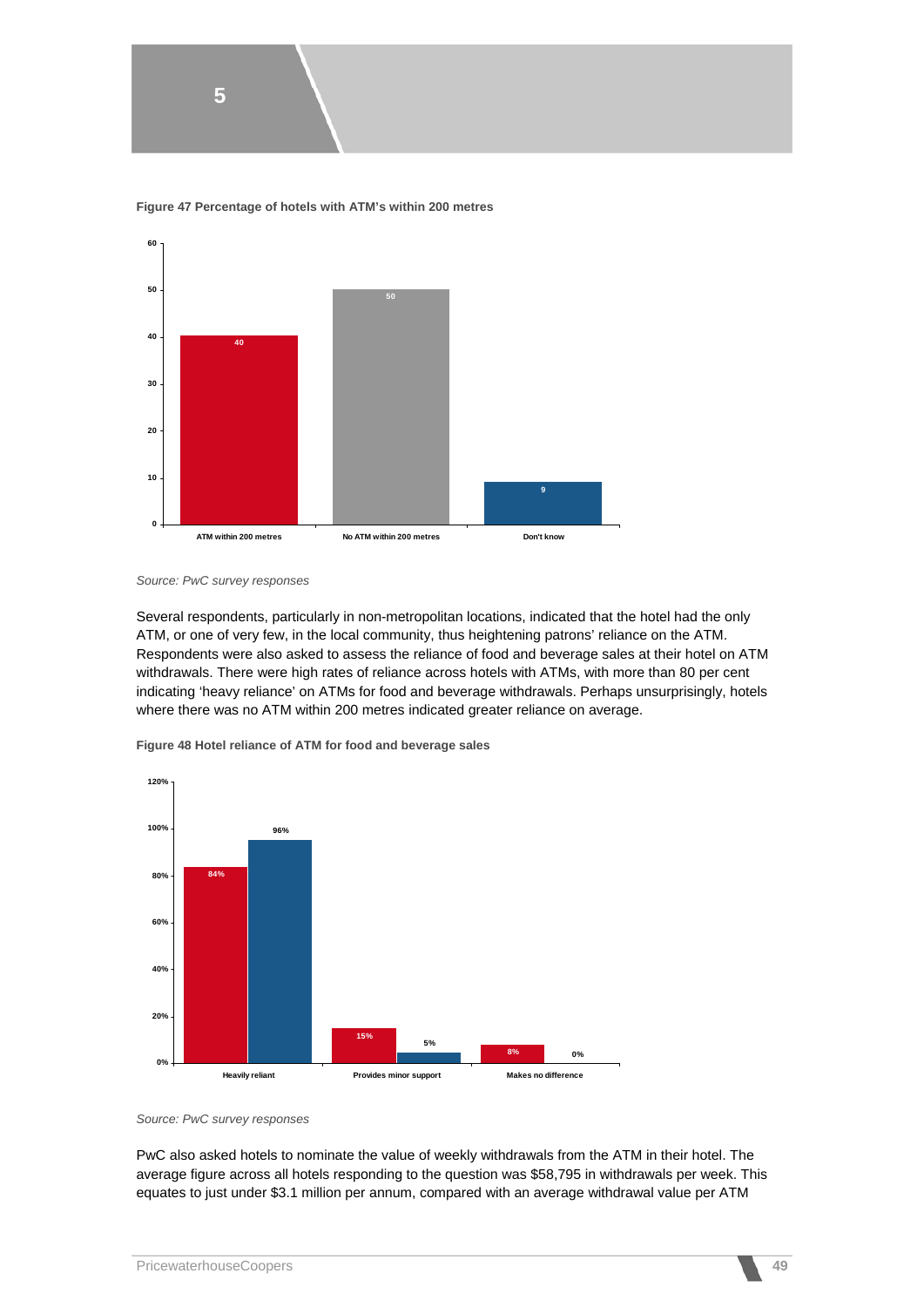**Figure 47 Percentage of hotels with ATM's within 200 metres**

| Category | Percentage |
| --- | --- |
| ATM within 200 metres | 40 |
| No ATM within 200 metres | 50 |
| Don't know | 9 |

*Source: PwC survey responses*

Several respondents, particularly in non-metropolitan locations, indicated that the hotel had the only ATM, or one of very few, in the local community, thus heightening patrons' reliance on the ATM. Respondents were also asked to assess the reliance of food and beverage sales at their hotel on ATM withdrawals. There were high rates of reliance across hotels with ATMs, with more than 80 per cent indicating 'heavy reliance' on ATMs for food and beverage withdrawals. Perhaps unsurprisingly, hotels where there was no ATM within 200 metres indicated greater reliance on average.

**Figure 48 Hotel reliance of ATM for food and beverage sales**

| Category | Series 1 (red) | Series 2 (blue) |
| --- | --- | --- |
| Heavily reliant | 84% | 96% |
| Provides minor support | 15% | 5% |
| Makes no difference | 8% | 0% |

*Source: PwC survey responses*

PwC also asked hotels to nominate the value of weekly withdrawals from the ATM in their hotel. The average figure across all hotels responding to the question was $58,795 in withdrawals per week. This equates to just under $3.1 million per annum, compared with an average withdrawal value per ATM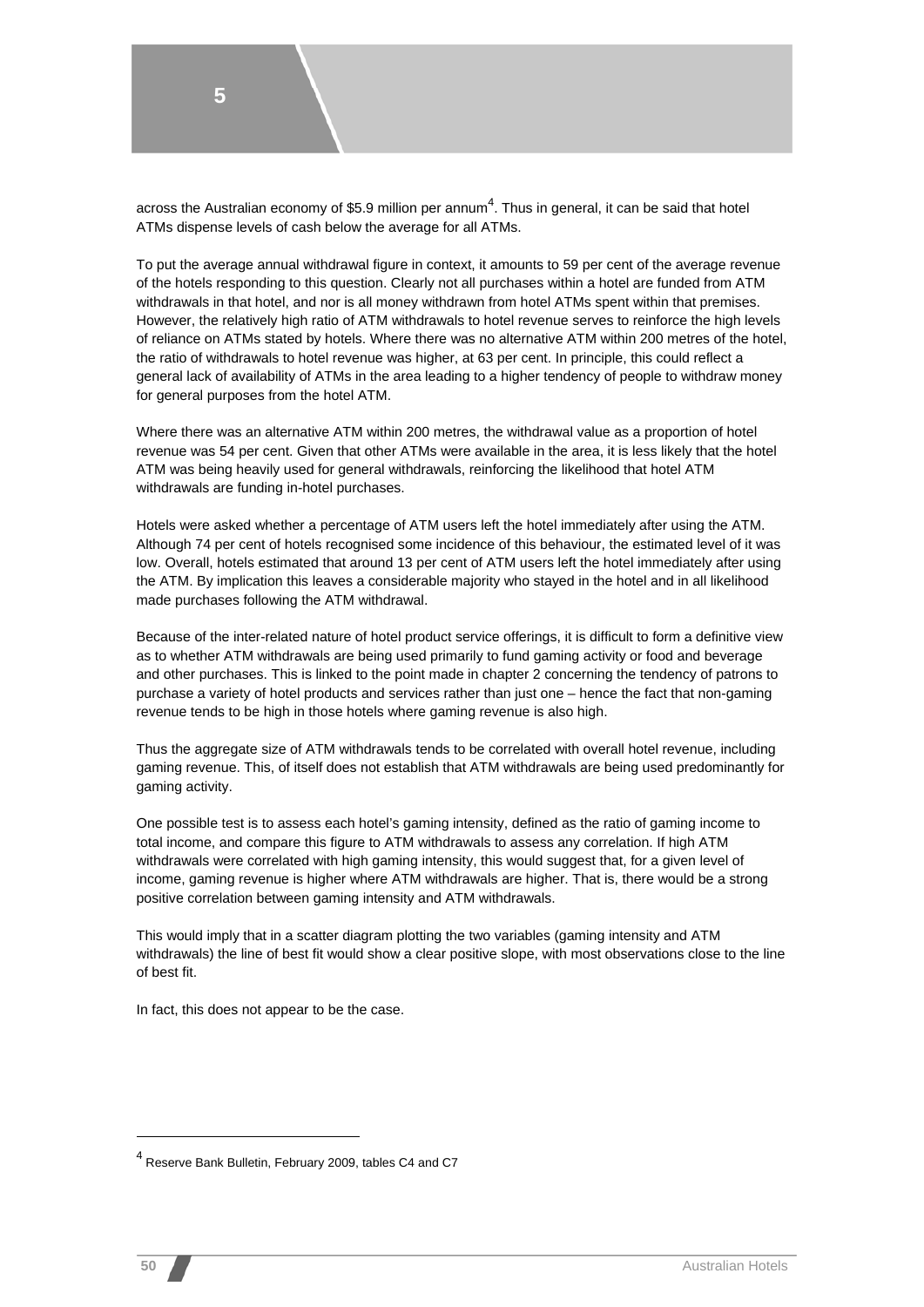across the Australian economy of $5.9 million per annum[4]. Thus in general, it can be said that hotel ATMs dispense levels of cash below the average for all ATMs.

To put the average annual withdrawal figure in context, it amounts to 59 per cent of the average revenue of the hotels responding to this question. Clearly not all purchases within a hotel are funded from ATM withdrawals in that hotel, and nor is all money withdrawn from hotel ATMs spent within that premises. However, the relatively high ratio of ATM withdrawals to hotel revenue serves to reinforce the high levels of reliance on ATMs stated by hotels. Where there was no alternative ATM within 200 metres of the hotel, the ratio of withdrawals to hotel revenue was higher, at 63 per cent. In principle, this could reflect a general lack of availability of ATMs in the area leading to a higher tendency of people to withdraw money for general purposes from the hotel ATM.

Where there was an alternative ATM within 200 metres, the withdrawal value as a proportion of hotel revenue was 54 per cent. Given that other ATMs were available in the area, it is less likely that the hotel ATM was being heavily used for general withdrawals, reinforcing the likelihood that hotel ATM withdrawals are funding in-hotel purchases.

Hotels were asked whether a percentage of ATM users left the hotel immediately after using the ATM. Although 74 per cent of hotels recognised some incidence of this behaviour, the estimated level of it was low. Overall, hotels estimated that around 13 per cent of ATM users left the hotel immediately after using the ATM. By implication this leaves a considerable majority who stayed in the hotel and in all likelihood made purchases following the ATM withdrawal.

Because of the inter-related nature of hotel product service offerings, it is difficult to form a definitive view as to whether ATM withdrawals are being used primarily to fund gaming activity or food and beverage and other purchases. This is linked to the point made in chapter 2 concerning the tendency of patrons to purchase a variety of hotel products and services rather than just one – hence the fact that non-gaming revenue tends to be high in those hotels where gaming revenue is also high.

Thus the aggregate size of ATM withdrawals tends to be correlated with overall hotel revenue, including gaming revenue. This, of itself does not establish that ATM withdrawals are being used predominantly for gaming activity.

One possible test is to assess each hotel's gaming intensity, defined as the ratio of gaming income to total income, and compare this figure to ATM withdrawals to assess any correlation. If high ATM withdrawals were correlated with high gaming intensity, this would suggest that, for a given level of income, gaming revenue is higher where ATM withdrawals are higher. That is, there would be a strong positive correlation between gaming intensity and ATM withdrawals.

This would imply that in a scatter diagram plotting the two variables (gaming intensity and ATM withdrawals) the line of best fit would show a clear positive slope, with most observations close to the line of best fit.

In fact, this does not appear to be the case.

---

[4] Reserve Bank Bulletin, February 2009, tables C4 and C7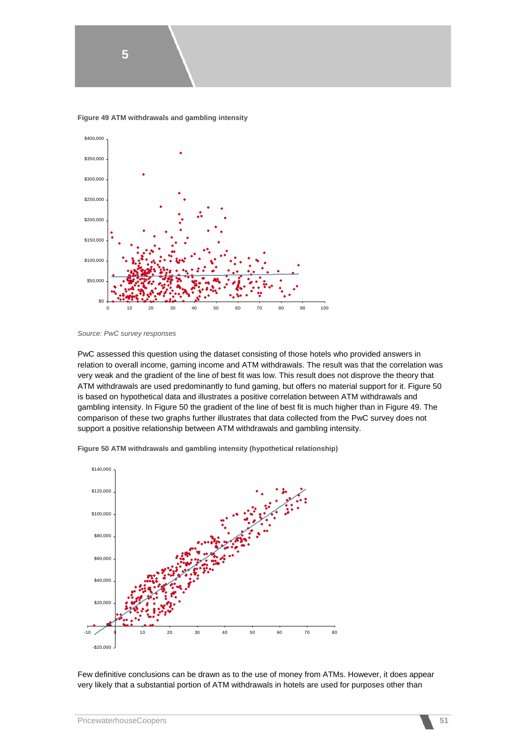**Figure 49 ATM withdrawals and gambling intensity**

*Source: PwC survey responses*

PwC assessed this question using the dataset consisting of those hotels who provided answers in relation to overall income, gaming income and ATM withdrawals. The result was that the correlation was very weak and the gradient of the line of best fit was low. This result does not disprove the theory that ATM withdrawals are used predominantly to fund gaming, but offers no material support for it. Figure 50 is based on hypothetical data and illustrates a positive correlation between ATM withdrawals and gambling intensity. In Figure 50 the gradient of the line of best fit is much higher than in Figure 49. The comparison of these two graphs further illustrates that data collected from the PwC survey does not support a positive relationship between ATM withdrawals and gambling intensity.

**Figure 50 ATM withdrawals and gambling intensity (hypothetical relationship)**

Few definitive conclusions can be drawn as to the use of money from ATMs. However, it does appear very likely that a substantial portion of ATM withdrawals in hotels are used for purposes other than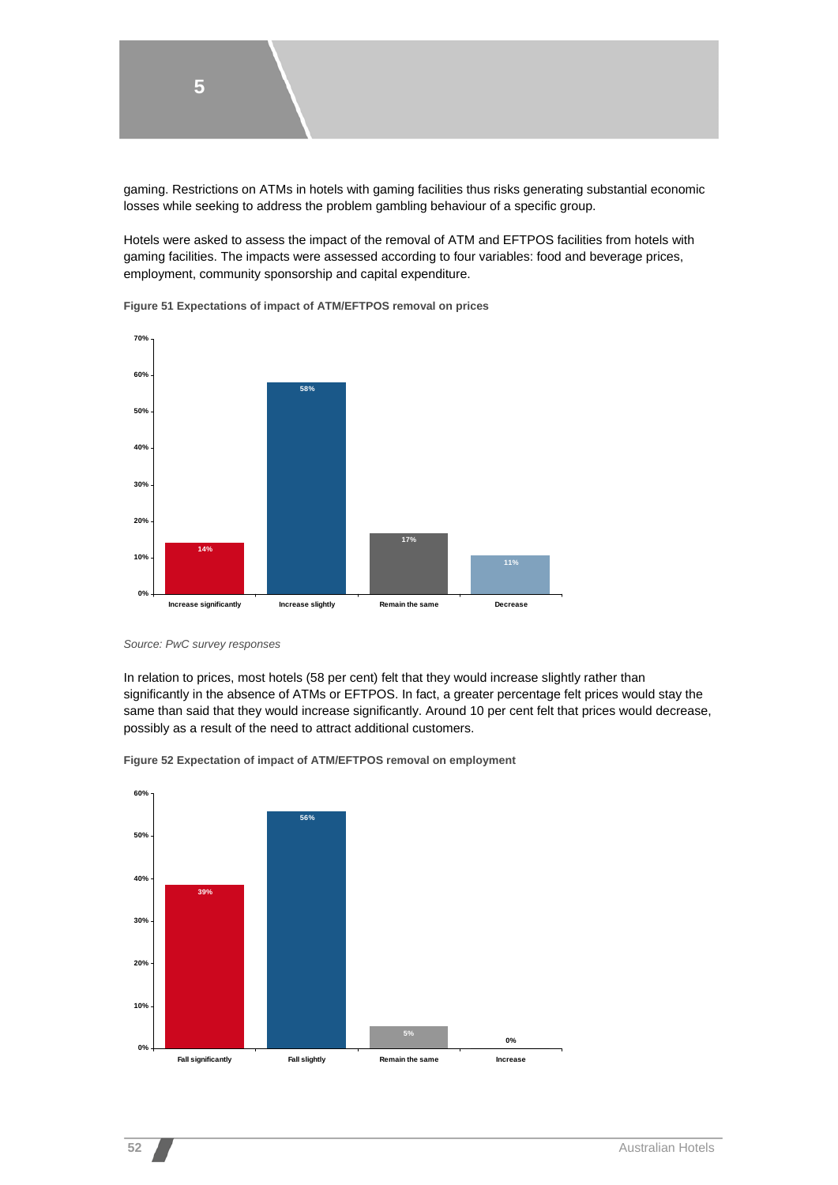gaming. Restrictions on ATMs in hotels with gaming facilities thus risks generating substantial economic losses while seeking to address the problem gambling behaviour of a specific group.

Hotels were asked to assess the impact of the removal of ATM and EFTPOS facilities from hotels with gaming facilities. The impacts were assessed according to four variables: food and beverage prices, employment, community sponsorship and capital expenditure.

**Figure 51 Expectations of impact of ATM/EFTPOS removal on prices**

| Increase significantly | Increase slightly | Remain the same | Decrease |
|---|---|---|---|
| 14% | 58% | 17% | 11% |

*Source: PwC survey responses*

In relation to prices, most hotels (58 per cent) felt that they would increase slightly rather than significantly in the absence of ATMs or EFTPOS. In fact, a greater percentage felt prices would stay the same than said that they would increase significantly. Around 10 per cent felt that prices would decrease, possibly as a result of the need to attract additional customers.

**Figure 52 Expectation of impact of ATM/EFTPOS removal on employment**

| Fall significantly | Fall slightly | Remain the same | Increase |
|---|---|---|---|
| 39% | 56% | 5% | 0% |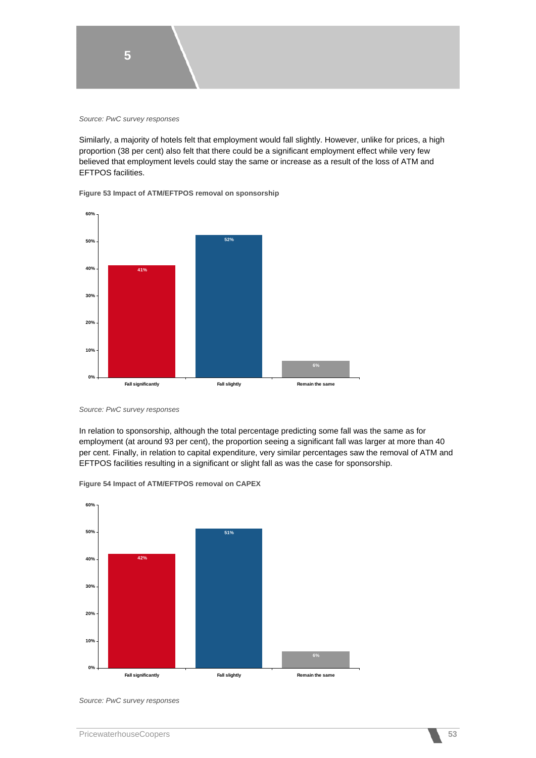*Source: PwC survey responses*

Similarly, a majority of hotels felt that employment would fall slightly. However, unlike for prices, a high proportion (38 per cent) also felt that there could be a significant employment effect while very few believed that employment levels could stay the same or increase as a result of the loss of ATM and EFTPOS facilities.

**Figure 53 Impact of ATM/EFTPOS removal on sponsorship**

| Response | Percentage |
|---|---|
| Fall significantly | 41% |
| Fall slightly | 52% |
| Remain the same | 6% |

*Source: PwC survey responses*

In relation to sponsorship, although the total percentage predicting some fall was the same as for employment (at around 93 per cent), the proportion seeing a significant fall was larger at more than 40 per cent. Finally, in relation to capital expenditure, very similar percentages saw the removal of ATM and EFTPOS facilities resulting in a significant or slight fall as was the case for sponsorship.

**Figure 54 Impact of ATM/EFTPOS removal on CAPEX**

| Response | Percentage |
|---|---|
| Fall significantly | 42% |
| Fall slightly | 51% |
| Remain the same | 6% |

*Source: PwC survey responses*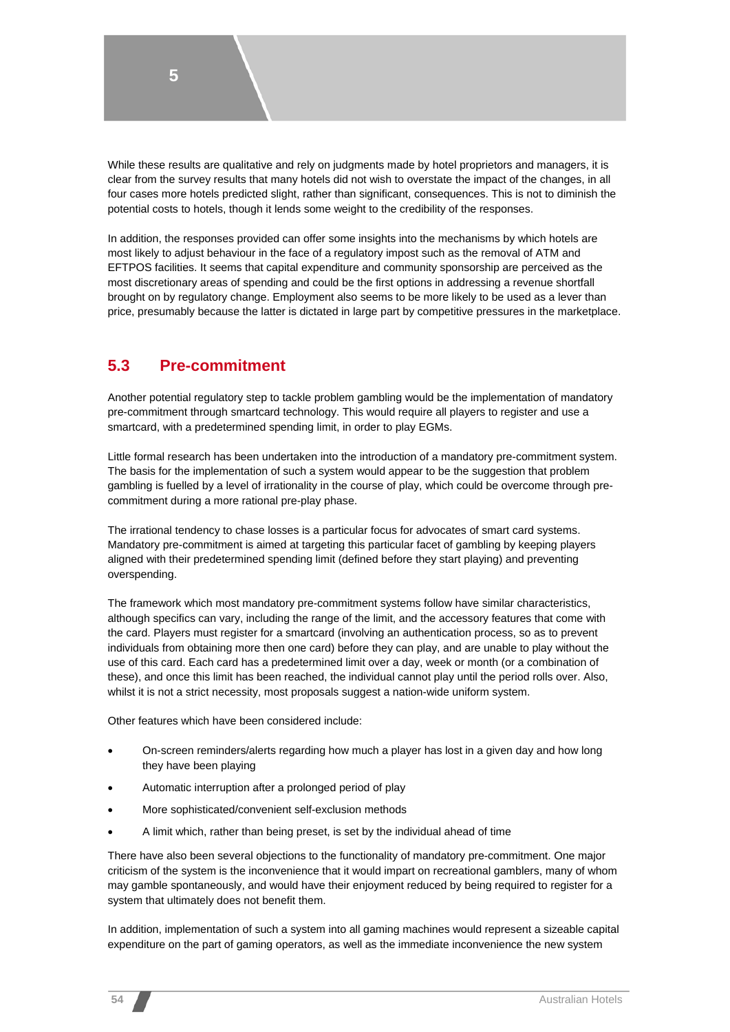While these results are qualitative and rely on judgments made by hotel proprietors and managers, it is clear from the survey results that many hotels did not wish to overstate the impact of the changes, in all four cases more hotels predicted slight, rather than significant, consequences. This is not to diminish the potential costs to hotels, though it lends some weight to the credibility of the responses.

In addition, the responses provided can offer some insights into the mechanisms by which hotels are most likely to adjust behaviour in the face of a regulatory impost such as the removal of ATM and EFTPOS facilities. It seems that capital expenditure and community sponsorship are perceived as the most discretionary areas of spending and could be the first options in addressing a revenue shortfall brought on by regulatory change. Employment also seems to be more likely to be used as a lever than price, presumably because the latter is dictated in large part by competitive pressures in the marketplace.

## 5.3 Pre-commitment

Another potential regulatory step to tackle problem gambling would be the implementation of mandatory pre-commitment through smartcard technology. This would require all players to register and use a smartcard, with a predetermined spending limit, in order to play EGMs.

Little formal research has been undertaken into the introduction of a mandatory pre-commitment system. The basis for the implementation of such a system would appear to be the suggestion that problem gambling is fuelled by a level of irrationality in the course of play, which could be overcome through pre-commitment during a more rational pre-play phase.

The irrational tendency to chase losses is a particular focus for advocates of smart card systems. Mandatory pre-commitment is aimed at targeting this particular facet of gambling by keeping players aligned with their predetermined spending limit (defined before they start playing) and preventing overspending.

The framework which most mandatory pre-commitment systems follow have similar characteristics, although specifics can vary, including the range of the limit, and the accessory features that come with the card. Players must register for a smartcard (involving an authentication process, so as to prevent individuals from obtaining more then one card) before they can play, and are unable to play without the use of this card. Each card has a predetermined limit over a day, week or month (or a combination of these), and once this limit has been reached, the individual cannot play until the period rolls over. Also, whilst it is not a strict necessity, most proposals suggest a nation-wide uniform system.

Other features which have been considered include:

- On-screen reminders/alerts regarding how much a player has lost in a given day and how long they have been playing
- Automatic interruption after a prolonged period of play
- More sophisticated/convenient self-exclusion methods
- A limit which, rather than being preset, is set by the individual ahead of time

There have also been several objections to the functionality of mandatory pre-commitment. One major criticism of the system is the inconvenience that it would impart on recreational gamblers, many of whom may gamble spontaneously, and would have their enjoyment reduced by being required to register for a system that ultimately does not benefit them.

In addition, implementation of such a system into all gaming machines would represent a sizeable capital expenditure on the part of gaming operators, as well as the immediate inconvenience the new system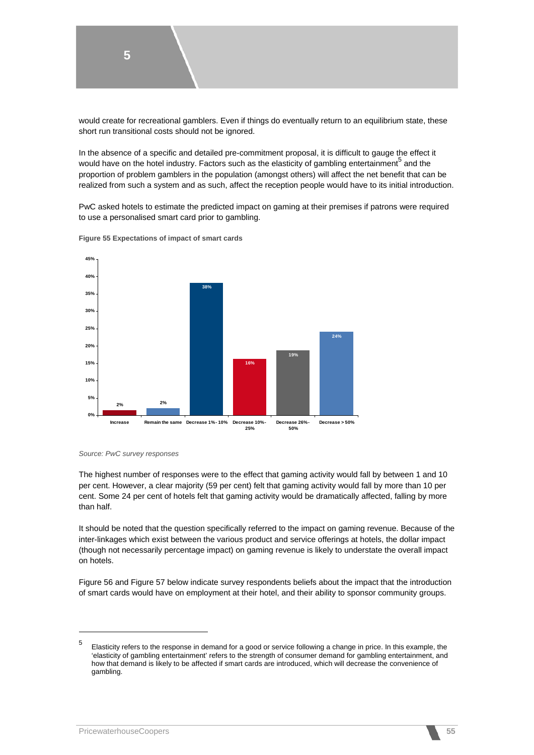would create for recreational gamblers. Even if things do eventually return to an equilibrium state, these short run transitional costs should not be ignored.

In the absence of a specific and detailed pre-commitment proposal, it is difficult to gauge the effect it would have on the hotel industry. Factors such as the elasticity of gambling entertainment[5] and the proportion of problem gamblers in the population (amongst others) will affect the net benefit that can be realized from such a system and as such, affect the reception people would have to its initial introduction.

PwC asked hotels to estimate the predicted impact on gaming at their premises if patrons were required to use a personalised smart card prior to gambling.

**Figure 55 Expectations of impact of smart cards**

| Response | Percentage |
|---|---|
| Increase | 2% |
| Remain the same | 2% |
| Decrease 1% - 10% | 38% |
| Decrease 10% - 25% | 16% |
| Decrease 26% - 50% | 19% |
| Decrease > 50% | 24% |

*Source: PwC survey responses*

The highest number of responses were to the effect that gaming activity would fall by between 1 and 10 per cent. However, a clear majority (59 per cent) felt that gaming activity would fall by more than 10 per cent. Some 24 per cent of hotels felt that gaming activity would be dramatically affected, falling by more than half.

It should be noted that the question specifically referred to the impact on gaming revenue. Because of the inter-linkages which exist between the various product and service offerings at hotels, the dollar impact (though not necessarily percentage impact) on gaming revenue is likely to understate the overall impact on hotels.

Figure 56 and Figure 57 below indicate survey respondents beliefs about the impact that the introduction of smart cards would have on employment at their hotel, and their ability to sponsor community groups.

---

[5] Elasticity refers to the response in demand for a good or service following a change in price. In this example, the 'elasticity of gambling entertainment' refers to the strength of consumer demand for gambling entertainment, and how that demand is likely to be affected if smart cards are introduced, which will decrease the convenience of gambling.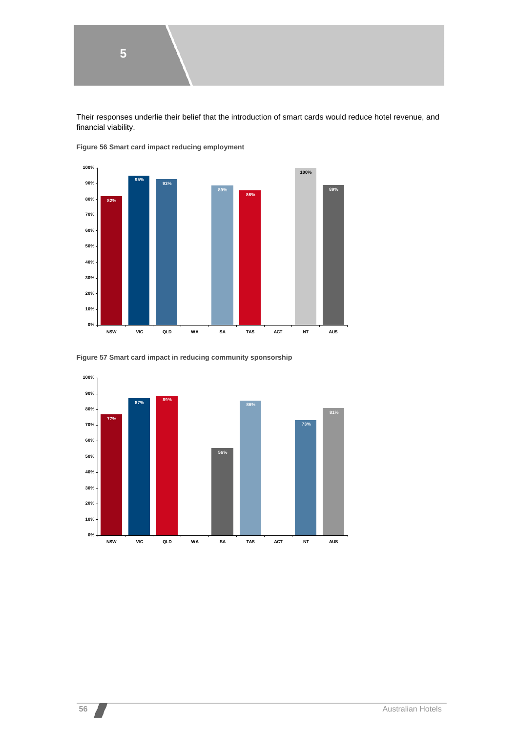Their responses underlie their belief that the introduction of smart cards would reduce hotel revenue, and financial viability.

**Figure 56 Smart card impact reducing employment**

| State | Value |
|---|---|
| NSW | 82% |
| VIC | 95% |
| QLD | 93% |
| WA | |
| SA | 89% |
| TAS | 86% |
| ACT | |
| NT | 100% |
| AUS | 89% |

**Figure 57 Smart card impact in reducing community sponsorship**

| State | Value |
|---|---|
| NSW | 77% |
| VIC | 87% |
| QLD | 89% |
| WA | |
| SA | 56% |
| TAS | 86% |
| ACT | |
| NT | 73% |
| AUS | 81% |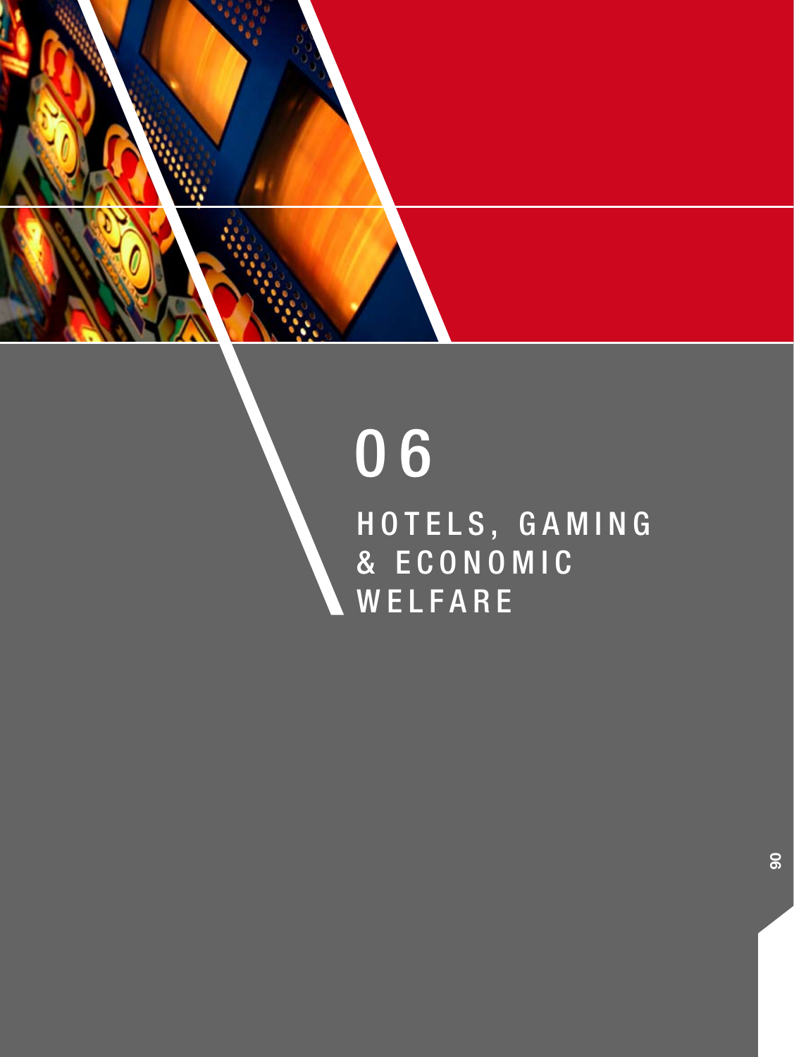# 06

## HOTELS, GAMING & ECONOMIC WELFARE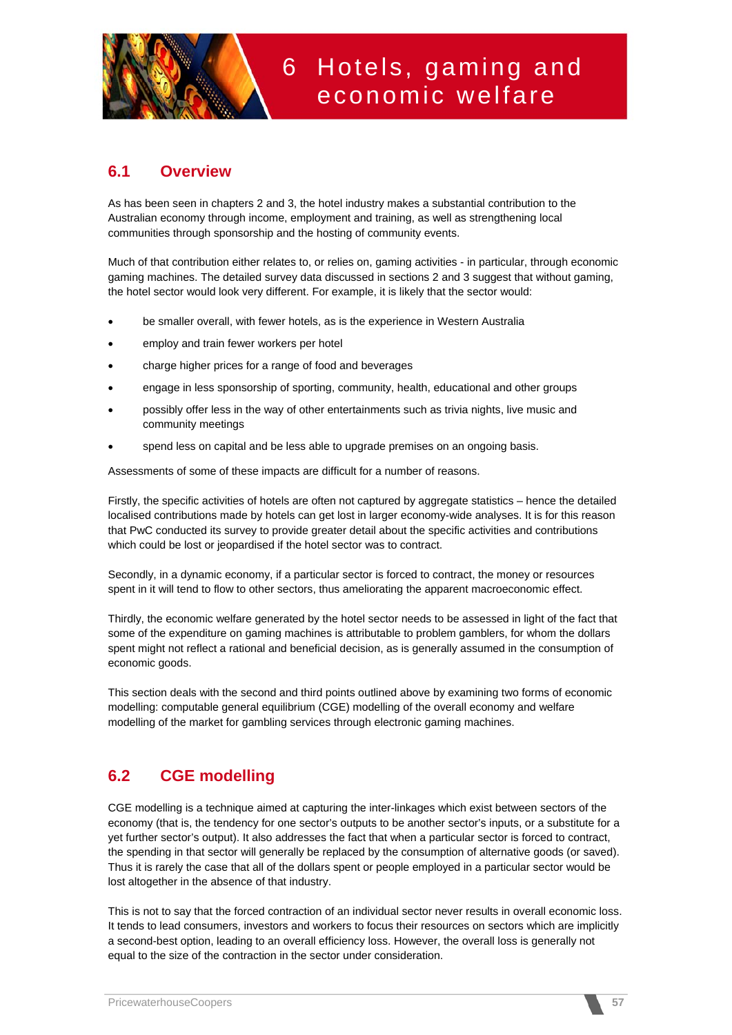# 6 Hotels, gaming and economic welfare

## 6.1 Overview

As has been seen in chapters 2 and 3, the hotel industry makes a substantial contribution to the Australian economy through income, employment and training, as well as strengthening local communities through sponsorship and the hosting of community events.

Much of that contribution either relates to, or relies on, gaming activities - in particular, through economic gaming machines. The detailed survey data discussed in sections 2 and 3 suggest that without gaming, the hotel sector would look very different. For example, it is likely that the sector would:

- be smaller overall, with fewer hotels, as is the experience in Western Australia
- employ and train fewer workers per hotel
- charge higher prices for a range of food and beverages
- engage in less sponsorship of sporting, community, health, educational and other groups
- possibly offer less in the way of other entertainments such as trivia nights, live music and community meetings
- spend less on capital and be less able to upgrade premises on an ongoing basis.

Assessments of some of these impacts are difficult for a number of reasons.

Firstly, the specific activities of hotels are often not captured by aggregate statistics – hence the detailed localised contributions made by hotels can get lost in larger economy-wide analyses. It is for this reason that PwC conducted its survey to provide greater detail about the specific activities and contributions which could be lost or jeopardised if the hotel sector was to contract.

Secondly, in a dynamic economy, if a particular sector is forced to contract, the money or resources spent in it will tend to flow to other sectors, thus ameliorating the apparent macroeconomic effect.

Thirdly, the economic welfare generated by the hotel sector needs to be assessed in light of the fact that some of the expenditure on gaming machines is attributable to problem gamblers, for whom the dollars spent might not reflect a rational and beneficial decision, as is generally assumed in the consumption of economic goods.

This section deals with the second and third points outlined above by examining two forms of economic modelling: computable general equilibrium (CGE) modelling of the overall economy and welfare modelling of the market for gambling services through electronic gaming machines.

## 6.2 CGE modelling

CGE modelling is a technique aimed at capturing the inter-linkages which exist between sectors of the economy (that is, the tendency for one sector's outputs to be another sector's inputs, or a substitute for a yet further sector's output). It also addresses the fact that when a particular sector is forced to contract, the spending in that sector will generally be replaced by the consumption of alternative goods (or saved). Thus it is rarely the case that all of the dollars spent or people employed in a particular sector would be lost altogether in the absence of that industry.

This is not to say that the forced contraction of an individual sector never results in overall economic loss. It tends to lead consumers, investors and workers to focus their resources on sectors which are implicitly a second-best option, leading to an overall efficiency loss. However, the overall loss is generally not equal to the size of the contraction in the sector under consideration.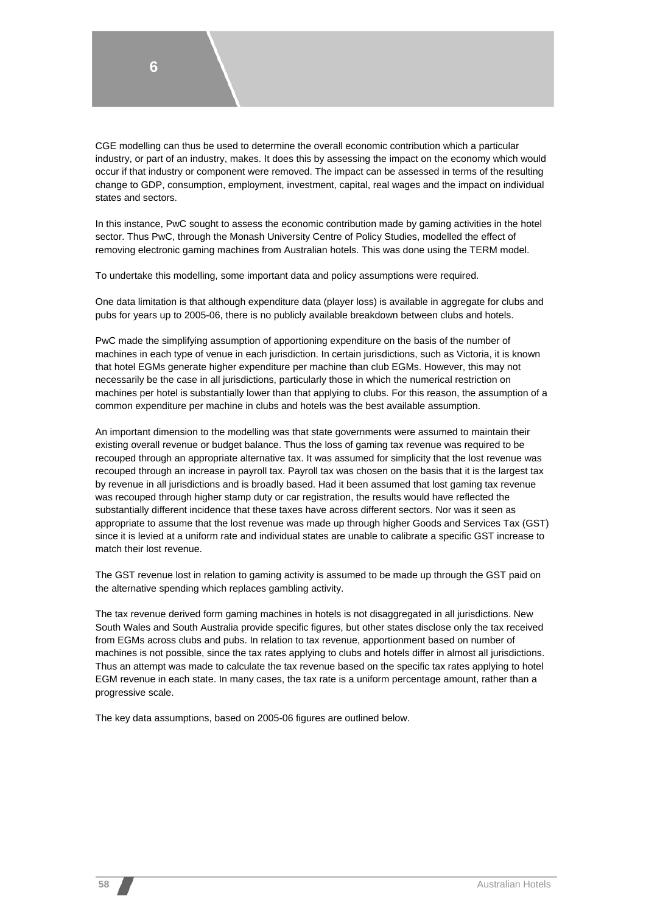CGE modelling can thus be used to determine the overall economic contribution which a particular industry, or part of an industry, makes. It does this by assessing the impact on the economy which would occur if that industry or component were removed. The impact can be assessed in terms of the resulting change to GDP, consumption, employment, investment, capital, real wages and the impact on individual states and sectors.

In this instance, PwC sought to assess the economic contribution made by gaming activities in the hotel sector. Thus PwC, through the Monash University Centre of Policy Studies, modelled the effect of removing electronic gaming machines from Australian hotels. This was done using the TERM model.

To undertake this modelling, some important data and policy assumptions were required.

One data limitation is that although expenditure data (player loss) is available in aggregate for clubs and pubs for years up to 2005-06, there is no publicly available breakdown between clubs and hotels.

PwC made the simplifying assumption of apportioning expenditure on the basis of the number of machines in each type of venue in each jurisdiction. In certain jurisdictions, such as Victoria, it is known that hotel EGMs generate higher expenditure per machine than club EGMs. However, this may not necessarily be the case in all jurisdictions, particularly those in which the numerical restriction on machines per hotel is substantially lower than that applying to clubs. For this reason, the assumption of a common expenditure per machine in clubs and hotels was the best available assumption.

An important dimension to the modelling was that state governments were assumed to maintain their existing overall revenue or budget balance. Thus the loss of gaming tax revenue was required to be recouped through an appropriate alternative tax. It was assumed for simplicity that the lost revenue was recouped through an increase in payroll tax. Payroll tax was chosen on the basis that it is the largest tax by revenue in all jurisdictions and is broadly based. Had it been assumed that lost gaming tax revenue was recouped through higher stamp duty or car registration, the results would have reflected the substantially different incidence that these taxes have across different sectors. Nor was it seen as appropriate to assume that the lost revenue was made up through higher Goods and Services Tax (GST) since it is levied at a uniform rate and individual states are unable to calibrate a specific GST increase to match their lost revenue.

The GST revenue lost in relation to gaming activity is assumed to be made up through the GST paid on the alternative spending which replaces gambling activity.

The tax revenue derived form gaming machines in hotels is not disaggregated in all jurisdictions. New South Wales and South Australia provide specific figures, but other states disclose only the tax received from EGMs across clubs and pubs. In relation to tax revenue, apportionment based on number of machines is not possible, since the tax rates applying to clubs and hotels differ in almost all jurisdictions. Thus an attempt was made to calculate the tax revenue based on the specific tax rates applying to hotel EGM revenue in each state. In many cases, the tax rate is a uniform percentage amount, rather than a progressive scale.

The key data assumptions, based on 2005-06 figures are outlined below.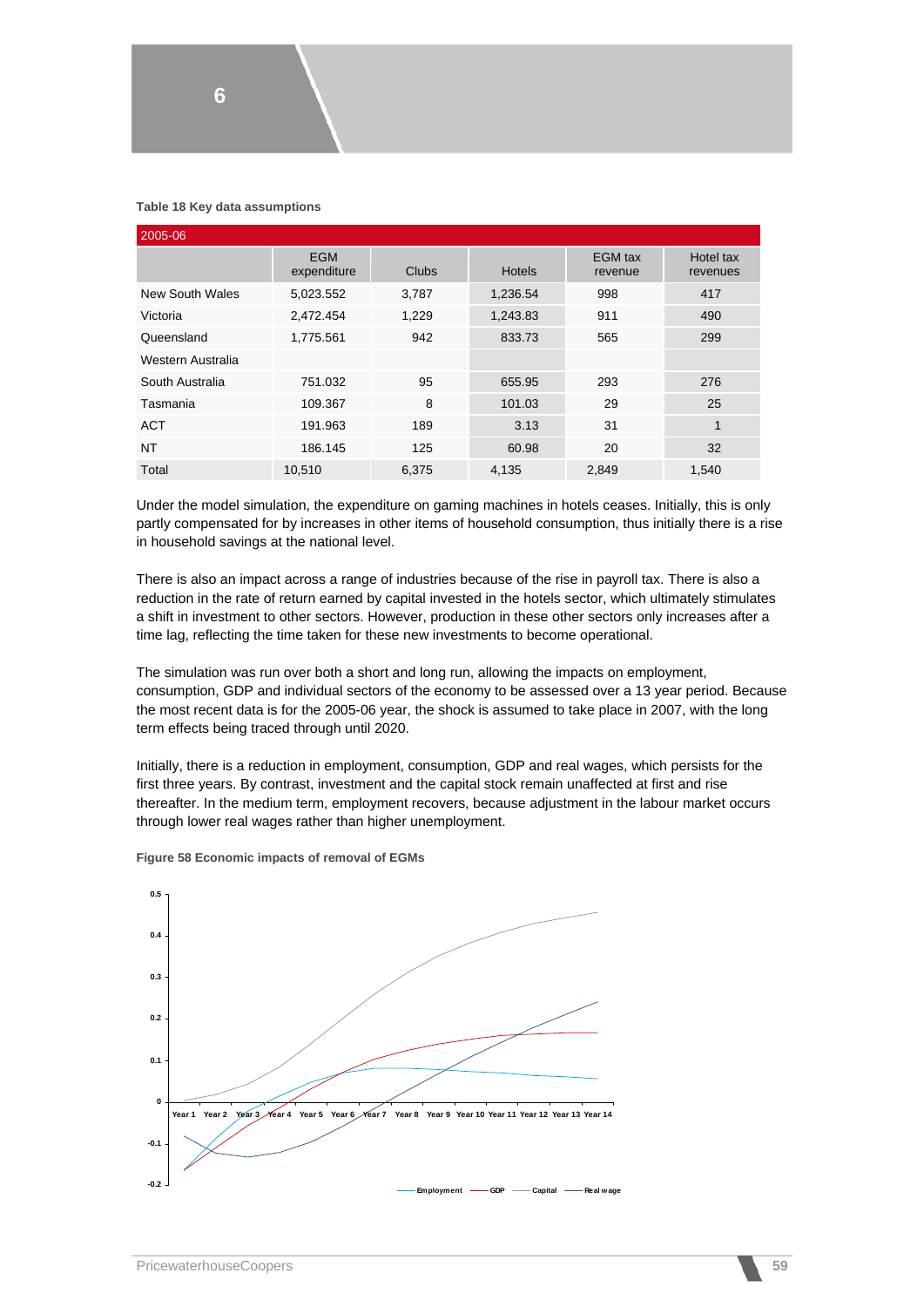**Table 18 Key data assumptions**

| 2005-06 | | | | | |
|---|---|---|---|---|---|
| | EGM expenditure | Clubs | Hotels | EGM tax revenue | Hotel tax revenues |
| New South Wales | 5,023.552 | 3,787 | 1,236.54 | 998 | 417 |
| Victoria | 2,472.454 | 1,229 | 1,243.83 | 911 | 490 |
| Queensland | 1,775.561 | 942 | 833.73 | 565 | 299 |
| Western Australia | | | | | |
| South Australia | 751.032 | 95 | 655.95 | 293 | 276 |
| Tasmania | 109.367 | 8 | 101.03 | 29 | 25 |
| ACT | 191.963 | 189 | 3.13 | 31 | 1 |
| NT | 186.145 | 125 | 60.98 | 20 | 32 |
| Total | 10,510 | 6,375 | 4,135 | 2,849 | 1,540 |

Under the model simulation, the expenditure on gaming machines in hotels ceases. Initially, this is only partly compensated for by increases in other items of household consumption, thus initially there is a rise in household savings at the national level.

There is also an impact across a range of industries because of the rise in payroll tax. There is also a reduction in the rate of return earned by capital invested in the hotels sector, which ultimately stimulates a shift in investment to other sectors. However, production in these other sectors only increases after a time lag, reflecting the time taken for these new investments to become operational.

The simulation was run over both a short and long run, allowing the impacts on employment, consumption, GDP and individual sectors of the economy to be assessed over a 13 year period. Because the most recent data is for the 2005-06 year, the shock is assumed to take place in 2007, with the long term effects being traced through until 2020.

Initially, there is a reduction in employment, consumption, GDP and real wages, which persists for the first three years. By contrast, investment and the capital stock remain unaffected at first and rise thereafter. In the medium term, employment recovers, because adjustment in the labour market occurs through lower real wages rather than higher unemployment.

**Figure 58 Economic impacts of removal of EGMs**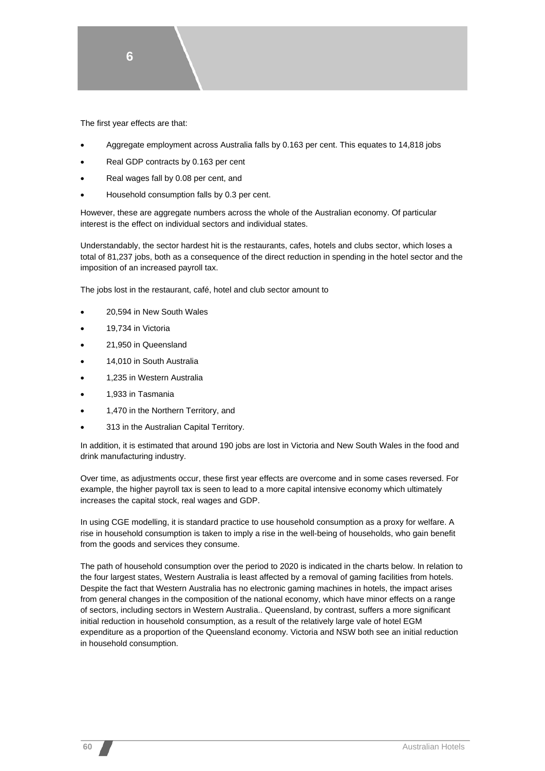The first year effects are that:

- Aggregate employment across Australia falls by 0.163 per cent. This equates to 14,818 jobs
- Real GDP contracts by 0.163 per cent
- Real wages fall by 0.08 per cent, and
- Household consumption falls by 0.3 per cent.

However, these are aggregate numbers across the whole of the Australian economy. Of particular interest is the effect on individual sectors and individual states.

Understandably, the sector hardest hit is the restaurants, cafes, hotels and clubs sector, which loses a total of 81,237 jobs, both as a consequence of the direct reduction in spending in the hotel sector and the imposition of an increased payroll tax.

The jobs lost in the restaurant, café, hotel and club sector amount to

- 20,594 in New South Wales
- 19,734 in Victoria
- 21,950 in Queensland
- 14,010 in South Australia
- 1,235 in Western Australia
- 1,933 in Tasmania
- 1,470 in the Northern Territory, and
- 313 in the Australian Capital Territory.

In addition, it is estimated that around 190 jobs are lost in Victoria and New South Wales in the food and drink manufacturing industry.

Over time, as adjustments occur, these first year effects are overcome and in some cases reversed. For example, the higher payroll tax is seen to lead to a more capital intensive economy which ultimately increases the capital stock, real wages and GDP.

In using CGE modelling, it is standard practice to use household consumption as a proxy for welfare. A rise in household consumption is taken to imply a rise in the well-being of households, who gain benefit from the goods and services they consume.

The path of household consumption over the period to 2020 is indicated in the charts below. In relation to the four largest states, Western Australia is least affected by a removal of gaming facilities from hotels. Despite the fact that Western Australia has no electronic gaming machines in hotels, the impact arises from general changes in the composition of the national economy, which have minor effects on a range of sectors, including sectors in Western Australia.. Queensland, by contrast, suffers a more significant initial reduction in household consumption, as a result of the relatively large vale of hotel EGM expenditure as a proportion of the Queensland economy. Victoria and NSW both see an initial reduction in household consumption.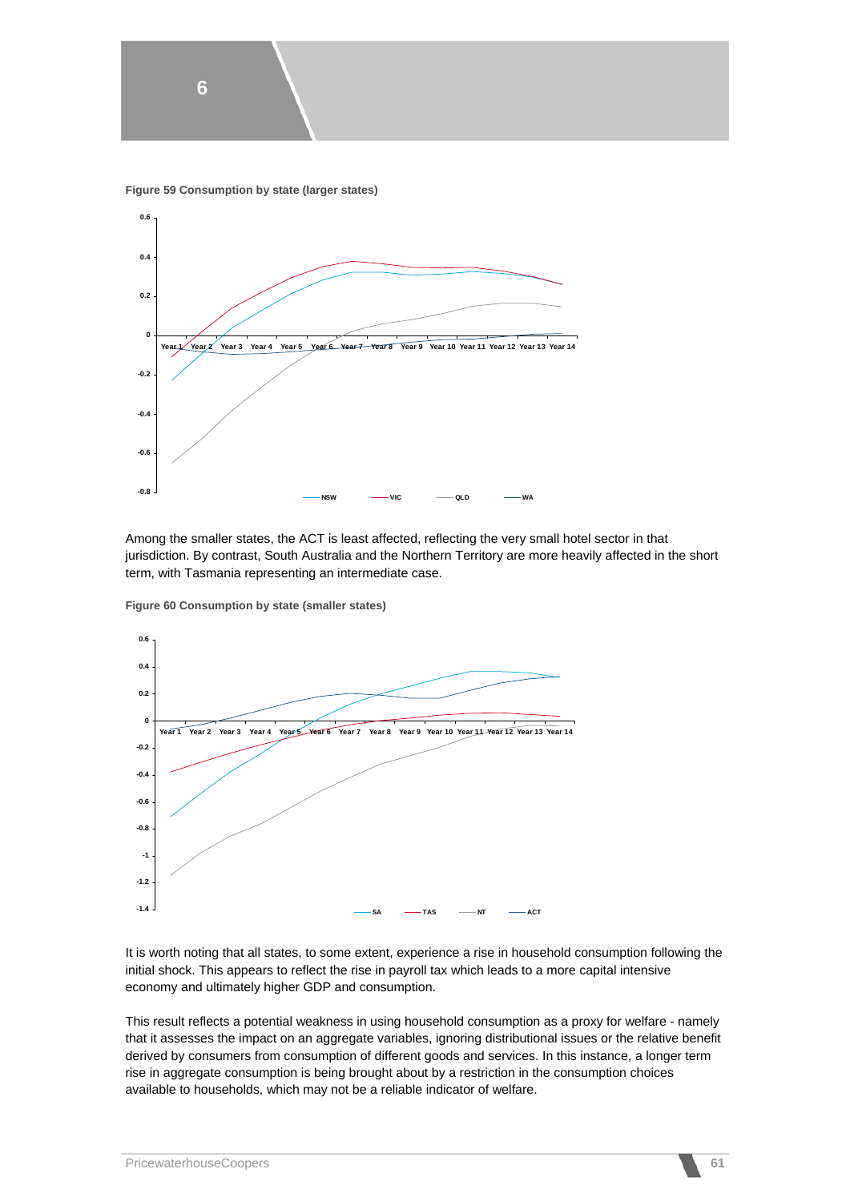**Figure 59 Consumption by state (larger states)**

Among the smaller states, the ACT is least affected, reflecting the very small hotel sector in that jurisdiction. By contrast, South Australia and the Northern Territory are more heavily affected in the short term, with Tasmania representing an intermediate case.

**Figure 60 Consumption by state (smaller states)**

It is worth noting that all states, to some extent, experience a rise in household consumption following the initial shock. This appears to reflect the rise in payroll tax which leads to a more capital intensive economy and ultimately higher GDP and consumption.

This result reflects a potential weakness in using household consumption as a proxy for welfare - namely that it assesses the impact on an aggregate variables, ignoring distributional issues or the relative benefit derived by consumers from consumption of different goods and services. In this instance, a longer term rise in aggregate consumption is being brought about by a restriction in the consumption choices available to households, which may not be a reliable indicator of welfare.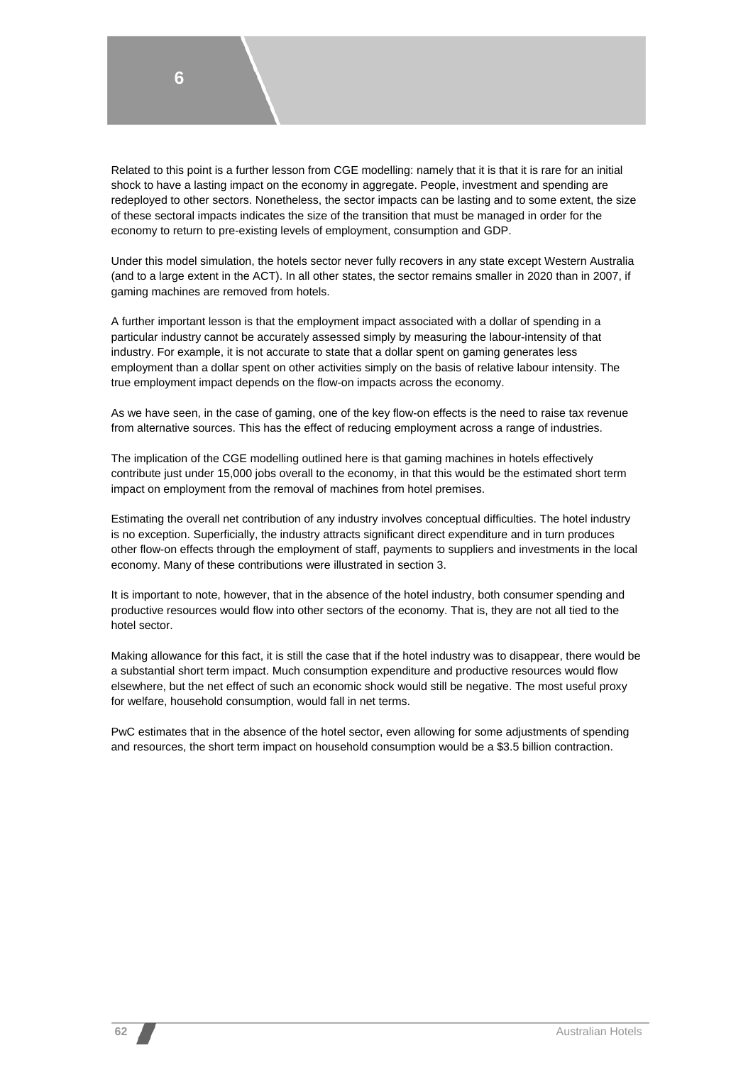Related to this point is a further lesson from CGE modelling: namely that it is that it is rare for an initial shock to have a lasting impact on the economy in aggregate. People, investment and spending are redeployed to other sectors. Nonetheless, the sector impacts can be lasting and to some extent, the size of these sectoral impacts indicates the size of the transition that must be managed in order for the economy to return to pre-existing levels of employment, consumption and GDP.

Under this model simulation, the hotels sector never fully recovers in any state except Western Australia (and to a large extent in the ACT). In all other states, the sector remains smaller in 2020 than in 2007, if gaming machines are removed from hotels.

A further important lesson is that the employment impact associated with a dollar of spending in a particular industry cannot be accurately assessed simply by measuring the labour-intensity of that industry. For example, it is not accurate to state that a dollar spent on gaming generates less employment than a dollar spent on other activities simply on the basis of relative labour intensity. The true employment impact depends on the flow-on impacts across the economy.

As we have seen, in the case of gaming, one of the key flow-on effects is the need to raise tax revenue from alternative sources. This has the effect of reducing employment across a range of industries.

The implication of the CGE modelling outlined here is that gaming machines in hotels effectively contribute just under 15,000 jobs overall to the economy, in that this would be the estimated short term impact on employment from the removal of machines from hotel premises.

Estimating the overall net contribution of any industry involves conceptual difficulties. The hotel industry is no exception. Superficially, the industry attracts significant direct expenditure and in turn produces other flow-on effects through the employment of staff, payments to suppliers and investments in the local economy. Many of these contributions were illustrated in section 3.

It is important to note, however, that in the absence of the hotel industry, both consumer spending and productive resources would flow into other sectors of the economy. That is, they are not all tied to the hotel sector.

Making allowance for this fact, it is still the case that if the hotel industry was to disappear, there would be a substantial short term impact. Much consumption expenditure and productive resources would flow elsewhere, but the net effect of such an economic shock would still be negative. The most useful proxy for welfare, household consumption, would fall in net terms.

PwC estimates that in the absence of the hotel sector, even allowing for some adjustments of spending and resources, the short term impact on household consumption would be a $3.5 billion contraction.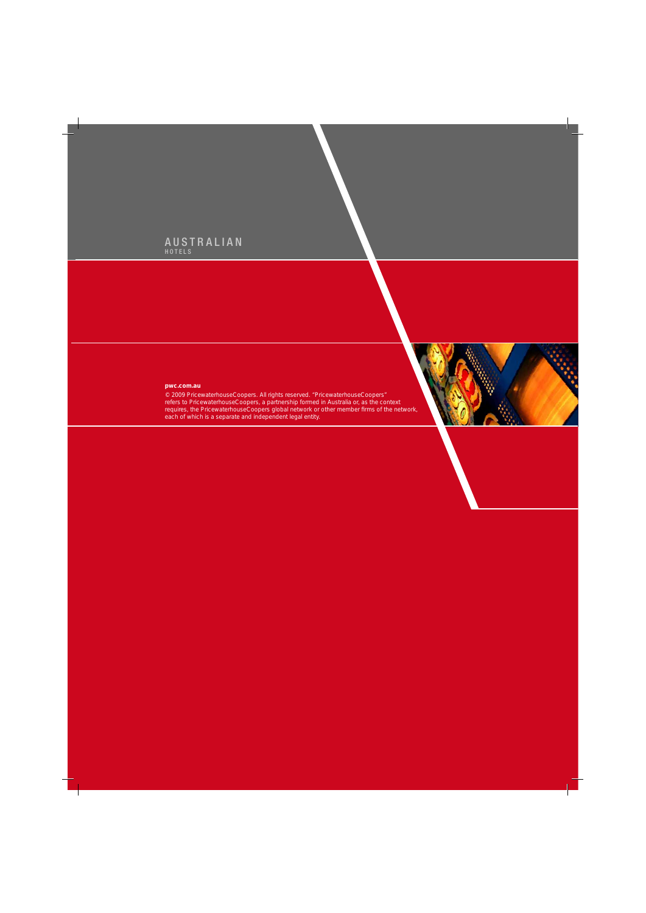AUSTRALIAN
HOTELS

**pwc.com.au**

© 2009 PricewaterhouseCoopers. All rights reserved. "PricewaterhouseCoopers" refers to PricewaterhouseCoopers, a partnership formed in Australia or, as the context requires, the PricewaterhouseCoopers global network or other member firms of the network, each of which is a separate and independent legal entity.